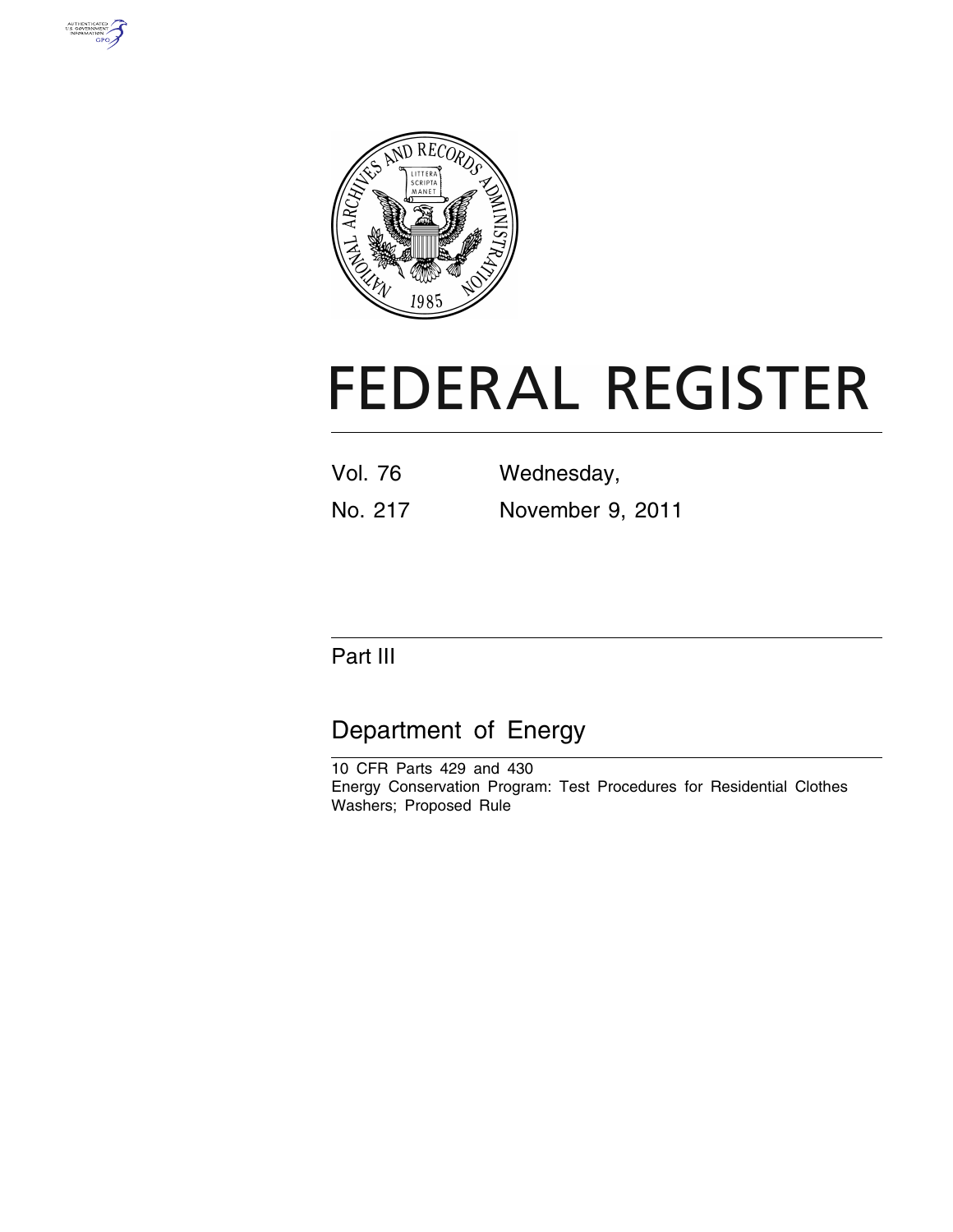# FEDERAL REGISTER

Vol. 76 Wednesday,

No. 217 November 9, 2011

## Part III

## Department of Energy

10 CFR Parts 429 and 430

Energy Conservation Program: Test Procedures for Residential Clothes Washers; Proposed Rule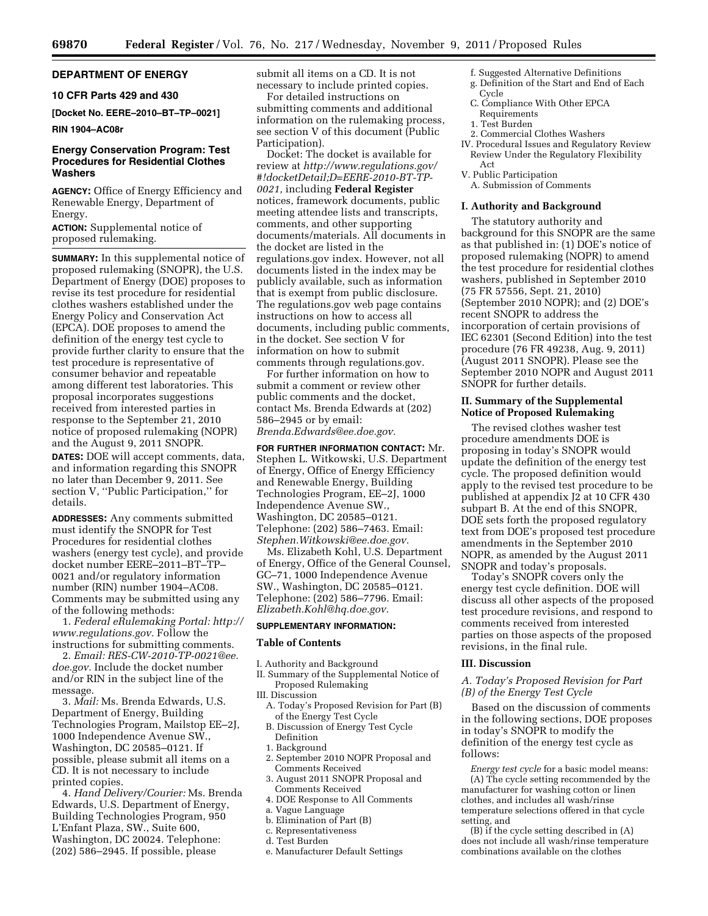## DEPARTMENT OF ENERGY

### 10 CFR Parts 429 and 430

**[Docket No. EERE–2010–BT–TP–0021]**

**RIN 1904–AC08r**

## Energy Conservation Program: Test Procedures for Residential Clothes Washers

**AGENCY:** Office of Energy Efficiency and Renewable Energy, Department of Energy.

**ACTION:** Supplemental notice of proposed rulemaking.

**SUMMARY:** In this supplemental notice of proposed rulemaking (SNOPR), the U.S. Department of Energy (DOE) proposes to revise its test procedure for residential clothes washers established under the Energy Policy and Conservation Act (EPCA). DOE proposes to amend the definition of the energy test cycle to provide further clarity to ensure that the test procedure is representative of consumer behavior and repeatable among different test laboratories. This proposal incorporates suggestions received from interested parties in response to the September 21, 2010 notice of proposed rulemaking (NOPR) and the August 9, 2011 SNOPR.

**DATES:** DOE will accept comments, data, and information regarding this SNOPR no later than December 9, 2011. See section V, ''Public Participation,'' for details.

**ADDRESSES:** Any comments submitted must identify the SNOPR for Test Procedures for residential clothes washers (energy test cycle), and provide docket number EERE–2011–BT–TP–0021 and/or regulatory information number (RIN) number 1904–AC08. Comments may be submitted using any of the following methods:

1. *Federal eRulemaking Portal: http://www.regulations.gov.* Follow the instructions for submitting comments.

2. *Email: RES-CW-2010-TP-0021@ee.doe.gov.* Include the docket number and/or RIN in the subject line of the message.

3. *Mail:* Ms. Brenda Edwards, U.S. Department of Energy, Building Technologies Program, Mailstop EE–2J, 1000 Independence Avenue SW., Washington, DC 20585–0121. If possible, please submit all items on a CD. It is not necessary to include printed copies.

4. *Hand Delivery/Courier:* Ms. Brenda Edwards, U.S. Department of Energy, Building Technologies Program, 950 L'Enfant Plaza, SW., Suite 600, Washington, DC 20024. Telephone: (202) 586–2945. If possible, please submit all items on a CD. It is not necessary to include printed copies.

For detailed instructions on submitting comments and additional information on the rulemaking process, see section V of this document (Public Participation).

Docket: The docket is available for review at *http://www.regulations.gov/#!docketDetail;D=EERE-2010-BT-TP-0021,* including **Federal Register** notices, framework documents, public meeting attendee lists and transcripts, comments, and other supporting documents/materials. All documents in the docket are listed in the regulations.gov index. However, not all documents listed in the index may be publicly available, such as information that is exempt from public disclosure. The regulations.gov web page contains instructions on how to access all documents, including public comments, in the docket. See section V for information on how to submit comments through regulations.gov.

For further information on how to submit a comment or review other public comments and the docket, contact Ms. Brenda Edwards at (202) 586–2945 or by email: *Brenda.Edwards@ee.doe.gov.*

**FOR FURTHER INFORMATION CONTACT:** Mr. Stephen L. Witkowski, U.S. Department of Energy, Office of Energy Efficiency and Renewable Energy, Building Technologies Program, EE–2J, 1000 Independence Avenue SW., Washington, DC 20585–0121. Telephone: (202) 586–7463. Email: *Stephen.Witkowski@ee.doe.gov.*

Ms. Elizabeth Kohl, U.S. Department of Energy, Office of the General Counsel, GC–71, 1000 Independence Avenue SW., Washington, DC 20585–0121. Telephone: (202) 586–7796. Email: *Elizabeth.Kohl@hq.doe.gov.*

**SUPPLEMENTARY INFORMATION:**

### Table of Contents

I. Authority and Background
II. Summary of the Supplemental Notice of Proposed Rulemaking
III. Discussion
  A. Today's Proposed Revision for Part (B) of the Energy Test Cycle
  B. Discussion of Energy Test Cycle Definition
  1. Background
  2. September 2010 NOPR Proposal and Comments Received
  3. August 2011 SNOPR Proposal and Comments Received
  4. DOE Response to All Comments
  a. Vague Language
  b. Elimination of Part (B)
  c. Representativeness
  d. Test Burden
  e. Manufacturer Default Settings
  f. Suggested Alternative Definitions
  g. Definition of the Start and End of Each Cycle
  C. Compliance With Other EPCA Requirements
  1. Test Burden
  2. Commercial Clothes Washers
IV. Procedural Issues and Regulatory Review
  Review Under the Regulatory Flexibility Act
V. Public Participation
  A. Submission of Comments

## I. Authority and Background

The statutory authority and background for this SNOPR are the same as that published in: (1) DOE's notice of proposed rulemaking (NOPR) to amend the test procedure for residential clothes washers, published in September 2010 (75 FR 57556, Sept. 21, 2010) (September 2010 NOPR); and (2) DOE's recent SNOPR to address the incorporation of certain provisions of IEC 62301 (Second Edition) into the test procedure (76 FR 49238, Aug. 9, 2011) (August 2011 SNOPR). Please see the September 2010 NOPR and August 2011 SNOPR for further details.

## II. Summary of the Supplemental Notice of Proposed Rulemaking

The revised clothes washer test procedure amendments DOE is proposing in today's SNOPR would update the definition of the energy test cycle. The proposed definition would apply to the revised test procedure to be published at appendix J2 at 10 CFR 430 subpart B. At the end of this SNOPR, DOE sets forth the proposed regulatory text from DOE's proposed test procedure amendments in the September 2010 NOPR, as amended by the August 2011 SNOPR and today's proposals.

Today's SNOPR covers only the energy test cycle definition. DOE will discuss all other aspects of the proposed test procedure revisions, and respond to comments received from interested parties on those aspects of the proposed revisions, in the final rule.

## III. Discussion

### *A. Today's Proposed Revision for Part (B) of the Energy Test Cycle*

Based on the discussion of comments in the following sections, DOE proposes in today's SNOPR to modify the definition of the energy test cycle as follows:

*Energy test cycle* for a basic model means:

(A) The cycle setting recommended by the manufacturer for washing cotton or linen clothes, and includes all wash/rinse temperature selections offered in that cycle setting, and

(B) if the cycle setting described in (A) does not include all wash/rinse temperature combinations available on the clothes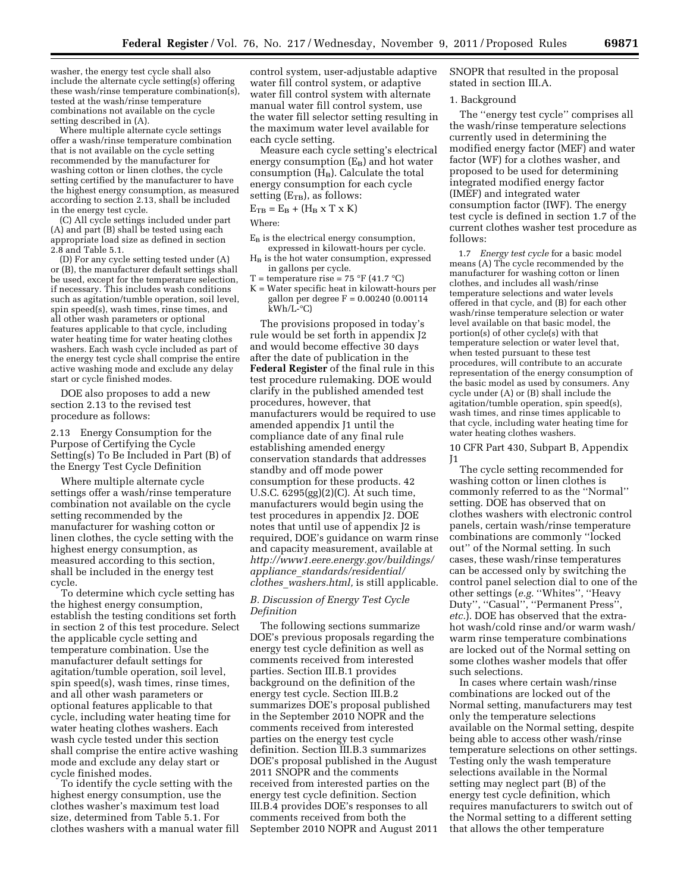washer, the energy test cycle shall also include the alternate cycle setting(s) offering these wash/rinse temperature combination(s), tested at the wash/rinse temperature combinations not available on the cycle setting described in (A).

Where multiple alternate cycle settings offer a wash/rinse temperature combination that is not available on the cycle setting recommended by the manufacturer for washing cotton or linen clothes, the cycle setting certified by the manufacturer to have the highest energy consumption, as measured according to section 2.13, shall be included in the energy test cycle.

(C) All cycle settings included under part (A) and part (B) shall be tested using each appropriate load size as defined in section 2.8 and Table 5.1.

(D) For any cycle setting tested under (A) or (B), the manufacturer default settings shall be used, except for the temperature selection, if necessary. This includes wash conditions such as agitation/tumble operation, soil level, spin speed(s), wash times, rinse times, and all other wash parameters or optional features applicable to that cycle, including water heating time for water heating clothes washers. Each wash cycle included as part of the energy test cycle shall comprise the entire active washing mode and exclude any delay start or cycle finished modes.

DOE also proposes to add a new section 2.13 to the revised test procedure as follows:

2.13 Energy Consumption for the Purpose of Certifying the Cycle Setting(s) To Be Included in Part (B) of the Energy Test Cycle Definition

Where multiple alternate cycle settings offer a wash/rinse temperature combination not available on the cycle setting recommended by the manufacturer for washing cotton or linen clothes, the cycle setting with the highest energy consumption, as measured according to this section, shall be included in the energy test cycle.

To determine which cycle setting has the highest energy consumption, establish the testing conditions set forth in section 2 of this test procedure. Select the applicable cycle setting and temperature combination. Use the manufacturer default settings for agitation/tumble operation, soil level, spin speed(s), wash times, rinse times, and all other wash parameters or optional features applicable to that cycle, including water heating time for water heating clothes washers. Each wash cycle tested under this section shall comprise the entire active washing mode and exclude any delay start or cycle finished modes.

To identify the cycle setting with the highest energy consumption, use the clothes washer's maximum test load size, determined from Table 5.1. For clothes washers with a manual water fill control system, user-adjustable adaptive water fill control system, or adaptive water fill control system with alternate manual water fill control system, use the water fill selector setting resulting in the maximum water level available for each cycle setting.

Measure each cycle setting's electrical energy consumption ($E_B$) and hot water consumption ($H_B$). Calculate the total energy consumption for each cycle setting ($E_{TB}$), as follows:

$$E_{TB} = E_B + (H_B \times T \times K)$$

Where:

$E_B$ is the electrical energy consumption, expressed in kilowatt-hours per cycle.
$H_B$ is the hot water consumption, expressed in gallons per cycle.
T = temperature rise = 75 °F (41.7 °C)
K = Water specific heat in kilowatt-hours per gallon per degree F = 0.00240 (0.00114 kWh/L-°C)

The provisions proposed in today's rule would be set forth in appendix J2 and would become effective 30 days after the date of publication in the **Federal Register** of the final rule in this test procedure rulemaking. DOE would clarify in the published amended test procedures, however, that manufacturers would be required to use amended appendix J1 until the compliance date of any final rule establishing amended energy conservation standards that addresses standby and off mode power consumption for these products. 42 U.S.C. 6295(gg)(2)(C). At such time, manufacturers would begin using the test procedures in appendix J2. DOE notes that until use of appendix J2 is required, DOE's guidance on warm rinse and capacity measurement, available at *http://www1.eere.energy.gov/buildings/appliance_standards/residential/clothes_washers.html,* is still applicable.

### *B. Discussion of Energy Test Cycle Definition*

The following sections summarize DOE's previous proposals regarding the energy test cycle definition as well as comments received from interested parties. Section III.B.1 provides background on the definition of the energy test cycle. Section III.B.2 summarizes DOE's proposal published in the September 2010 NOPR and the comments received from interested parties on the energy test cycle definition. Section III.B.3 summarizes DOE's proposal published in the August 2011 SNOPR and the comments received from interested parties on the energy test cycle definition. Section III.B.4 provides DOE's responses to all comments received from both the September 2010 NOPR and August 2011 SNOPR that resulted in the proposal stated in section III.A.

#### 1. Background

The "energy test cycle" comprises all the wash/rinse temperature selections currently used in determining the modified energy factor (MEF) and water factor (WF) for a clothes washer, and proposed to be used for determining integrated modified energy factor (IMEF) and integrated water consumption factor (IWF). The energy test cycle is defined in section 1.7 of the current clothes washer test procedure as follows:

1.7 *Energy test cycle* for a basic model means (A) The cycle recommended by the manufacturer for washing cotton or linen clothes, and includes all wash/rinse temperature selections and water levels offered in that cycle, and (B) for each other wash/rinse temperature selection or water level available on that basic model, the portion(s) of other cycle(s) with that temperature selection or water level that, when tested pursuant to these test procedures, will contribute to an accurate representation of the energy consumption of the basic model as used by consumers. Any cycle under (A) or (B) shall include the agitation/tumble operation, spin speed(s), wash times, and rinse times applicable to that cycle, including water heating time for water heating clothes washers.

10 CFR Part 430, Subpart B, Appendix J1

The cycle setting recommended for washing cotton or linen clothes is commonly referred to as the "Normal" setting. DOE has observed that on clothes washers with electronic control panels, certain wash/rinse temperature combinations are commonly "locked out" of the Normal setting. In such cases, these wash/rinse temperatures can be accessed only by switching the control panel selection dial to one of the other settings (*e.g.* "Whites", "Heavy Duty", "Casual", "Permanent Press", *etc.*). DOE has observed that the extra-hot wash/cold rinse and/or warm wash/warm rinse temperature combinations are locked out of the Normal setting on some clothes washer models that offer such selections.

In cases where certain wash/rinse combinations are locked out of the Normal setting, manufacturers may test only the temperature selections available on the Normal setting, despite being able to access other wash/rinse temperature selections on other settings. Testing only the wash temperature selections available in the Normal setting may neglect part (B) of the energy test cycle definition, which requires manufacturers to switch out of the Normal setting to a different setting that allows the other temperature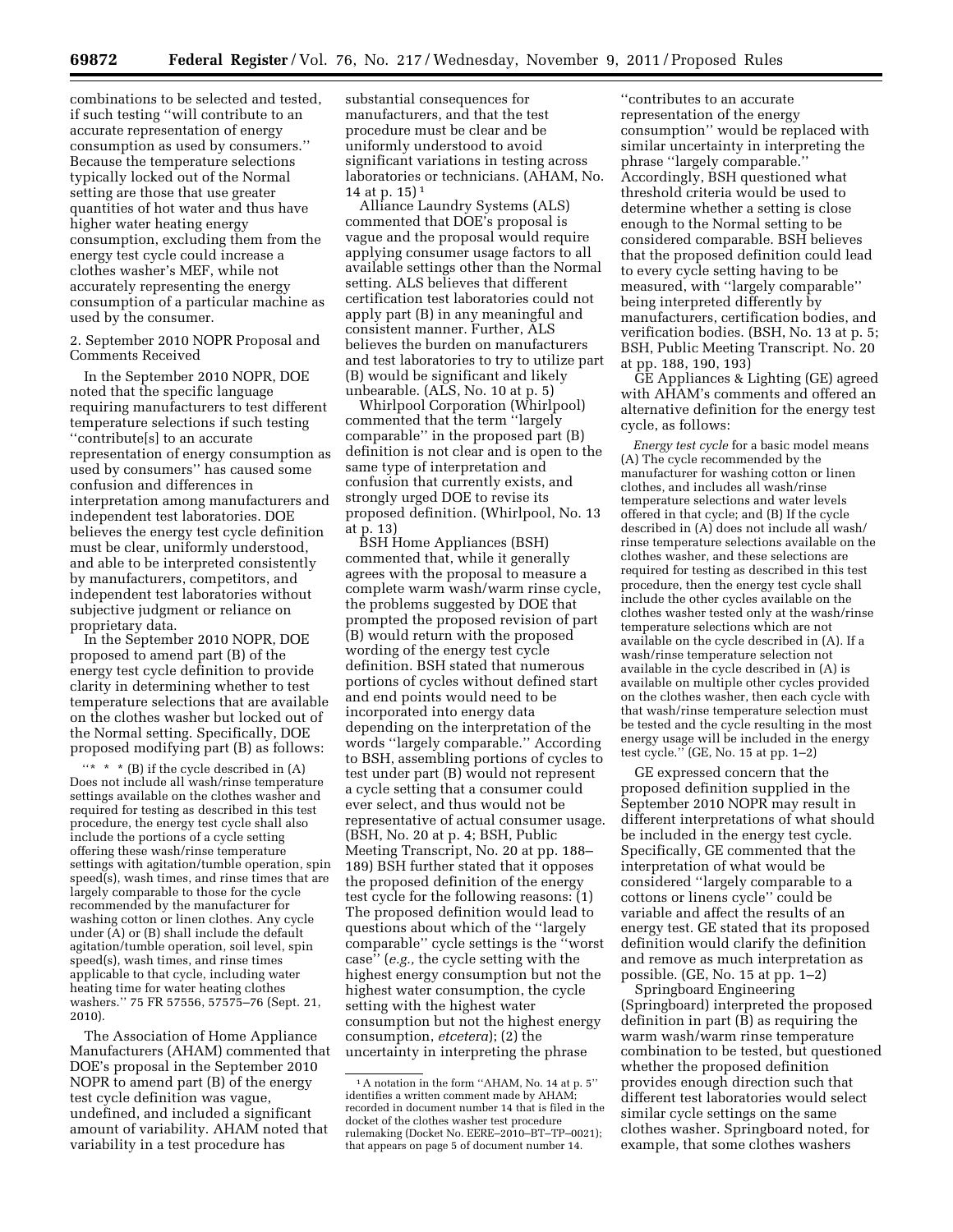combinations to be selected and tested, if such testing "will contribute to an accurate representation of energy consumption as used by consumers." Because the temperature selections typically locked out of the Normal setting are those that use greater quantities of hot water and thus have higher water heating energy consumption, excluding them from the energy test cycle could increase a clothes washer's MEF, while not accurately representing the energy consumption of a particular machine as used by the consumer.

2. September 2010 NOPR Proposal and Comments Received

In the September 2010 NOPR, DOE noted that the specific language requiring manufacturers to test different temperature selections if such testing "contribute[s] to an accurate representation of energy consumption as used by consumers" has caused some confusion and differences in interpretation among manufacturers and independent test laboratories. DOE believes the energy test cycle definition must be clear, uniformly understood, and able to be interpreted consistently by manufacturers, competitors, and independent test laboratories without subjective judgment or reliance on proprietary data.

In the September 2010 NOPR, DOE proposed to amend part (B) of the energy test cycle definition to provide clarity in determining whether to test temperature selections that are available on the clothes washer but locked out of the Normal setting. Specifically, DOE proposed modifying part (B) as follows:

"* * * (B) if the cycle described in (A) Does not include all wash/rinse temperature settings available on the clothes washer and required for testing as described in this test procedure, the energy test cycle shall also include the portions of a cycle setting offering these wash/rinse temperature settings with agitation/tumble operation, spin speed(s), wash times, and rinse times that are largely comparable to those for the cycle recommended by the manufacturer for washing cotton or linen clothes. Any cycle under (A) or (B) shall include the default agitation/tumble operation, soil level, spin speed(s), wash times, and rinse times applicable to that cycle, including water heating time for water heating clothes washers." 75 FR 57556, 57575–76 (Sept. 21, 2010).

The Association of Home Appliance Manufacturers (AHAM) commented that DOE's proposal in the September 2010 NOPR to amend part (B) of the energy test cycle definition was vague, undefined, and included a significant amount of variability. AHAM noted that variability in a test procedure has substantial consequences for manufacturers, and that the test procedure must be clear and be uniformly understood to avoid significant variations in testing across laboratories or technicians. (AHAM, No. 14 at p. 15)[1]

Alliance Laundry Systems (ALS) commented that DOE's proposal is vague and the proposal would require applying consumer usage factors to all available settings other than the Normal setting. ALS believes that different certification test laboratories could not apply part (B) in any meaningful and consistent manner. Further, ALS believes the burden on manufacturers and test laboratories to try to utilize part (B) would be significant and likely unbearable. (ALS, No. 10 at p. 5)

Whirlpool Corporation (Whirlpool) commented that the term "largely comparable" in the proposed part (B) definition is not clear and is open to the same type of interpretation and confusion that currently exists, and strongly urged DOE to revise its proposed definition. (Whirlpool, No. 13 at p. 13)

BSH Home Appliances (BSH) commented that, while it generally agrees with the proposal to measure a complete warm wash/warm rinse cycle, the problems suggested by DOE that prompted the proposed revision of part (B) would return with the proposed wording of the energy test cycle definition. BSH stated that numerous portions of cycles without defined start and end points would need to be incorporated into energy data depending on the interpretation of the words "largely comparable." According to BSH, assembling portions of cycles to test under part (B) would not represent a cycle setting that a consumer could ever select, and thus would not be representative of actual consumer usage. (BSH, No. 20 at p. 4; BSH, Public Meeting Transcript, No. 20 at pp. 188–189) BSH further stated that it opposes the proposed definition of the energy test cycle for the following reasons: (1) The proposed definition would lead to questions about which of the "largely comparable" cycle settings is the "worst case" (*e.g.,* the cycle setting with the highest energy consumption but not the highest water consumption, the cycle setting with the highest water consumption but not the highest energy consumption, *etcetera*); (2) the uncertainty in interpreting the phrase "contributes to an accurate representation of the energy consumption" would be replaced with similar uncertainty in interpreting the phrase "largely comparable." Accordingly, BSH questioned what threshold criteria would be used to determine whether a setting is close enough to the Normal setting to be considered comparable. BSH believes that the proposed definition could lead to every cycle setting having to be measured, with "largely comparable" being interpreted differently by manufacturers, certification bodies, and verification bodies. (BSH, No. 13 at p. 5; BSH, Public Meeting Transcript. No. 20 at pp. 188, 190, 193)

GE Appliances & Lighting (GE) agreed with AHAM's comments and offered an alternative definition for the energy test cycle, as follows:

*Energy test cycle* for a basic model means (A) The cycle recommended by the manufacturer for washing cotton or linen clothes, and includes all wash/rinse temperature selections and water levels offered in that cycle; and (B) If the cycle described in (A) does not include all wash/rinse temperature selections available on the clothes washer, and these selections are required for testing as described in this test procedure, then the energy test cycle shall include the other cycles available on the clothes washer tested only at the wash/rinse temperature selections which are not available on the cycle described in (A). If a wash/rinse temperature selection not available in the cycle described in (A) is available on multiple other cycles provided on the clothes washer, then each cycle with that wash/rinse temperature selection must be tested and the cycle resulting in the most energy usage will be included in the energy test cycle." (GE, No. 15 at pp. 1–2)

GE expressed concern that the proposed definition supplied in the September 2010 NOPR may result in different interpretations of what should be included in the energy test cycle. Specifically, GE commented that the interpretation of what would be considered "largely comparable to a cottons or linens cycle" could be variable and affect the results of an energy test. GE stated that its proposed definition would clarify the definition and remove as much interpretation as possible. (GE, No. 15 at pp. 1–2)

Springboard Engineering (Springboard) interpreted the proposed definition in part (B) as requiring the warm wash/warm rinse temperature combination to be tested, but questioned whether the proposed definition provides enough direction such that different test laboratories would select similar cycle settings on the same clothes washer. Springboard noted, for example, that some clothes washers

[1] A notation in the form "AHAM, No. 14 at p. 5" identifies a written comment made by AHAM; recorded in document number 14 that is filed in the docket of the clothes washer test procedure rulemaking (Docket No. EERE–2010–BT–TP–0021); that appears on page 5 of document number 14.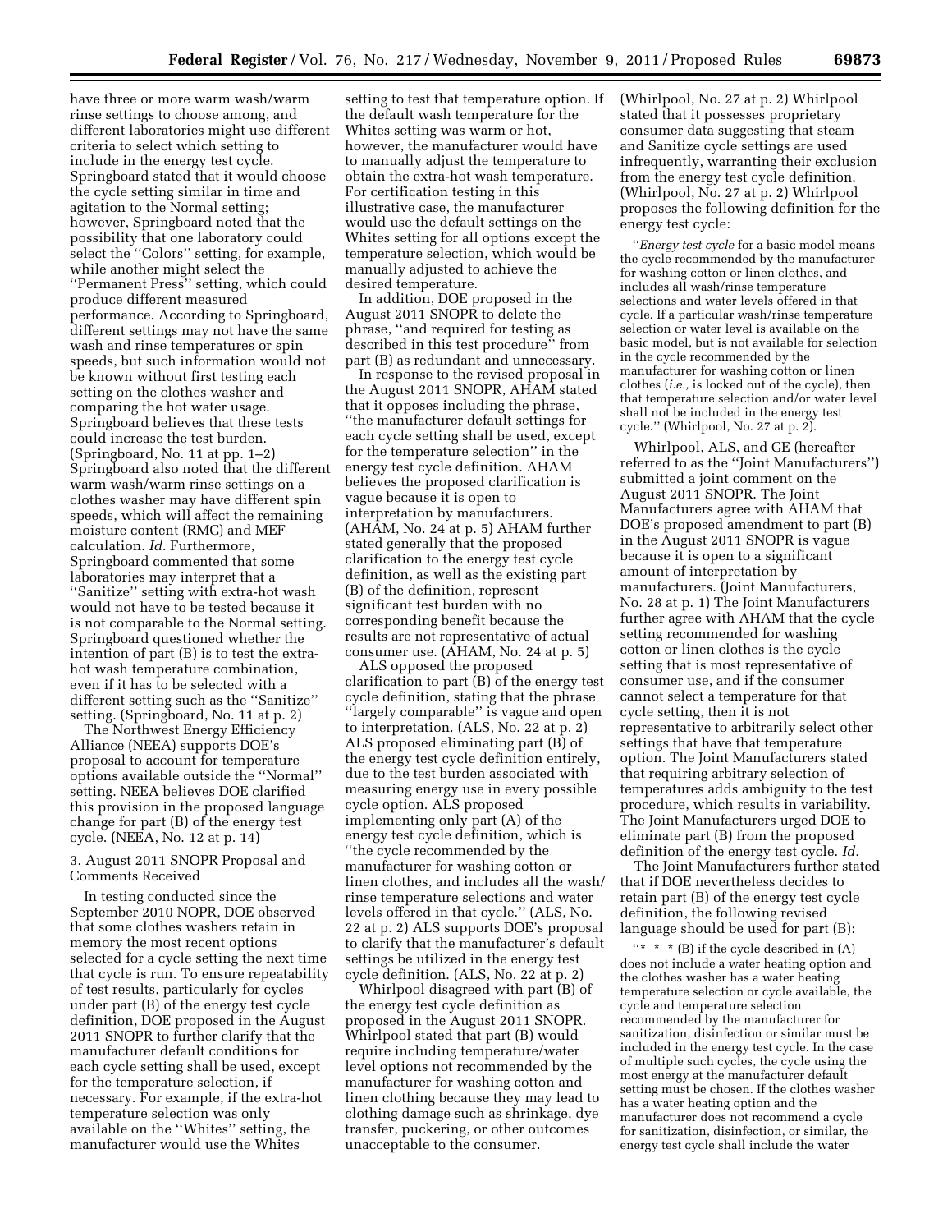have three or more warm wash/warm rinse settings to choose among, and different laboratories might use different criteria to select which setting to include in the energy test cycle. Springboard stated that it would choose the cycle setting similar in time and agitation to the Normal setting; however, Springboard noted that the possibility that one laboratory could select the ''Colors'' setting, for example, while another might select the ''Permanent Press'' setting, which could produce different measured performance. According to Springboard, different settings may not have the same wash and rinse temperatures or spin speeds, but such information would not be known without first testing each setting on the clothes washer and comparing the hot water usage. Springboard believes that these tests could increase the test burden. (Springboard, No. 11 at pp. 1–2) Springboard also noted that the different warm wash/warm rinse settings on a clothes washer may have different spin speeds, which will affect the remaining moisture content (RMC) and MEF calculation. *Id.* Furthermore, Springboard commented that some laboratories may interpret that a ''Sanitize'' setting with extra-hot wash would not have to be tested because it is not comparable to the Normal setting. Springboard questioned whether the intention of part (B) is to test the extra-hot wash temperature combination, even if it has to be selected with a different setting such as the ''Sanitize'' setting. (Springboard, No. 11 at p. 2)

The Northwest Energy Efficiency Alliance (NEEA) supports DOE's proposal to account for temperature options available outside the ''Normal'' setting. NEEA believes DOE clarified this provision in the proposed language change for part (B) of the energy test cycle. (NEEA, No. 12 at p. 14)

3. August 2011 SNOPR Proposal and Comments Received

In testing conducted since the September 2010 NOPR, DOE observed that some clothes washers retain in memory the most recent options selected for a cycle setting the next time that cycle is run. To ensure repeatability of test results, particularly for cycles under part (B) of the energy test cycle definition, DOE proposed in the August 2011 SNOPR to further clarify that the manufacturer default conditions for each cycle setting shall be used, except for the temperature selection, if necessary. For example, if the extra-hot temperature selection was only available on the ''Whites'' setting, the manufacturer would use the Whites setting to test that temperature option. If the default wash temperature for the Whites setting was warm or hot, however, the manufacturer would have to manually adjust the temperature to obtain the extra-hot wash temperature. For certification testing in this illustrative case, the manufacturer would use the default settings on the Whites setting for all options except the temperature selection, which would be manually adjusted to achieve the desired temperature.

In addition, DOE proposed in the August 2011 SNOPR to delete the phrase, ''and required for testing as described in this test procedure'' from part (B) as redundant and unnecessary.

In response to the revised proposal in the August 2011 SNOPR, AHAM stated that it opposes including the phrase, ''the manufacturer default settings for each cycle setting shall be used, except for the temperature selection'' in the energy test cycle definition. AHAM believes the proposed clarification is vague because it is open to interpretation by manufacturers. (AHAM, No. 24 at p. 5) AHAM further stated generally that the proposed clarification to the energy test cycle definition, as well as the existing part (B) of the definition, represent significant test burden with no corresponding benefit because the results are not representative of actual consumer use. (AHAM, No. 24 at p. 5)

ALS opposed the proposed clarification to part (B) of the energy test cycle definition, stating that the phrase ''largely comparable'' is vague and open to interpretation. (ALS, No. 22 at p. 2) ALS proposed eliminating part (B) of the energy test cycle definition entirely, due to the test burden associated with measuring energy use in every possible cycle option. ALS proposed implementing only part (A) of the energy test cycle definition, which is ''the cycle recommended by the manufacturer for washing cotton or linen clothes, and includes all the wash/rinse temperature selections and water levels offered in that cycle.'' (ALS, No. 22 at p. 2) ALS supports DOE's proposal to clarify that the manufacturer's default settings be utilized in the energy test cycle definition. (ALS, No. 22 at p. 2)

Whirlpool disagreed with part (B) of the energy test cycle definition as proposed in the August 2011 SNOPR. Whirlpool stated that part (B) would require including temperature/water level options not recommended by the manufacturer for washing cotton and linen clothing because they may lead to clothing damage such as shrinkage, dye transfer, puckering, or other outcomes unacceptable to the consumer. (Whirlpool, No. 27 at p. 2) Whirlpool stated that it possesses proprietary consumer data suggesting that steam and Sanitize cycle settings are used infrequently, warranting their exclusion from the energy test cycle definition. (Whirlpool, No. 27 at p. 2) Whirlpool proposes the following definition for the energy test cycle:

''*Energy test cycle* for a basic model means the cycle recommended by the manufacturer for washing cotton or linen clothes, and includes all wash/rinse temperature selections and water levels offered in that cycle. If a particular wash/rinse temperature selection or water level is available on the basic model, but is not available for selection in the cycle recommended by the manufacturer for washing cotton or linen clothes (*i.e.,* is locked out of the cycle), then that temperature selection and/or water level shall not be included in the energy test cycle.'' (Whirlpool, No. 27 at p. 2).

Whirlpool, ALS, and GE (hereafter referred to as the ''Joint Manufacturers'') submitted a joint comment on the August 2011 SNOPR. The Joint Manufacturers agree with AHAM that DOE's proposed amendment to part (B) in the August 2011 SNOPR is vague because it is open to a significant amount of interpretation by manufacturers. (Joint Manufacturers, No. 28 at p. 1) The Joint Manufacturers further agree with AHAM that the cycle setting recommended for washing cotton or linen clothes is the cycle setting that is most representative of consumer use, and if the consumer cannot select a temperature for that cycle setting, then it is not representative to arbitrarily select other settings that have that temperature option. The Joint Manufacturers stated that requiring arbitrary selection of temperatures adds ambiguity to the test procedure, which results in variability. The Joint Manufacturers urged DOE to eliminate part (B) from the proposed definition of the energy test cycle. *Id.*

The Joint Manufacturers further stated that if DOE nevertheless decides to retain part (B) of the energy test cycle definition, the following revised language should be used for part (B):

''* * * (B) if the cycle described in (A) does not include a water heating option and the clothes washer has a water heating temperature selection or cycle available, the cycle and temperature selection recommended by the manufacturer for sanitization, disinfection or similar must be included in the energy test cycle. In the case of multiple such cycles, the cycle using the most energy at the manufacturer default setting must be chosen. If the clothes washer has a water heating option and the manufacturer does not recommend a cycle for sanitization, disinfection, or similar, the energy test cycle shall include the water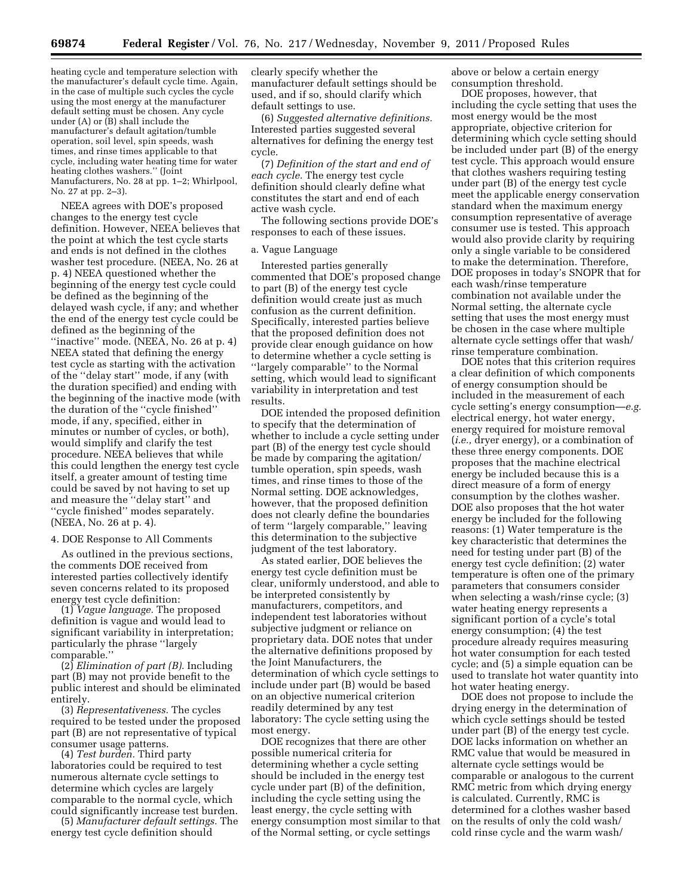heating cycle and temperature selection with the manufacturer's default cycle time. Again, in the case of multiple such cycles the cycle using the most energy at the manufacturer default setting must be chosen. Any cycle under (A) or (B) shall include the manufacturer's default agitation/tumble operation, soil level, spin speeds, wash times, and rinse times applicable to that cycle, including water heating time for water heating clothes washers.'' (Joint Manufacturers, No. 28 at pp. 1–2; Whirlpool, No. 27 at pp. 2–3).

NEEA agrees with DOE's proposed changes to the energy test cycle definition. However, NEEA believes that the point at which the test cycle starts and ends is not defined in the clothes washer test procedure. (NEEA, No. 26 at p. 4) NEEA questioned whether the beginning of the energy test cycle could be defined as the beginning of the delayed wash cycle, if any; and whether the end of the energy test cycle could be defined as the beginning of the ''inactive'' mode. (NEEA, No. 26 at p. 4) NEEA stated that defining the energy test cycle as starting with the activation of the ''delay start'' mode, if any (with the duration specified) and ending with the beginning of the inactive mode (with the duration of the ''cycle finished'' mode, if any, specified, either in minutes or number of cycles, or both), would simplify and clarify the test procedure. NEEA believes that while this could lengthen the energy test cycle itself, a greater amount of testing time could be saved by not having to set up and measure the ''delay start'' and ''cycle finished'' modes separately. (NEEA, No. 26 at p. 4).

4. DOE Response to All Comments

As outlined in the previous sections, the comments DOE received from interested parties collectively identify seven concerns related to its proposed energy test cycle definition:

(1) *Vague language.* The proposed definition is vague and would lead to significant variability in interpretation; particularly the phrase ''largely comparable.''

(2) *Elimination of part (B).* Including part (B) may not provide benefit to the public interest and should be eliminated entirely.

(3) *Representativeness.* The cycles required to be tested under the proposed part (B) are not representative of typical consumer usage patterns.

(4) *Test burden.* Third party laboratories could be required to test numerous alternate cycle settings to determine which cycles are largely comparable to the normal cycle, which could significantly increase test burden.

(5) *Manufacturer default settings.* The energy test cycle definition should clearly specify whether the manufacturer default settings should be used, and if so, should clarify which default settings to use.

(6) *Suggested alternative definitions.* Interested parties suggested several alternatives for defining the energy test cycle.

(7) *Definition of the start and end of each cycle.* The energy test cycle definition should clearly define what constitutes the start and end of each active wash cycle.

The following sections provide DOE's responses to each of these issues.

a. Vague Language

Interested parties generally commented that DOE's proposed change to part (B) of the energy test cycle definition would create just as much confusion as the current definition. Specifically, interested parties believe that the proposed definition does not provide clear enough guidance on how to determine whether a cycle setting is ''largely comparable'' to the Normal setting, which would lead to significant variability in interpretation and test results.

DOE intended the proposed definition to specify that the determination of whether to include a cycle setting under part (B) of the energy test cycle should be made by comparing the agitation/tumble operation, spin speeds, wash times, and rinse times to those of the Normal setting. DOE acknowledges, however, that the proposed definition does not clearly define the boundaries of term ''largely comparable,'' leaving this determination to the subjective judgment of the test laboratory.

As stated earlier, DOE believes the energy test cycle definition must be clear, uniformly understood, and able to be interpreted consistently by manufacturers, competitors, and independent test laboratories without subjective judgment or reliance on proprietary data. DOE notes that under the alternative definitions proposed by the Joint Manufacturers, the determination of which cycle settings to include under part (B) would be based on an objective numerical criterion readily determined by any test laboratory: The cycle setting using the most energy.

DOE recognizes that there are other possible numerical criteria for determining whether a cycle setting should be included in the energy test cycle under part (B) of the definition, including the cycle setting using the least energy, the cycle setting with energy consumption most similar to that of the Normal setting, or cycle settings above or below a certain energy consumption threshold.

DOE proposes, however, that including the cycle setting that uses the most energy would be the most appropriate, objective criterion for determining which cycle setting should be included under part (B) of the energy test cycle. This approach would ensure that clothes washers requiring testing under part (B) of the energy test cycle meet the applicable energy conservation standard when the maximum energy consumption representative of average consumer use is tested. This approach would also provide clarity by requiring only a single variable to be considered to make the determination. Therefore, DOE proposes in today's SNOPR that for each wash/rinse temperature combination not available under the Normal setting, the alternate cycle setting that uses the most energy must be chosen in the case where multiple alternate cycle settings offer that wash/rinse temperature combination.

DOE notes that this criterion requires a clear definition of which components of energy consumption should be included in the measurement of each cycle setting's energy consumption—*e.g.* electrical energy, hot water energy, energy required for moisture removal (*i.e.,* dryer energy), or a combination of these three energy components. DOE proposes that the machine electrical energy be included because this is a direct measure of a form of energy consumption by the clothes washer. DOE also proposes that the hot water energy be included for the following reasons: (1) Water temperature is the key characteristic that determines the need for testing under part (B) of the energy test cycle definition; (2) water temperature is often one of the primary parameters that consumers consider when selecting a wash/rinse cycle; (3) water heating energy represents a significant portion of a cycle's total energy consumption; (4) the test procedure already requires measuring hot water consumption for each tested cycle; and (5) a simple equation can be used to translate hot water quantity into hot water heating energy.

DOE does not propose to include the drying energy in the determination of which cycle settings should be tested under part (B) of the energy test cycle. DOE lacks information on whether an RMC value that would be measured in alternate cycle settings would be comparable or analogous to the current RMC metric from which drying energy is calculated. Currently, RMC is determined for a clothes washer based on the results of only the cold wash/cold rinse cycle and the warm wash/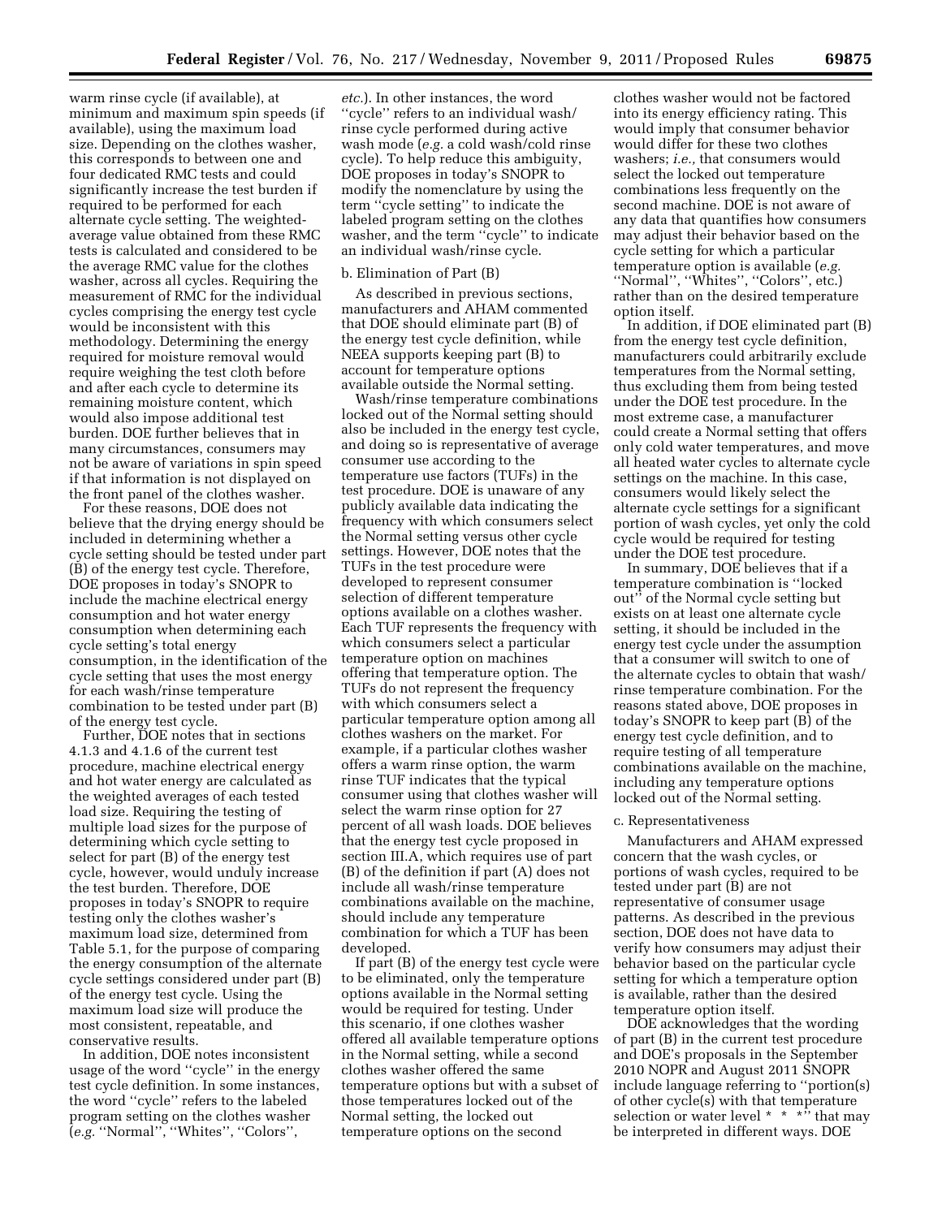warm rinse cycle (if available), at minimum and maximum spin speeds (if available), using the maximum load size. Depending on the clothes washer, this corresponds to between one and four dedicated RMC tests and could significantly increase the test burden if required to be performed for each alternate cycle setting. The weighted-average value obtained from these RMC tests is calculated and considered to be the average RMC value for the clothes washer, across all cycles. Requiring the measurement of RMC for the individual cycles comprising the energy test cycle would be inconsistent with this methodology. Determining the energy required for moisture removal would require weighing the test cloth before and after each cycle to determine its remaining moisture content, which would also impose additional test burden. DOE further believes that in many circumstances, consumers may not be aware of variations in spin speed if that information is not displayed on the front panel of the clothes washer.

For these reasons, DOE does not believe that the drying energy should be included in determining whether a cycle setting should be tested under part (B) of the energy test cycle. Therefore, DOE proposes in today's SNOPR to include the machine electrical energy consumption and hot water energy consumption when determining each cycle setting's total energy consumption, in the identification of the cycle setting that uses the most energy for each wash/rinse temperature combination to be tested under part (B) of the energy test cycle.

Further, DOE notes that in sections 4.1.3 and 4.1.6 of the current test procedure, machine electrical energy and hot water energy are calculated as the weighted averages of each tested load size. Requiring the testing of multiple load sizes for the purpose of determining which cycle setting to select for part (B) of the energy test cycle, however, would unduly increase the test burden. Therefore, DOE proposes in today's SNOPR to require testing only the clothes washer's maximum load size, determined from Table 5.1, for the purpose of comparing the energy consumption of the alternate cycle settings considered under part (B) of the energy test cycle. Using the maximum load size will produce the most consistent, repeatable, and conservative results.

In addition, DOE notes inconsistent usage of the word ''cycle'' in the energy test cycle definition. In some instances, the word ''cycle'' refers to the labeled program setting on the clothes washer (*e.g.* ''Normal'', ''Whites'', ''Colors'', *etc.*). In other instances, the word ''cycle'' refers to an individual wash/rinse cycle performed during active wash mode (*e.g.* a cold wash/cold rinse cycle). To help reduce this ambiguity, DOE proposes in today's SNOPR to modify the nomenclature by using the term ''cycle setting'' to indicate the labeled program setting on the clothes washer, and the term ''cycle'' to indicate an individual wash/rinse cycle.

b. Elimination of Part (B)

As described in previous sections, manufacturers and AHAM commented that DOE should eliminate part (B) of the energy test cycle definition, while NEEA supports keeping part (B) to account for temperature options available outside the Normal setting.

Wash/rinse temperature combinations locked out of the Normal setting should also be included in the energy test cycle, and doing so is representative of average consumer use according to the temperature use factors (TUFs) in the test procedure. DOE is unaware of any publicly available data indicating the frequency with which consumers select the Normal setting versus other cycle settings. However, DOE notes that the TUFs in the test procedure were developed to represent consumer selection of different temperature options available on a clothes washer. Each TUF represents the frequency with which consumers select a particular temperature option on machines offering that temperature option. The TUFs do not represent the frequency with which consumers select a particular temperature option among all clothes washers on the market. For example, if a particular clothes washer offers a warm rinse option, the warm rinse TUF indicates that the typical consumer using that clothes washer will select the warm rinse option for 27 percent of all wash loads. DOE believes that the energy test cycle proposed in section III.A, which requires use of part (B) of the definition if part (A) does not include all wash/rinse temperature combinations available on the machine, should include any temperature combination for which a TUF has been developed.

If part (B) of the energy test cycle were to be eliminated, only the temperature options available in the Normal setting would be required for testing. Under this scenario, if one clothes washer offered all available temperature options in the Normal setting, while a second clothes washer offered the same temperature options but with a subset of those temperatures locked out of the Normal setting, the locked out temperature options on the second clothes washer would not be factored into its energy efficiency rating. This would imply that consumer behavior would differ for these two clothes washers; *i.e.,* that consumers would select the locked out temperature combinations less frequently on the second machine. DOE is not aware of any data that quantifies how consumers may adjust their behavior based on the cycle setting for which a particular temperature option is available (*e.g.* ''Normal'', ''Whites'', ''Colors'', etc.) rather than on the desired temperature option itself.

In addition, if DOE eliminated part (B) from the energy test cycle definition, manufacturers could arbitrarily exclude temperatures from the Normal setting, thus excluding them from being tested under the DOE test procedure. In the most extreme case, a manufacturer could create a Normal setting that offers only cold water temperatures, and move all heated water cycles to alternate cycle settings on the machine. In this case, consumers would likely select the alternate cycle settings for a significant portion of wash cycles, yet only the cold cycle would be required for testing under the DOE test procedure.

In summary, DOE believes that if a temperature combination is ''locked out'' of the Normal cycle setting but exists on at least one alternate cycle setting, it should be included in the energy test cycle under the assumption that a consumer will switch to one of the alternate cycles to obtain that wash/rinse temperature combination. For the reasons stated above, DOE proposes in today's SNOPR to keep part (B) of the energy test cycle definition, and to require testing of all temperature combinations available on the machine, including any temperature options locked out of the Normal setting.

c. Representativeness

Manufacturers and AHAM expressed concern that the wash cycles, or portions of wash cycles, required to be tested under part (B) are not representative of consumer usage patterns. As described in the previous section, DOE does not have data to verify how consumers may adjust their behavior based on the particular cycle setting for which a temperature option is available, rather than the desired temperature option itself.

DOE acknowledges that the wording of part (B) in the current test procedure and DOE's proposals in the September 2010 NOPR and August 2011 SNOPR include language referring to ''portion(s) of other cycle(s) with that temperature selection or water level * * *'' that may be interpreted in different ways. DOE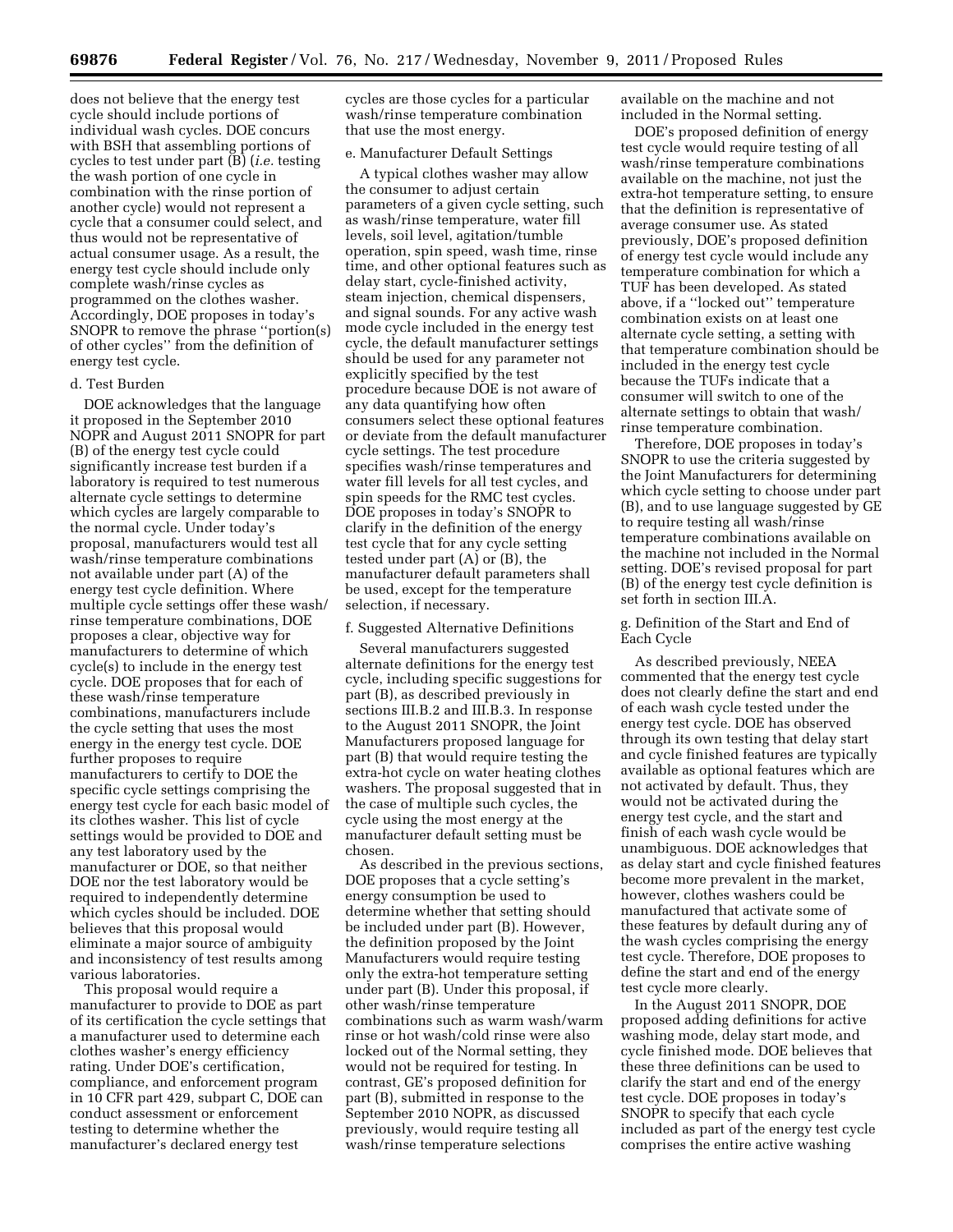does not believe that the energy test cycle should include portions of individual wash cycles. DOE concurs with BSH that assembling portions of cycles to test under part (B) (*i.e.* testing the wash portion of one cycle in combination with the rinse portion of another cycle) would not represent a cycle that a consumer could select, and thus would not be representative of actual consumer usage. As a result, the energy test cycle should include only complete wash/rinse cycles as programmed on the clothes washer. Accordingly, DOE proposes in today's SNOPR to remove the phrase ''portion(s) of other cycles'' from the definition of energy test cycle.

d. Test Burden

DOE acknowledges that the language it proposed in the September 2010 NOPR and August 2011 SNOPR for part (B) of the energy test cycle could significantly increase test burden if a laboratory is required to test numerous alternate cycle settings to determine which cycles are largely comparable to the normal cycle. Under today's proposal, manufacturers would test all wash/rinse temperature combinations not available under part (A) of the energy test cycle definition. Where multiple cycle settings offer these wash/rinse temperature combinations, DOE proposes a clear, objective way for manufacturers to determine of which cycle(s) to include in the energy test cycle. DOE proposes that for each of these wash/rinse temperature combinations, manufacturers include the cycle setting that uses the most energy in the energy test cycle. DOE further proposes to require manufacturers to certify to DOE the specific cycle settings comprising the energy test cycle for each basic model of its clothes washer. This list of cycle settings would be provided to DOE and any test laboratory used by the manufacturer or DOE, so that neither DOE nor the test laboratory would be required to independently determine which cycles should be included. DOE believes that this proposal would eliminate a major source of ambiguity and inconsistency of test results among various laboratories.

This proposal would require a manufacturer to provide to DOE as part of its certification the cycle settings that a manufacturer used to determine each clothes washer's energy efficiency rating. Under DOE's certification, compliance, and enforcement program in 10 CFR part 429, subpart C, DOE can conduct assessment or enforcement testing to determine whether the manufacturer's declared energy test cycles are those cycles for a particular wash/rinse temperature combination that use the most energy.

e. Manufacturer Default Settings

A typical clothes washer may allow the consumer to adjust certain parameters of a given cycle setting, such as wash/rinse temperature, water fill levels, soil level, agitation/tumble operation, spin speed, wash time, rinse time, and other optional features such as delay start, cycle-finished activity, steam injection, chemical dispensers, and signal sounds. For any active wash mode cycle included in the energy test cycle, the default manufacturer settings should be used for any parameter not explicitly specified by the test procedure because DOE is not aware of any data quantifying how often consumers select these optional features or deviate from the default manufacturer cycle settings. The test procedure specifies wash/rinse temperatures and water fill levels for all test cycles, and spin speeds for the RMC test cycles. DOE proposes in today's SNOPR to clarify in the definition of the energy test cycle that for any cycle setting tested under part (A) or (B), the manufacturer default parameters shall be used, except for the temperature selection, if necessary.

f. Suggested Alternative Definitions

Several manufacturers suggested alternate definitions for the energy test cycle, including specific suggestions for part (B), as described previously in sections III.B.2 and III.B.3. In response to the August 2011 SNOPR, the Joint Manufacturers proposed language for part (B) that would require testing the extra-hot cycle on water heating clothes washers. The proposal suggested that in the case of multiple such cycles, the cycle using the most energy at the manufacturer default setting must be chosen.

As described in the previous sections, DOE proposes that a cycle setting's energy consumption be used to determine whether that setting should be included under part (B). However, the definition proposed by the Joint Manufacturers would require testing only the extra-hot temperature setting under part (B). Under this proposal, if other wash/rinse temperature combinations such as warm wash/warm rinse or hot wash/cold rinse were also locked out of the Normal setting, they would not be required for testing. In contrast, GE's proposed definition for part (B), submitted in response to the September 2010 NOPR, as discussed previously, would require testing all wash/rinse temperature selections available on the machine and not included in the Normal setting.

DOE's proposed definition of energy test cycle would require testing of all wash/rinse temperature combinations available on the machine, not just the extra-hot temperature setting, to ensure that the definition is representative of average consumer use. As stated previously, DOE's proposed definition of energy test cycle would include any temperature combination for which a TUF has been developed. As stated above, if a ''locked out'' temperature combination exists on at least one alternate cycle setting, a setting with that temperature combination should be included in the energy test cycle because the TUFs indicate that a consumer will switch to one of the alternate settings to obtain that wash/rinse temperature combination.

Therefore, DOE proposes in today's SNOPR to use the criteria suggested by the Joint Manufacturers for determining which cycle setting to choose under part (B), and to use language suggested by GE to require testing all wash/rinse temperature combinations available on the machine not included in the Normal setting. DOE's revised proposal for part (B) of the energy test cycle definition is set forth in section III.A.

g. Definition of the Start and End of Each Cycle

As described previously, NEEA commented that the energy test cycle does not clearly define the start and end of each wash cycle tested under the energy test cycle. DOE has observed through its own testing that delay start and cycle finished features are typically available as optional features which are not activated by default. Thus, they would not be activated during the energy test cycle, and the start and finish of each wash cycle would be unambiguous. DOE acknowledges that as delay start and cycle finished features become more prevalent in the market, however, clothes washers could be manufactured that activate some of these features by default during any of the wash cycles comprising the energy test cycle. Therefore, DOE proposes to define the start and end of the energy test cycle more clearly.

In the August 2011 SNOPR, DOE proposed adding definitions for active washing mode, delay start mode, and cycle finished mode. DOE believes that these three definitions can be used to clarify the start and end of the energy test cycle. DOE proposes in today's SNOPR to specify that each cycle included as part of the energy test cycle comprises the entire active washing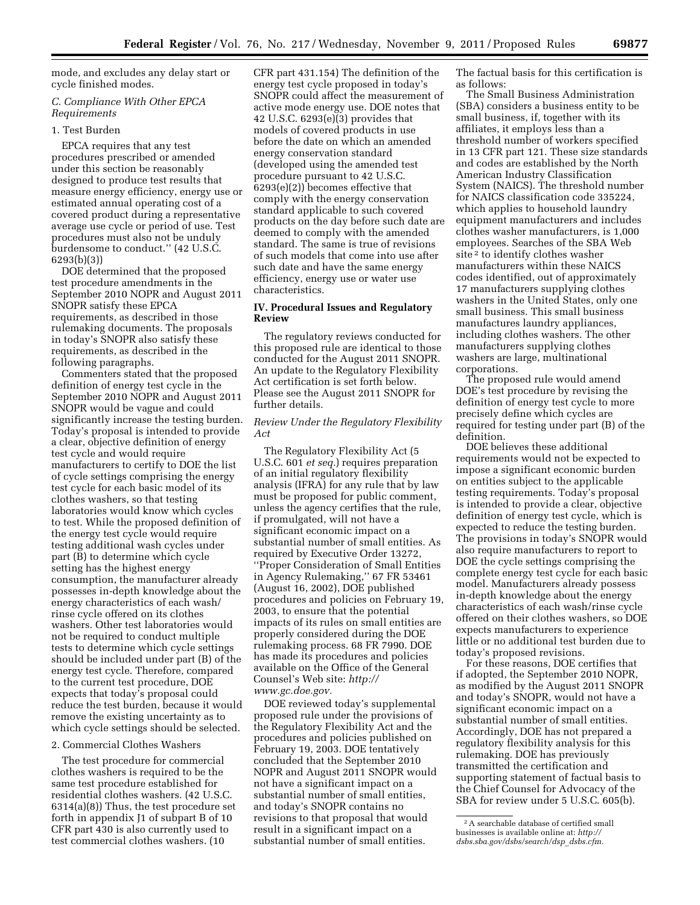mode, and excludes any delay start or cycle finished modes.

### C. Compliance With Other EPCA Requirements

#### 1. Test Burden

EPCA requires that any test procedures prescribed or amended under this section be reasonably designed to produce test results that measure energy efficiency, energy use or estimated annual operating cost of a covered product during a representative average use cycle or period of use. Test procedures must also not be unduly burdensome to conduct.'' (42 U.S.C. 6293(b)(3))

DOE determined that the proposed test procedure amendments in the September 2010 NOPR and August 2011 SNOPR satisfy these EPCA requirements, as described in those rulemaking documents. The proposals in today's SNOPR also satisfy these requirements, as described in the following paragraphs.

Commenters stated that the proposed definition of energy test cycle in the September 2010 NOPR and August 2011 SNOPR would be vague and could significantly increase the testing burden. Today's proposal is intended to provide a clear, objective definition of energy test cycle and would require manufacturers to certify to DOE the list of cycle settings comprising the energy test cycle for each basic model of its clothes washers, so that testing laboratories would know which cycles to test. While the proposed definition of the energy test cycle would require testing additional wash cycles under part (B) to determine which cycle setting has the highest energy consumption, the manufacturer already possesses in-depth knowledge about the energy characteristics of each wash/rinse cycle offered on its clothes washers. Other test laboratories would not be required to conduct multiple tests to determine which cycle settings should be included under part (B) of the energy test cycle. Therefore, compared to the current test procedure, DOE expects that today's proposal could reduce the test burden, because it would remove the existing uncertainty as to which cycle settings should be selected.

#### 2. Commercial Clothes Washers

The test procedure for commercial clothes washers is required to be the same test procedure established for residential clothes washers. (42 U.S.C. 6314(a)(8)) Thus, the test procedure set forth in appendix J1 of subpart B of 10 CFR part 430 is also currently used to test commercial clothes washers. (10 CFR part 431.154) The definition of the energy test cycle proposed in today's SNOPR could affect the measurement of active mode energy use. DOE notes that 42 U.S.C. 6293(e)(3) provides that models of covered products in use before the date on which an amended energy conservation standard (developed using the amended test procedure pursuant to 42 U.S.C. 6293(e)(2)) becomes effective that comply with the energy conservation standard applicable to such covered products on the day before such date are deemed to comply with the amended standard. The same is true of revisions of such models that come into use after such date and have the same energy efficiency, energy use or water use characteristics.

## IV. Procedural Issues and Regulatory Review

The regulatory reviews conducted for this proposed rule are identical to those conducted for the August 2011 SNOPR. An update to the Regulatory Flexibility Act certification is set forth below. Please see the August 2011 SNOPR for further details.

### *Review Under the Regulatory Flexibility Act*

The Regulatory Flexibility Act (5 U.S.C. 601 *et seq.*) requires preparation of an initial regulatory flexibility analysis (IFRA) for any rule that by law must be proposed for public comment, unless the agency certifies that the rule, if promulgated, will not have a significant economic impact on a substantial number of small entities. As required by Executive Order 13272, ''Proper Consideration of Small Entities in Agency Rulemaking,'' 67 FR 53461 (August 16, 2002), DOE published procedures and policies on February 19, 2003, to ensure that the potential impacts of its rules on small entities are properly considered during the DOE rulemaking process. 68 FR 7990. DOE has made its procedures and policies available on the Office of the General Counsel's Web site: *http://www.gc.doe.gov.*

DOE reviewed today's supplemental proposed rule under the provisions of the Regulatory Flexibility Act and the procedures and policies published on February 19, 2003. DOE tentatively concluded that the September 2010 NOPR and August 2011 SNOPR would not have a significant impact on a substantial number of small entities, and today's SNOPR contains no revisions to that proposal that would result in a significant impact on a substantial number of small entities. The factual basis for this certification is as follows:

The Small Business Administration (SBA) considers a business entity to be small business, if, together with its affiliates, it employs less than a threshold number of workers specified in 13 CFR part 121. These size standards and codes are established by the North American Industry Classification System (NAICS). The threshold number for NAICS classification code 335224, which applies to household laundry equipment manufacturers and includes clothes washer manufacturers, is 1,000 employees. Searches of the SBA Web site [2] to identify clothes washer manufacturers within these NAICS codes identified, out of approximately 17 manufacturers supplying clothes washers in the United States, only one small business. This small business manufactures laundry appliances, including clothes washers. The other manufacturers supplying clothes washers are large, multinational corporations.

The proposed rule would amend DOE's test procedure by revising the definition of energy test cycle to more precisely define which cycles are required for testing under part (B) of the definition.

DOE believes these additional requirements would not be expected to impose a significant economic burden on entities subject to the applicable testing requirements. Today's proposal is intended to provide a clear, objective definition of energy test cycle, which is expected to reduce the testing burden. The provisions in today's SNOPR would also require manufacturers to report to DOE the cycle settings comprising the complete energy test cycle for each basic model. Manufacturers already possess in-depth knowledge about the energy characteristics of each wash/rinse cycle offered on their clothes washers, so DOE expects manufacturers to experience little or no additional test burden due to today's proposed revisions.

For these reasons, DOE certifies that if adopted, the September 2010 NOPR, as modified by the August 2011 SNOPR and today's SNOPR, would not have a significant economic impact on a substantial number of small entities. Accordingly, DOE has not prepared a regulatory flexibility analysis for this rulemaking. DOE has previously transmitted the certification and supporting statement of factual basis to the Chief Counsel for Advocacy of the SBA for review under 5 U.S.C. 605(b).

[2] A searchable database of certified small businesses is available online at: *http://dsbs.sba.gov/dsbs/search/dsp_dsbs.cfm.*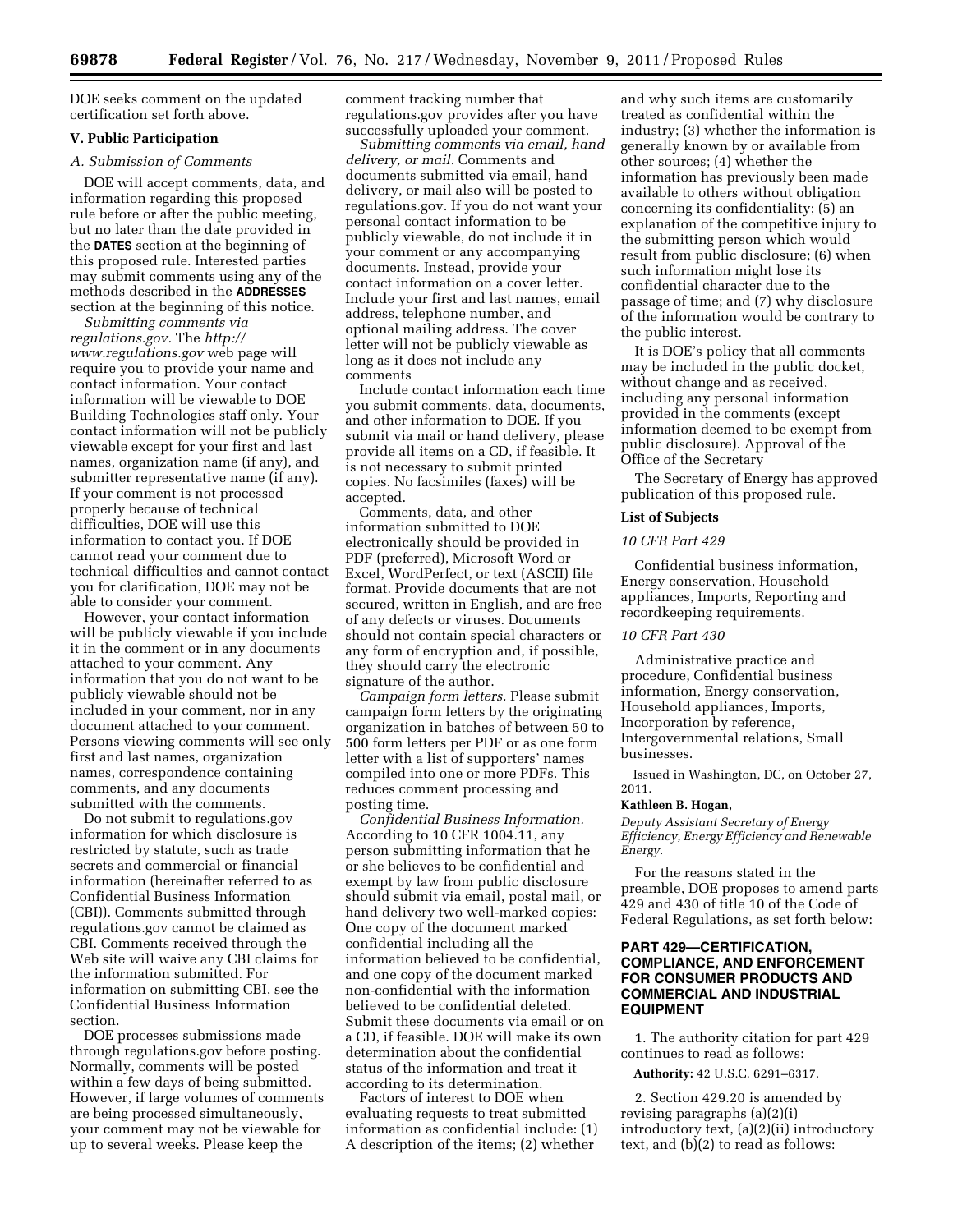DOE seeks comment on the updated certification set forth above.

## V. Public Participation

### A. Submission of Comments

DOE will accept comments, data, and information regarding this proposed rule before or after the public meeting, but no later than the date provided in the **DATES** section at the beginning of this proposed rule. Interested parties may submit comments using any of the methods described in the **ADDRESSES** section at the beginning of this notice.

*Submitting comments via regulations.gov.* The *http://www.regulations.gov* web page will require you to provide your name and contact information. Your contact information will be viewable to DOE Building Technologies staff only. Your contact information will not be publicly viewable except for your first and last names, organization name (if any), and submitter representative name (if any). If your comment is not processed properly because of technical difficulties, DOE will use this information to contact you. If DOE cannot read your comment due to technical difficulties and cannot contact you for clarification, DOE may not be able to consider your comment.

However, your contact information will be publicly viewable if you include it in the comment or in any documents attached to your comment. Any information that you do not want to be publicly viewable should not be included in your comment, nor in any document attached to your comment. Persons viewing comments will see only first and last names, organization names, correspondence containing comments, and any documents submitted with the comments.

Do not submit to regulations.gov information for which disclosure is restricted by statute, such as trade secrets and commercial or financial information (hereinafter referred to as Confidential Business Information (CBI)). Comments submitted through regulations.gov cannot be claimed as CBI. Comments received through the Web site will waive any CBI claims for the information submitted. For information on submitting CBI, see the Confidential Business Information section.

DOE processes submissions made through regulations.gov before posting. Normally, comments will be posted within a few days of being submitted. However, if large volumes of comments are being processed simultaneously, your comment may not be viewable for up to several weeks. Please keep the comment tracking number that regulations.gov provides after you have successfully uploaded your comment.

*Submitting comments via email, hand delivery, or mail.* Comments and documents submitted via email, hand delivery, or mail also will be posted to regulations.gov. If you do not want your personal contact information to be publicly viewable, do not include it in your comment or any accompanying documents. Instead, provide your contact information on a cover letter. Include your first and last names, email address, telephone number, and optional mailing address. The cover letter will not be publicly viewable as long as it does not include any comments

Include contact information each time you submit comments, data, documents, and other information to DOE. If you submit via mail or hand delivery, please provide all items on a CD, if feasible. It is not necessary to submit printed copies. No facsimiles (faxes) will be accepted.

Comments, data, and other information submitted to DOE electronically should be provided in PDF (preferred), Microsoft Word or Excel, WordPerfect, or text (ASCII) file format. Provide documents that are not secured, written in English, and are free of any defects or viruses. Documents should not contain special characters or any form of encryption and, if possible, they should carry the electronic signature of the author.

*Campaign form letters.* Please submit campaign form letters by the originating organization in batches of between 50 to 500 form letters per PDF or as one form letter with a list of supporters' names compiled into one or more PDFs. This reduces comment processing and posting time.

*Confidential Business Information.* According to 10 CFR 1004.11, any person submitting information that he or she believes to be confidential and exempt by law from public disclosure should submit via email, postal mail, or hand delivery two well-marked copies: One copy of the document marked confidential including all the information believed to be confidential, and one copy of the document marked non-confidential with the information believed to be confidential deleted. Submit these documents via email or on a CD, if feasible. DOE will make its own determination about the confidential status of the information and treat it according to its determination.

Factors of interest to DOE when evaluating requests to treat submitted information as confidential include: (1) A description of the items; (2) whether and why such items are customarily treated as confidential within the industry; (3) whether the information is generally known by or available from other sources; (4) whether the information has previously been made available to others without obligation concerning its confidentiality; (5) an explanation of the competitive injury to the submitting person which would result from public disclosure; (6) when such information might lose its confidential character due to the passage of time; and (7) why disclosure of the information would be contrary to the public interest.

It is DOE's policy that all comments may be included in the public docket, without change and as received, including any personal information provided in the comments (except information deemed to be exempt from public disclosure). Approval of the Office of the Secretary

The Secretary of Energy has approved publication of this proposed rule.

### List of Subjects

*10 CFR Part 429*

Confidential business information, Energy conservation, Household appliances, Imports, Reporting and recordkeeping requirements.

*10 CFR Part 430*

Administrative practice and procedure, Confidential business information, Energy conservation, Household appliances, Imports, Incorporation by reference, Intergovernmental relations, Small businesses.

Issued in Washington, DC, on October 27, 2011.

**Kathleen B. Hogan,**

*Deputy Assistant Secretary of Energy Efficiency, Energy Efficiency and Renewable Energy.*

For the reasons stated in the preamble, DOE proposes to amend parts 429 and 430 of title 10 of the Code of Federal Regulations, as set forth below:

## PART 429—CERTIFICATION, COMPLIANCE, AND ENFORCEMENT FOR CONSUMER PRODUCTS AND COMMERCIAL AND INDUSTRIAL EQUIPMENT

1. The authority citation for part 429 continues to read as follows:

**Authority:** 42 U.S.C. 6291–6317.

2. Section 429.20 is amended by revising paragraphs (a)(2)(i) introductory text, (a)(2)(ii) introductory text, and (b)(2) to read as follows: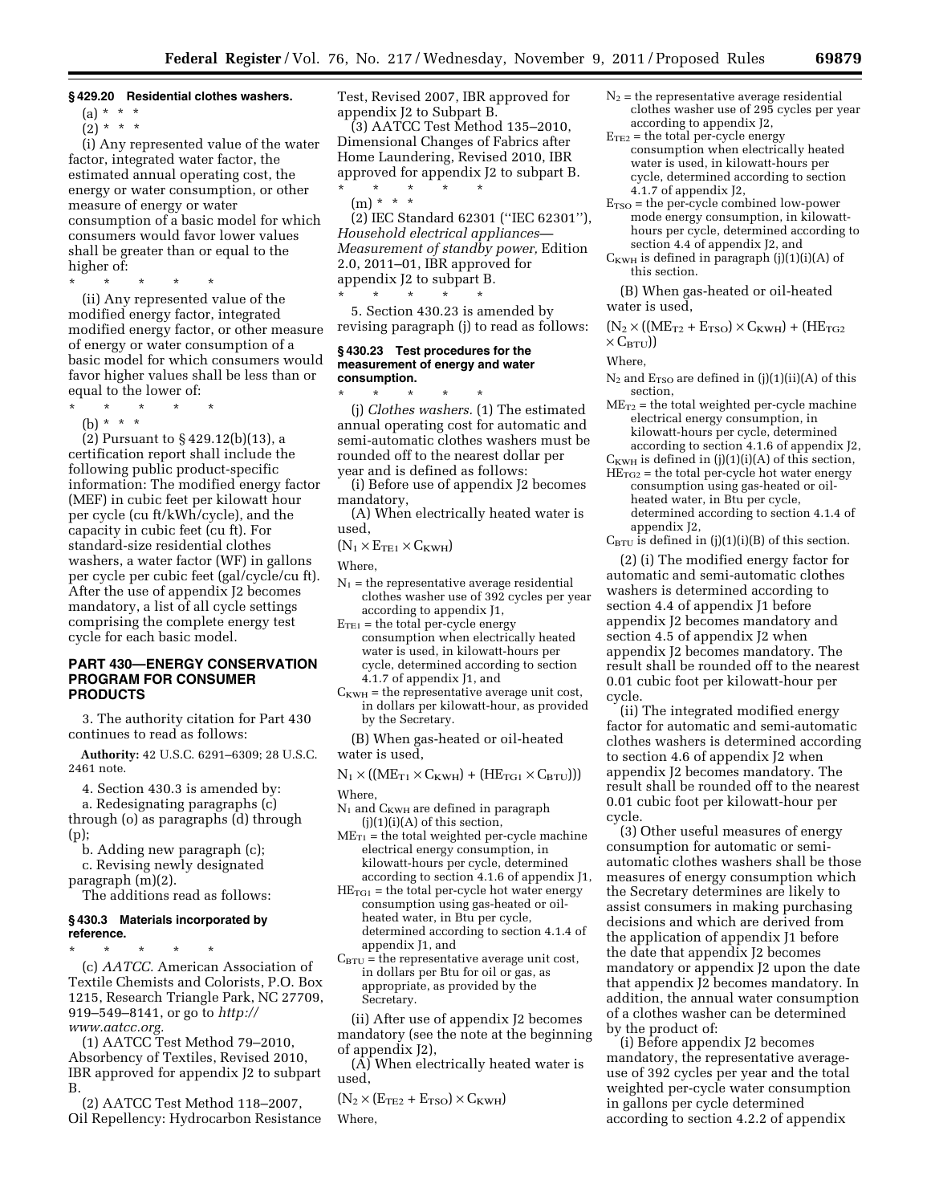### § 429.20 Residential clothes washers.

(a) * * *

(2) * * *

(i) Any represented value of the water factor, integrated water factor, the estimated annual operating cost, the energy or water consumption, or other measure of energy or water consumption of a basic model for which consumers would favor lower values shall be greater than or equal to the higher of:

\* \* \* \* \*

(ii) Any represented value of the modified energy factor, integrated modified energy factor, or other measure of energy or water consumption of a basic model for which consumers would favor higher values shall be less than or equal to the lower of:

\* \* \* \* \*

(b) * * *

(2) Pursuant to § 429.12(b)(13), a certification report shall include the following public product-specific information: The modified energy factor (MEF) in cubic feet per kilowatt hour per cycle (cu ft/kWh/cycle), and the capacity in cubic feet (cu ft). For standard-size residential clothes washers, a water factor (WF) in gallons per cycle per cubic feet (gal/cycle/cu ft). After the use of appendix J2 becomes mandatory, a list of all cycle settings comprising the complete energy test cycle for each basic model.

## PART 430—ENERGY CONSERVATION PROGRAM FOR CONSUMER PRODUCTS

3. The authority citation for Part 430 continues to read as follows:

**Authority:** 42 U.S.C. 6291–6309; 28 U.S.C. 2461 note.

4. Section 430.3 is amended by:

a. Redesignating paragraphs (c) through (o) as paragraphs (d) through (p);

b. Adding new paragraph (c);

c. Revising newly designated paragraph (m)(2).

The additions read as follows:

### § 430.3 Materials incorporated by reference.

\* \* \* \* \*

(c) *AATCC.* American Association of Textile Chemists and Colorists, P.O. Box 1215, Research Triangle Park, NC 27709, 919–549–8141, or go to *http://www.aatcc.org.*

(1) AATCC Test Method 79–2010, Absorbency of Textiles, Revised 2010, IBR approved for appendix J2 to subpart B.

(2) AATCC Test Method 118–2007, Oil Repellency: Hydrocarbon Resistance Test, Revised 2007, IBR approved for appendix J2 to Subpart B.

(3) AATCC Test Method 135–2010, Dimensional Changes of Fabrics after Home Laundering, Revised 2010, IBR approved for appendix J2 to subpart B.

\* \* \* \* \*

(m) * * *

(2) IEC Standard 62301 (''IEC 62301''), *Household electrical appliances—Measurement of standby power,* Edition 2.0, 2011–01, IBR approved for appendix J2 to subpart B.

\* \* \* \* \*

5. Section 430.23 is amended by revising paragraph (j) to read as follows:

### § 430.23 Test procedures for the measurement of energy and water consumption.

\* \* \* \* \*

(j) *Clothes washers.* (1) The estimated annual operating cost for automatic and semi-automatic clothes washers must be rounded off to the nearest dollar per year and is defined as follows:

(i) Before use of appendix J2 becomes mandatory,

(A) When electrically heated water is used,

$$(N_1 \times E_{TE1} \times C_{KWH})$$

Where,

$N_1$ = the representative average residential clothes washer use of 392 cycles per year according to appendix J1,

$E_{TE1}$ = the total per-cycle energy consumption when electrically heated water is used, in kilowatt-hours per cycle, determined according to section 4.1.7 of appendix J1, and

$C_{KWH}$ = the representative average unit cost, in dollars per kilowatt-hour, as provided by the Secretary.

(B) When gas-heated or oil-heated water is used,

$$N_1 \times ((ME_{T1} \times C_{KWH}) + (HE_{TG1} \times C_{BTU}))$$

Where,

$N_1$ and $C_{KWH}$ are defined in paragraph (j)(1)(i)(A) of this section,

$ME_{T1}$ = the total weighted per-cycle machine electrical energy consumption, in kilowatt-hours per cycle, determined according to section 4.1.6 of appendix J1,

$HE_{TG1}$ = the total per-cycle hot water energy consumption using gas-heated or oil-heated water, in Btu per cycle, determined according to section 4.1.4 of appendix J1, and

$C_{BTU}$ = the representative average unit cost, in dollars per Btu for oil or gas, as appropriate, as provided by the Secretary.

(ii) After use of appendix J2 becomes mandatory (see the note at the beginning of appendix J2),

(A) When electrically heated water is used,

$$(N_2 \times (E_{TE2} + E_{TSO}) \times C_{KWH})$$

Where,

$N_2$ = the representative average residential clothes washer use of 295 cycles per year according to appendix J2,

$E_{TE2}$ = the total per-cycle energy consumption when electrically heated water is used, in kilowatt-hours per cycle, determined according to section 4.1.7 of appendix J2,

$E_{TSO}$ = the per-cycle combined low-power mode energy consumption, in kilowatt-hours per cycle, determined according to section 4.4 of appendix J2, and

$C_{KWH}$ is defined in paragraph (j)(1)(i)(A) of this section.

(B) When gas-heated or oil-heated water is used,

$$(N_2 \times ((ME_{T2} + E_{TSO}) \times C_{KWH}) + (HE_{TG2} \times C_{BTU}))$$

Where,

$N_2$ and $E_{TSO}$ are defined in (j)(1)(ii)(A) of this section,

$ME_{T2}$ = the total weighted per-cycle machine electrical energy consumption, in kilowatt-hours per cycle, determined according to section 4.1.6 of appendix J2,

$C_{KWH}$ is defined in (j)(1)(i)(A) of this section,

$HE_{TG2}$ = the total per-cycle hot water energy consumption using gas-heated or oil-heated water, in Btu per cycle, determined according to section 4.1.4 of appendix J2,

$C_{BTU}$ is defined in (j)(1)(i)(B) of this section.

(2) (i) The modified energy factor for automatic and semi-automatic clothes washers is determined according to section 4.4 of appendix J1 before appendix J2 becomes mandatory and section 4.5 of appendix J2 when appendix J2 becomes mandatory. The result shall be rounded off to the nearest 0.01 cubic foot per kilowatt-hour per cycle.

(ii) The integrated modified energy factor for automatic and semi-automatic clothes washers is determined according to section 4.6 of appendix J2 when appendix J2 becomes mandatory. The result shall be rounded off to the nearest 0.01 cubic foot per kilowatt-hour per cycle.

(3) Other useful measures of energy consumption for automatic or semi-automatic clothes washers shall be those measures of energy consumption which the Secretary determines are likely to assist consumers in making purchasing decisions and which are derived from the application of appendix J1 before the date that appendix J2 becomes mandatory or appendix J2 upon the date that appendix J2 becomes mandatory. In addition, the annual water consumption of a clothes washer can be determined by the product of:

(i) Before appendix J2 becomes mandatory, the representative average-use of 392 cycles per year and the total weighted per-cycle water consumption in gallons per cycle determined according to section 4.2.2 of appendix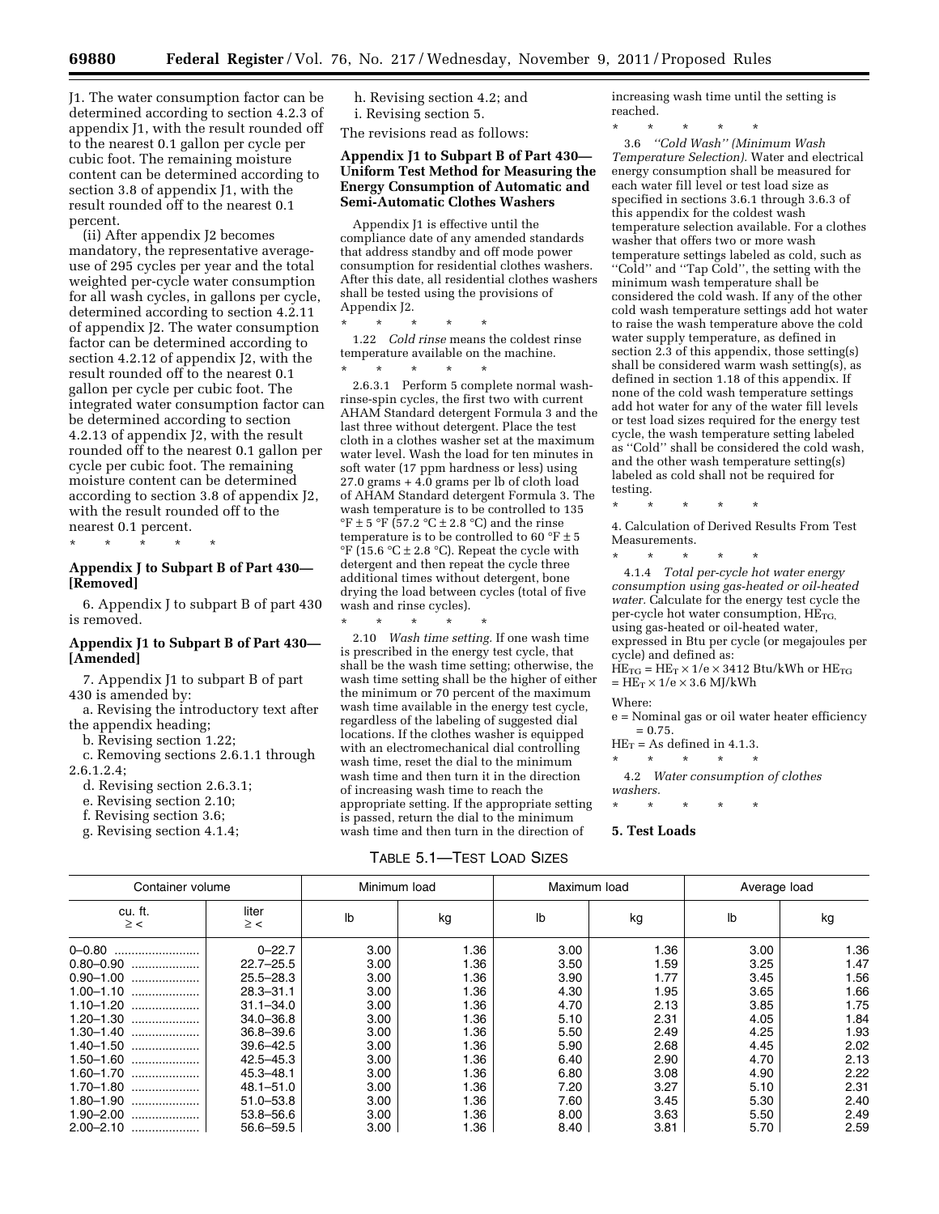J1. The water consumption factor can be determined according to section 4.2.3 of appendix J1, with the result rounded off to the nearest 0.1 gallon per cycle per cubic foot. The remaining moisture content can be determined according to section 3.8 of appendix J1, with the result rounded off to the nearest 0.1 percent.

(ii) After appendix J2 becomes mandatory, the representative average-use of 295 cycles per year and the total weighted per-cycle water consumption for all wash cycles, in gallons per cycle, determined according to section 4.2.11 of appendix J2. The water consumption factor can be determined according to section 4.2.12 of appendix J2, with the result rounded off to the nearest 0.1 gallon per cycle per cubic foot. The integrated water consumption factor can be determined according to section 4.2.13 of appendix J2, with the result rounded off to the nearest 0.1 gallon per cycle per cubic foot. The remaining moisture content can be determined according to section 3.8 of appendix J2, with the result rounded off to the nearest 0.1 percent.

\* \* \* \* \*

### Appendix J to Subpart B of Part 430—[Removed]

6. Appendix J to subpart B of part 430 is removed.

### Appendix J1 to Subpart B of Part 430—[Amended]

7. Appendix J1 to subpart B of part 430 is amended by:

a. Revising the introductory text after the appendix heading;

b. Revising section 1.22;

c. Removing sections 2.6.1.1 through 2.6.1.2.4;

d. Revising section 2.6.3.1;

e. Revising section 2.10;

f. Revising section 3.6;

g. Revising section 4.1.4;

h. Revising section 4.2; and

i. Revising section 5.

The revisions read as follows:

### Appendix J1 to Subpart B of Part 430—Uniform Test Method for Measuring the Energy Consumption of Automatic and Semi-Automatic Clothes Washers

Appendix J1 is effective until the compliance date of any amended standards that address standby and off mode power consumption for residential clothes washers. After this date, all residential clothes washers shall be tested using the provisions of Appendix J2.

\* \* \* \* \*

1.22 *Cold rinse* means the coldest rinse temperature available on the machine.

\* \* \* \* \*

2.6.3.1 Perform 5 complete normal wash-rinse-spin cycles, the first two with current AHAM Standard detergent Formula 3 and the last three without detergent. Place the test cloth in a clothes washer set at the maximum water level. Wash the load for ten minutes in soft water (17 ppm hardness or less) using 27.0 grams + 4.0 grams per lb of cloth load of AHAM Standard detergent Formula 3. The wash temperature is to be controlled to 135 °F ± 5 °F (57.2 °C ± 2.8 °C) and the rinse temperature is to be controlled to 60 °F ± 5 °F (15.6 °C ± 2.8 °C). Repeat the cycle with detergent and then repeat the cycle three additional times without detergent, bone drying the load between cycles (total of five wash and rinse cycles).

\* \* \* \* \*

2.10 *Wash time setting.* If one wash time is prescribed in the energy test cycle, that shall be the wash time setting; otherwise, the wash time setting shall be the higher of either the minimum or 70 percent of the maximum wash time available in the energy test cycle, regardless of the labeling of suggested dial locations. If the clothes washer is equipped with an electromechanical dial controlling wash time, reset the dial to the minimum wash time and then turn it in the direction of increasing wash time to reach the appropriate setting. If the appropriate setting is passed, return the dial to the minimum wash time and then turn in the direction of increasing wash time until the setting is reached.

\* \* \* \* \*

3.6 *"Cold Wash" (Minimum Wash Temperature Selection).* Water and electrical energy consumption shall be measured for each water fill level or test load size as specified in sections 3.6.1 through 3.6.3 of this appendix for the coldest wash temperature selection available. For a clothes washer that offers two or more wash temperature settings labeled as cold, such as "Cold" and "Tap Cold", the setting with the minimum wash temperature shall be considered the cold wash. If any of the other cold wash temperature settings add hot water to raise the wash temperature above the cold water supply temperature, as defined in section 2.3 of this appendix, those setting(s) shall be considered warm wash setting(s), as defined in section 1.18 of this appendix. If none of the cold wash temperature settings add hot water for any of the water fill levels or test load sizes required for the energy test cycle, the wash temperature setting labeled as "Cold" shall be considered the cold wash, and the other wash temperature setting(s) labeled as cold shall not be required for testing.

\* \* \* \* \*

4. Calculation of Derived Results From Test Measurements.

\* \* \* \* \*

4.1.4 *Total per-cycle hot water energy consumption using gas-heated or oil-heated water.* Calculate for the energy test cycle the per-cycle hot water consumption, $HE_{TG}$, using gas-heated or oil-heated water, expressed in Btu per cycle (or megajoules per cycle) and defined as:

$HE_{TG} = HE_T \times 1/e \times 3412$ Btu/kWh or $HE_{TG} = HE_T \times 1/e \times 3.6$ MJ/kWh

Where:

e = Nominal gas or oil water heater efficiency = 0.75.

$HE_T$ = As defined in 4.1.3.

\* \* \* \* \*

4.2 *Water consumption of clothes washers.*

\* \* \* \* \*

**5. Test Loads**

TABLE 5.1—TEST LOAD SIZES

| Container volume | | Minimum load | | Maximum load | | Average load | |
|---|---|---|---|---|---|---|---|
| cu. ft. ≥ < | liter ≥ < | lb | kg | lb | kg | lb | kg |
| 0–0.80 | 0–22.7 | 3.00 | 1.36 | 3.00 | 1.36 | 3.00 | 1.36 |
| 0.80–0.90 | 22.7–25.5 | 3.00 | 1.36 | 3.50 | 1.59 | 3.25 | 1.47 |
| 0.90–1.00 | 25.5–28.3 | 3.00 | 1.36 | 3.90 | 1.77 | 3.45 | 1.56 |
| 1.00–1.10 | 28.3–31.1 | 3.00 | 1.36 | 4.30 | 1.95 | 3.65 | 1.66 |
| 1.10–1.20 | 31.1–34.0 | 3.00 | 1.36 | 4.70 | 2.13 | 3.85 | 1.75 |
| 1.20–1.30 | 34.0–36.8 | 3.00 | 1.36 | 5.10 | 2.31 | 4.05 | 1.84 |
| 1.30–1.40 | 36.8–39.6 | 3.00 | 1.36 | 5.50 | 2.49 | 4.25 | 1.93 |
| 1.40–1.50 | 39.6–42.5 | 3.00 | 1.36 | 5.90 | 2.68 | 4.45 | 2.02 |
| 1.50–1.60 | 42.5–45.3 | 3.00 | 1.36 | 6.40 | 2.90 | 4.70 | 2.13 |
| 1.60–1.70 | 45.3–48.1 | 3.00 | 1.36 | 6.80 | 3.08 | 4.90 | 2.22 |
| 1.70–1.80 | 48.1–51.0 | 3.00 | 1.36 | 7.20 | 3.27 | 5.10 | 2.31 |
| 1.80–1.90 | 51.0–53.8 | 3.00 | 1.36 | 7.60 | 3.45 | 5.30 | 2.40 |
| 1.90–2.00 | 53.8–56.6 | 3.00 | 1.36 | 8.00 | 3.63 | 5.50 | 2.49 |
| 2.00–2.10 | 56.6–59.5 | 3.00 | 1.36 | 8.40 | 3.81 | 5.70 | 2.59 |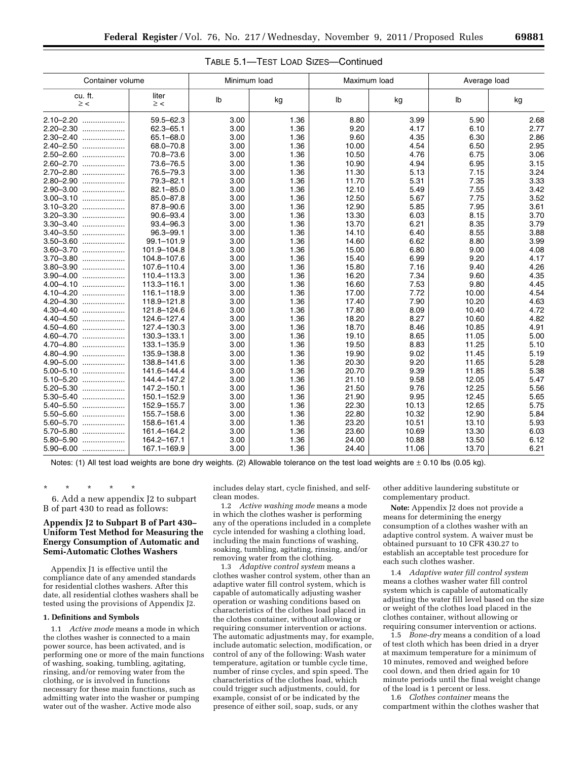TABLE 5.1—TEST LOAD SIZES—Continued

| Container volume | | Minimum load | | Maximum load | | Average load | |
|---|---|---|---|---|---|---|---|
| cu. ft. ≥ < | liter ≥ < | lb | kg | lb | kg | lb | kg |
| 2.10–2.20 | 59.5–62.3 | 3.00 | 1.36 | 8.80 | 3.99 | 5.90 | 2.68 |
| 2.20–2.30 | 62.3–65.1 | 3.00 | 1.36 | 9.20 | 4.17 | 6.10 | 2.77 |
| 2.30–2.40 | 65.1–68.0 | 3.00 | 1.36 | 9.60 | 4.35 | 6.30 | 2.86 |
| 2.40–2.50 | 68.0–70.8 | 3.00 | 1.36 | 10.00 | 4.54 | 6.50 | 2.95 |
| 2.50–2.60 | 70.8–73.6 | 3.00 | 1.36 | 10.50 | 4.76 | 6.75 | 3.06 |
| 2.60–2.70 | 73.6–76.5 | 3.00 | 1.36 | 10.90 | 4.94 | 6.95 | 3.15 |
| 2.70–2.80 | 76.5–79.3 | 3.00 | 1.36 | 11.30 | 5.13 | 7.15 | 3.24 |
| 2.80–2.90 | 79.3–82.1 | 3.00 | 1.36 | 11.70 | 5.31 | 7.35 | 3.33 |
| 2.90–3.00 | 82.1–85.0 | 3.00 | 1.36 | 12.10 | 5.49 | 7.55 | 3.42 |
| 3.00–3.10 | 85.0–87.8 | 3.00 | 1.36 | 12.50 | 5.67 | 7.75 | 3.52 |
| 3.10–3.20 | 87.8–90.6 | 3.00 | 1.36 | 12.90 | 5.85 | 7.95 | 3.61 |
| 3.20–3.30 | 90.6–93.4 | 3.00 | 1.36 | 13.30 | 6.03 | 8.15 | 3.70 |
| 3.30–3.40 | 93.4–96.3 | 3.00 | 1.36 | 13.70 | 6.21 | 8.35 | 3.79 |
| 3.40–3.50 | 96.3–99.1 | 3.00 | 1.36 | 14.10 | 6.40 | 8.55 | 3.88 |
| 3.50–3.60 | 99.1–101.9 | 3.00 | 1.36 | 14.60 | 6.62 | 8.80 | 3.99 |
| 3.60–3.70 | 101.9–104.8 | 3.00 | 1.36 | 15.00 | 6.80 | 9.00 | 4.08 |
| 3.70–3.80 | 104.8–107.6 | 3.00 | 1.36 | 15.40 | 6.99 | 9.20 | 4.17 |
| 3.80–3.90 | 107.6–110.4 | 3.00 | 1.36 | 15.80 | 7.16 | 9.40 | 4.26 |
| 3.90–4.00 | 110.4–113.3 | 3.00 | 1.36 | 16.20 | 7.34 | 9.60 | 4.35 |
| 4.00–4.10 | 113.3–116.1 | 3.00 | 1.36 | 16.60 | 7.53 | 9.80 | 4.45 |
| 4.10–4.20 | 116.1–118.9 | 3.00 | 1.36 | 17.00 | 7.72 | 10.00 | 4.54 |
| 4.20–4.30 | 118.9–121.8 | 3.00 | 1.36 | 17.40 | 7.90 | 10.20 | 4.63 |
| 4.30–4.40 | 121.8–124.6 | 3.00 | 1.36 | 17.80 | 8.09 | 10.40 | 4.72 |
| 4.40–4.50 | 124.6–127.4 | 3.00 | 1.36 | 18.20 | 8.27 | 10.60 | 4.82 |
| 4.50–4.60 | 127.4–130.3 | 3.00 | 1.36 | 18.70 | 8.46 | 10.85 | 4.91 |
| 4.60–4.70 | 130.3–133.1 | 3.00 | 1.36 | 19.10 | 8.65 | 11.05 | 5.00 |
| 4.70–4.80 | 133.1–135.9 | 3.00 | 1.36 | 19.50 | 8.83 | 11.25 | 5.10 |
| 4.80–4.90 | 135.9–138.8 | 3.00 | 1.36 | 19.90 | 9.02 | 11.45 | 5.19 |
| 4.90–5.00 | 138.8–141.6 | 3.00 | 1.36 | 20.30 | 9.20 | 11.65 | 5.28 |
| 5.00–5.10 | 141.6–144.4 | 3.00 | 1.36 | 20.70 | 9.39 | 11.85 | 5.38 |
| 5.10–5.20 | 144.4–147.2 | 3.00 | 1.36 | 21.10 | 9.58 | 12.05 | 5.47 |
| 5.20–5.30 | 147.2–150.1 | 3.00 | 1.36 | 21.50 | 9.76 | 12.25 | 5.56 |
| 5.30–5.40 | 150.1–152.9 | 3.00 | 1.36 | 21.90 | 9.95 | 12.45 | 5.65 |
| 5.40–5.50 | 152.9–155.7 | 3.00 | 1.36 | 22.30 | 10.13 | 12.65 | 5.75 |
| 5.50–5.60 | 155.7–158.6 | 3.00 | 1.36 | 22.80 | 10.32 | 12.90 | 5.84 |
| 5.60–5.70 | 158.6–161.4 | 3.00 | 1.36 | 23.20 | 10.51 | 13.10 | 5.93 |
| 5.70–5.80 | 161.4–164.2 | 3.00 | 1.36 | 23.60 | 10.69 | 13.30 | 6.03 |
| 5.80–5.90 | 164.2–167.1 | 3.00 | 1.36 | 24.00 | 10.88 | 13.50 | 6.12 |
| 5.90–6.00 | 167.1–169.9 | 3.00 | 1.36 | 24.40 | 11.06 | 13.70 | 6.21 |

Notes: (1) All test load weights are bone dry weights. (2) Allowable tolerance on the test load weights are ± 0.10 lbs (0.05 kg).

\* \* \* \* \*

6. Add a new appendix J2 to subpart B of part 430 to read as follows:

## Appendix J2 to Subpart B of Part 430–Uniform Test Method for Measuring the Energy Consumption of Automatic and Semi-Automatic Clothes Washers

Appendix J1 is effective until the compliance date of any amended standards for residential clothes washers. After this date, all residential clothes washers shall be tested using the provisions of Appendix J2.

### 1. Definitions and Symbols

1.1 *Active mode* means a mode in which the clothes washer is connected to a main power source, has been activated, and is performing one or more of the main functions of washing, soaking, tumbling, agitating, rinsing, and/or removing water from the clothing, or is involved in functions necessary for these main functions, such as admitting water into the washer or pumping water out of the washer. Active mode also includes delay start, cycle finished, and self-clean modes.

1.2 *Active washing mode* means a mode in which the clothes washer is performing any of the operations included in a complete cycle intended for washing a clothing load, including the main functions of washing, soaking, tumbling, agitating, rinsing, and/or removing water from the clothing.

1.3 *Adaptive control system* means a clothes washer control system, other than an adaptive water fill control system, which is capable of automatically adjusting washer operation or washing conditions based on characteristics of the clothes load placed in the clothes container, without allowing or requiring consumer intervention or actions. The automatic adjustments may, for example, include automatic selection, modification, or control of any of the following: Wash water temperature, agitation or tumble cycle time, number of rinse cycles, and spin speed. The characteristics of the clothes load, which could trigger such adjustments, could, for example, consist of or be indicated by the presence of either soil, soap, suds, or any other additive laundering substitute or complementary product.

**Note:** Appendix J2 does not provide a means for determining the energy consumption of a clothes washer with an adaptive control system. A waiver must be obtained pursuant to 10 CFR 430.27 to establish an acceptable test procedure for each such clothes washer.

1.4 *Adaptive water fill control system* means a clothes washer water fill control system which is capable of automatically adjusting the water fill level based on the size or weight of the clothes load placed in the clothes container, without allowing or requiring consumer intervention or actions.

1.5 *Bone-dry* means a condition of a load of test cloth which has been dried in a dryer at maximum temperature for a minimum of 10 minutes, removed and weighed before cool down, and then dried again for 10 minute periods until the final weight change of the load is 1 percent or less.

1.6 *Clothes container* means the compartment within the clothes washer that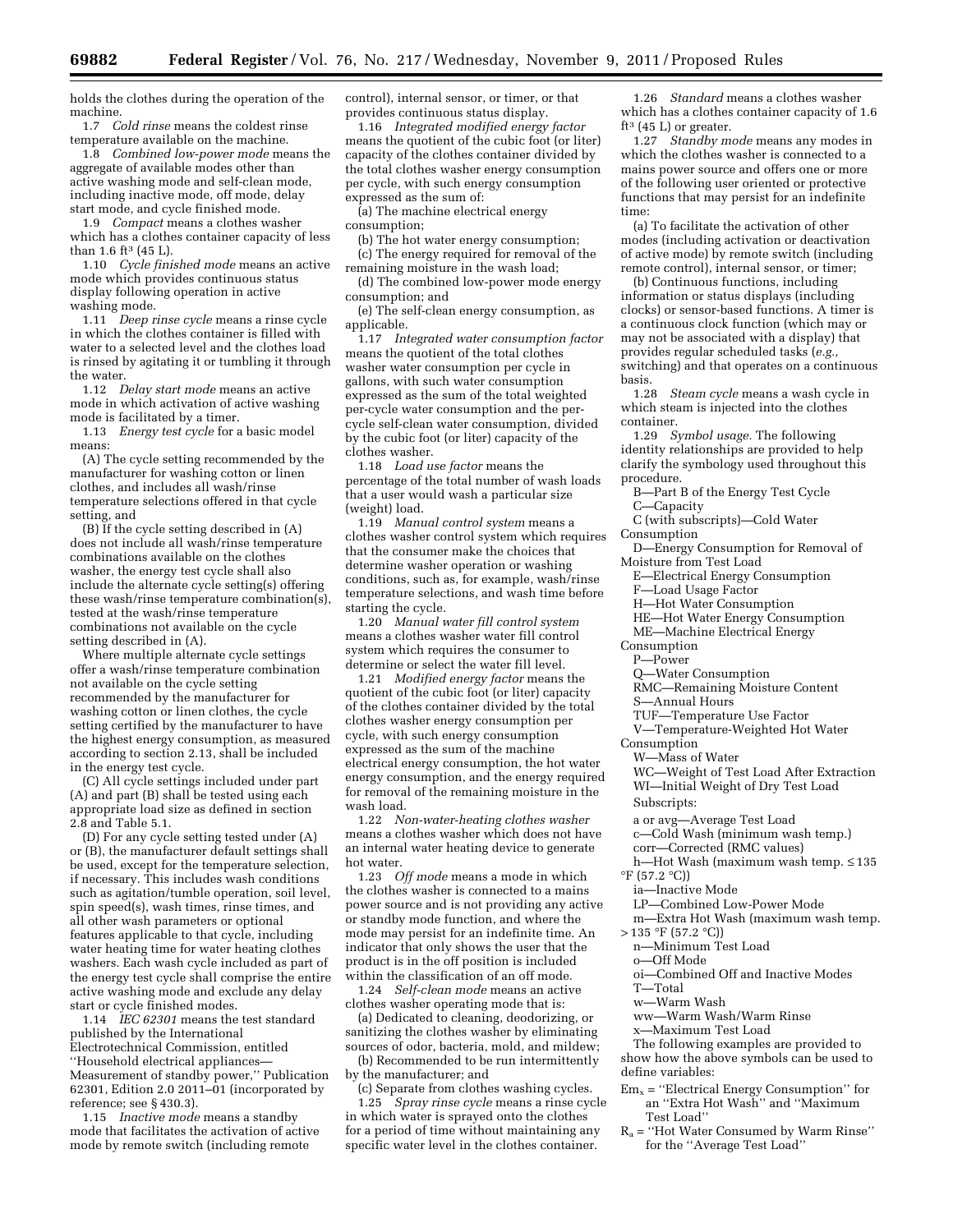holds the clothes during the operation of the machine.

1.7 *Cold rinse* means the coldest rinse temperature available on the machine.

1.8 *Combined low-power mode* means the aggregate of available modes other than active washing mode and self-clean mode, including inactive mode, off mode, delay start mode, and cycle finished mode.

1.9 *Compact* means a clothes washer which has a clothes container capacity of less than 1.6 $ft^3$ (45 L).

1.10 *Cycle finished mode* means an active mode which provides continuous status display following operation in active washing mode.

1.11 *Deep rinse cycle* means a rinse cycle in which the clothes container is filled with water to a selected level and the clothes load is rinsed by agitating it or tumbling it through the water.

1.12 *Delay start mode* means an active mode in which activation of active washing mode is facilitated by a timer.

1.13 *Energy test cycle* for a basic model means:

(A) The cycle setting recommended by the manufacturer for washing cotton or linen clothes, and includes all wash/rinse temperature selections offered in that cycle setting, and

(B) If the cycle setting described in (A) does not include all wash/rinse temperature combinations available on the clothes washer, the energy test cycle shall also include the alternate cycle setting(s) offering these wash/rinse temperature combination(s), tested at the wash/rinse temperature combinations not available on the cycle setting described in (A).

Where multiple alternate cycle settings offer a wash/rinse temperature combination not available on the cycle setting recommended by the manufacturer for washing cotton or linen clothes, the cycle setting certified by the manufacturer to have the highest energy consumption, as measured according to section 2.13, shall be included in the energy test cycle.

(C) All cycle settings included under part (A) and part (B) shall be tested using each appropriate load size as defined in section 2.8 and Table 5.1.

(D) For any cycle setting tested under (A) or (B), the manufacturer default settings shall be used, except for the temperature selection, if necessary. This includes wash conditions such as agitation/tumble operation, soil level, spin speed(s), wash times, rinse times, and all other wash parameters or optional features applicable to that cycle, including water heating time for water heating clothes washers. Each wash cycle included as part of the energy test cycle shall comprise the entire active washing mode and exclude any delay start or cycle finished modes.

1.14 *IEC 62301* means the test standard published by the International Electrotechnical Commission, entitled ''Household electrical appliances—Measurement of standby power,'' Publication 62301, Edition 2.0 2011–01 (incorporated by reference; see § 430.3).

1.15 *Inactive mode* means a standby mode that facilitates the activation of active mode by remote switch (including remote control), internal sensor, or timer, or that provides continuous status display.

1.16 *Integrated modified energy factor* means the quotient of the cubic foot (or liter) capacity of the clothes container divided by the total clothes washer energy consumption per cycle, with such energy consumption expressed as the sum of:

(a) The machine electrical energy consumption;

(b) The hot water energy consumption;

(c) The energy required for removal of the remaining moisture in the wash load;

(d) The combined low-power mode energy consumption; and

(e) The self-clean energy consumption, as applicable.

1.17 *Integrated water consumption factor* means the quotient of the total clothes washer water consumption per cycle in gallons, with such water consumption expressed as the sum of the total weighted per-cycle water consumption and the per-cycle self-clean water consumption, divided by the cubic foot (or liter) capacity of the clothes washer.

1.18 *Load use factor* means the percentage of the total number of wash loads that a user would wash a particular size (weight) load.

1.19 *Manual control system* means a clothes washer control system which requires that the consumer make the choices that determine washer operation or washing conditions, such as, for example, wash/rinse temperature selections, and wash time before starting the cycle.

1.20 *Manual water fill control system* means a clothes washer water fill control system which requires the consumer to determine or select the water fill level.

1.21 *Modified energy factor* means the quotient of the cubic foot (or liter) capacity of the clothes container divided by the total clothes washer energy consumption per cycle, with such energy consumption expressed as the sum of the machine electrical energy consumption, the hot water energy consumption, and the energy required for removal of the remaining moisture in the wash load.

1.22 *Non-water-heating clothes washer* means a clothes washer which does not have an internal water heating device to generate hot water.

1.23 *Off mode* means a mode in which the clothes washer is connected to a mains power source and is not providing any active or standby mode function, and where the mode may persist for an indefinite time. An indicator that only shows the user that the product is in the off position is included within the classification of an off mode.

1.24 *Self-clean mode* means an active clothes washer operating mode that is:

(a) Dedicated to cleaning, deodorizing, or sanitizing the clothes washer by eliminating sources of odor, bacteria, mold, and mildew;

(b) Recommended to be run intermittently by the manufacturer; and

(c) Separate from clothes washing cycles.

1.25 *Spray rinse cycle* means a rinse cycle in which water is sprayed onto the clothes for a period of time without maintaining any specific water level in the clothes container.

1.26 *Standard* means a clothes washer which has a clothes container capacity of 1.6 $ft^3$ (45 L) or greater.

1.27 *Standby mode* means any modes in which the clothes washer is connected to a mains power source and offers one or more of the following user oriented or protective functions that may persist for an indefinite time:

(a) To facilitate the activation of other modes (including activation or deactivation of active mode) by remote switch (including remote control), internal sensor, or timer;

(b) Continuous functions, including information or status displays (including clocks) or sensor-based functions. A timer is a continuous clock function (which may or may not be associated with a display) that provides regular scheduled tasks (*e.g.,* switching) and that operates on a continuous basis.

1.28 *Steam cycle* means a wash cycle in which steam is injected into the clothes container.

1.29 *Symbol usage.* The following identity relationships are provided to help clarify the symbology used throughout this procedure.

B—Part B of the Energy Test Cycle
C—Capacity
C (with subscripts)—Cold Water Consumption
D—Energy Consumption for Removal of Moisture from Test Load
E—Electrical Energy Consumption
F—Load Usage Factor
H—Hot Water Consumption
HE—Hot Water Energy Consumption
ME—Machine Electrical Energy Consumption
P—Power
Q—Water Consumption
RMC—Remaining Moisture Content
S—Annual Hours
TUF—Temperature Use Factor
V—Temperature-Weighted Hot Water Consumption
W—Mass of Water
WC—Weight of Test Load After Extraction
WI—Initial Weight of Dry Test Load

Subscripts:

a or avg—Average Test Load
c—Cold Wash (minimum wash temp.)
corr—Corrected (RMC values)
h—Hot Wash (maximum wash temp. ≤ 135 °F (57.2 °C))
ia—Inactive Mode
LP—Combined Low-Power Mode
m—Extra Hot Wash (maximum wash temp. > 135 °F (57.2 °C))
n—Minimum Test Load
o—Off Mode
oi—Combined Off and Inactive Modes
T—Total
w—Warm Wash
ww—Warm Wash/Warm Rinse
x—Maximum Test Load

The following examples are provided to show how the above symbols can be used to define variables:

$Em_x$ = ''Electrical Energy Consumption'' for an ''Extra Hot Wash'' and ''Maximum Test Load''

$R_a$ = ''Hot Water Consumed by Warm Rinse'' for the ''Average Test Load''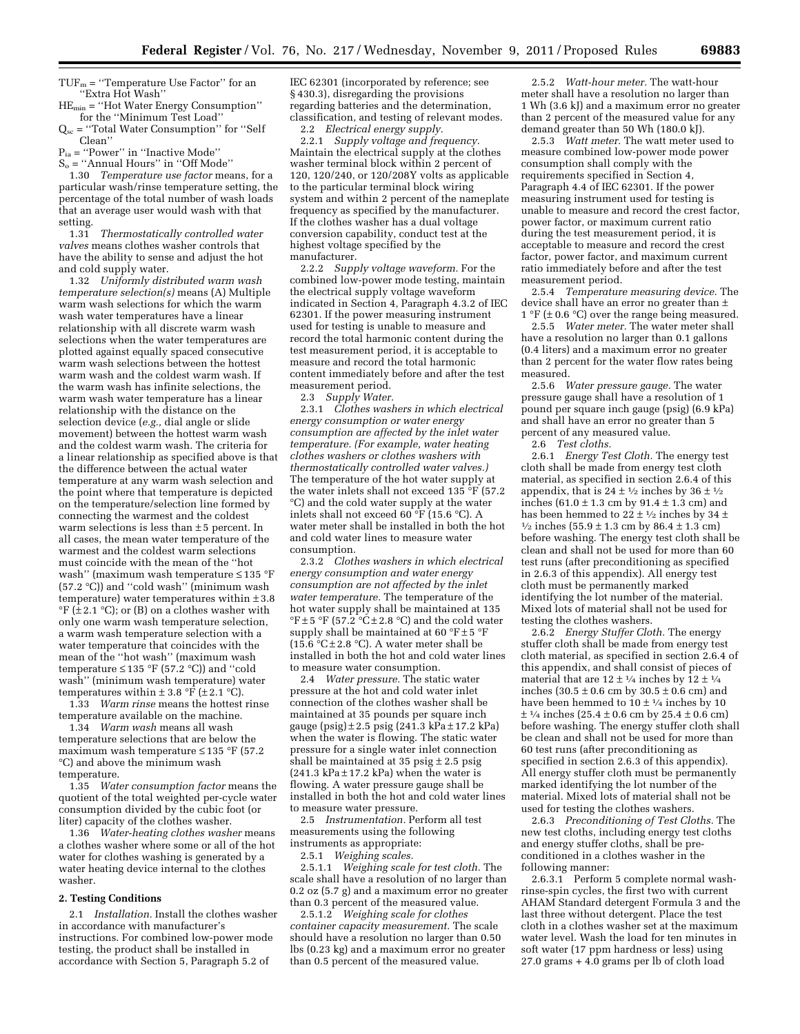$TUF_m$ = ''Temperature Use Factor'' for an ''Extra Hot Wash''

$HE_{min}$ = ''Hot Water Energy Consumption'' for the ''Minimum Test Load''

$Q_{sc}$ = ''Total Water Consumption'' for ''Self Clean''

$P_{ia}$ = ''Power'' in ''Inactive Mode''

$S_o$ = ''Annual Hours'' in ''Off Mode''

1.30 *Temperature use factor* means, for a particular wash/rinse temperature setting, the percentage of the total number of wash loads that an average user would wash with that setting.

1.31 *Thermostatically controlled water valves* means clothes washer controls that have the ability to sense and adjust the hot and cold supply water.

1.32 *Uniformly distributed warm wash temperature selection(s)* means (A) Multiple warm wash selections for which the warm wash water temperatures have a linear relationship with all discrete warm wash selections when the water temperatures are plotted against equally spaced consecutive warm wash selections between the hottest warm wash and the coldest warm wash. If the warm wash has infinite selections, the warm wash water temperature has a linear relationship with the distance on the selection device (*e.g.,* dial angle or slide movement) between the hottest warm wash and the coldest warm wash. The criteria for a linear relationship as specified above is that the difference between the actual water temperature at any warm wash selection and the point where that temperature is depicted on the temperature/selection line formed by connecting the warmest and the coldest warm selections is less than ±5 percent. In all cases, the mean water temperature of the warmest and the coldest warm selections must coincide with the mean of the ''hot wash'' (maximum wash temperature ≤135 °F (57.2 °C)) and ''cold wash'' (minimum wash temperature) water temperatures within ±3.8 °F (±2.1 °C); or (B) on a clothes washer with only one warm wash temperature selection, a warm wash temperature selection with a water temperature that coincides with the mean of the ''hot wash'' (maximum wash temperature ≤135 °F (57.2 °C)) and ''cold wash'' (minimum wash temperature) water temperatures within ± 3.8 °F (±2.1 °C).

1.33 *Warm rinse* means the hottest rinse temperature available on the machine.

1.34 *Warm wash* means all wash temperature selections that are below the maximum wash temperature ≤135 °F (57.2 °C) and above the minimum wash temperature.

1.35 *Water consumption factor* means the quotient of the total weighted per-cycle water consumption divided by the cubic foot (or liter) capacity of the clothes washer.

1.36 *Water-heating clothes washer* means a clothes washer where some or all of the hot water for clothes washing is generated by a water heating device internal to the clothes washer.

**2. Testing Conditions**

2.1 *Installation.* Install the clothes washer in accordance with manufacturer's instructions. For combined low-power mode testing, the product shall be installed in accordance with Section 5, Paragraph 5.2 of IEC 62301 (incorporated by reference; see § 430.3), disregarding the provisions regarding batteries and the determination, classification, and testing of relevant modes.

2.2 *Electrical energy supply.*

2.2.1 *Supply voltage and frequency.* Maintain the electrical supply at the clothes washer terminal block within 2 percent of 120, 120/240, or 120/208Y volts as applicable to the particular terminal block wiring system and within 2 percent of the nameplate frequency as specified by the manufacturer. If the clothes washer has a dual voltage conversion capability, conduct test at the highest voltage specified by the manufacturer.

2.2.2 *Supply voltage waveform.* For the combined low-power mode testing, maintain the electrical supply voltage waveform indicated in Section 4, Paragraph 4.3.2 of IEC 62301. If the power measuring instrument used for testing is unable to measure and record the total harmonic content during the test measurement period, it is acceptable to measure and record the total harmonic content immediately before and after the test measurement period.

2.3 *Supply Water.*

2.3.1 *Clothes washers in which electrical energy consumption or water energy consumption are affected by the inlet water temperature. (For example, water heating clothes washers or clothes washers with thermostatically controlled water valves.)* The temperature of the hot water supply at the water inlets shall not exceed 135 °F (57.2 °C) and the cold water supply at the water inlets shall not exceed 60 °F (15.6 °C). A water meter shall be installed in both the hot and cold water lines to measure water consumption.

2.3.2 *Clothes washers in which electrical energy consumption and water energy consumption are not affected by the inlet water temperature.* The temperature of the hot water supply shall be maintained at 135 °F±5 °F (57.2 °C±2.8 °C) and the cold water supply shall be maintained at 60 °F±5 °F (15.6 °C±2.8 °C). A water meter shall be installed in both the hot and cold water lines to measure water consumption.

2.4 *Water pressure.* The static water pressure at the hot and cold water inlet connection of the clothes washer shall be maintained at 35 pounds per square inch gauge (psig)±2.5 psig (241.3 kPa±17.2 kPa) when the water is flowing. The static water pressure for a single water inlet connection shall be maintained at 35 psig ± 2.5 psig (241.3 kPa±17.2 kPa) when the water is flowing. A water pressure gauge shall be installed in both the hot and cold water lines to measure water pressure.

2.5 *Instrumentation.* Perform all test measurements using the following instruments as appropriate:

2.5.1 *Weighing scales.*

2.5.1.1 *Weighing scale for test cloth.* The scale shall have a resolution of no larger than 0.2 oz (5.7 g) and a maximum error no greater than 0.3 percent of the measured value.

2.5.1.2 *Weighing scale for clothes container capacity measurement.* The scale should have a resolution no larger than 0.50 lbs (0.23 kg) and a maximum error no greater than 0.5 percent of the measured value.

2.5.2 *Watt-hour meter.* The watt-hour meter shall have a resolution no larger than 1 Wh (3.6 kJ) and a maximum error no greater than 2 percent of the measured value for any demand greater than 50 Wh (180.0 kJ).

2.5.3 *Watt meter.* The watt meter used to measure combined low-power mode power consumption shall comply with the requirements specified in Section 4, Paragraph 4.4 of IEC 62301. If the power measuring instrument used for testing is unable to measure and record the crest factor, power factor, or maximum current ratio during the test measurement period, it is acceptable to measure and record the crest factor, power factor, and maximum current ratio immediately before and after the test measurement period.

2.5.4 *Temperature measuring device.* The device shall have an error no greater than ± 1 °F (± 0.6 °C) over the range being measured.

2.5.5 *Water meter.* The water meter shall have a resolution no larger than 0.1 gallons (0.4 liters) and a maximum error no greater than 2 percent for the water flow rates being measured.

2.5.6 *Water pressure gauge.* The water pressure gauge shall have a resolution of 1 pound per square inch gauge (psig) (6.9 kPa) and shall have an error no greater than 5 percent of any measured value.

2.6 *Test cloths.*

2.6.1 *Energy Test Cloth.* The energy test cloth shall be made from energy test cloth material, as specified in section 2.6.4 of this appendix, that is 24 ± ½ inches by 36 ± ½ inches (61.0 ± 1.3 cm by 91.4 ± 1.3 cm) and has been hemmed to 22 ± ½ inches by 34 ± ½ inches (55.9 ± 1.3 cm by 86.4 ± 1.3 cm) before washing. The energy test cloth shall be clean and shall not be used for more than 60 test runs (after preconditioning as specified in 2.6.3 of this appendix). All energy test cloth must be permanently marked identifying the lot number of the material. Mixed lots of material shall not be used for testing the clothes washers.

2.6.2 *Energy Stuffer Cloth.* The energy stuffer cloth shall be made from energy test cloth material, as specified in section 2.6.4 of this appendix, and shall consist of pieces of material that are 12 ± ¼ inches by 12 ± ¼ inches (30.5 ± 0.6 cm by 30.5 ± 0.6 cm) and have been hemmed to 10 ± ¼ inches by 10 ± ¼ inches (25.4 ± 0.6 cm by 25.4 ± 0.6 cm) before washing. The energy stuffer cloth shall be clean and shall not be used for more than 60 test runs (after preconditioning as specified in section 2.6.3 of this appendix). All energy stuffer cloth must be permanently marked identifying the lot number of the material. Mixed lots of material shall not be used for testing the clothes washers.

2.6.3 *Preconditioning of Test Cloths.* The new test cloths, including energy test cloths and energy stuffer cloths, shall be pre-conditioned in a clothes washer in the following manner:

2.6.3.1 Perform 5 complete normal wash-rinse-spin cycles, the first two with current AHAM Standard detergent Formula 3 and the last three without detergent. Place the test cloth in a clothes washer set at the maximum water level. Wash the load for ten minutes in soft water (17 ppm hardness or less) using 27.0 grams + 4.0 grams per lb of cloth load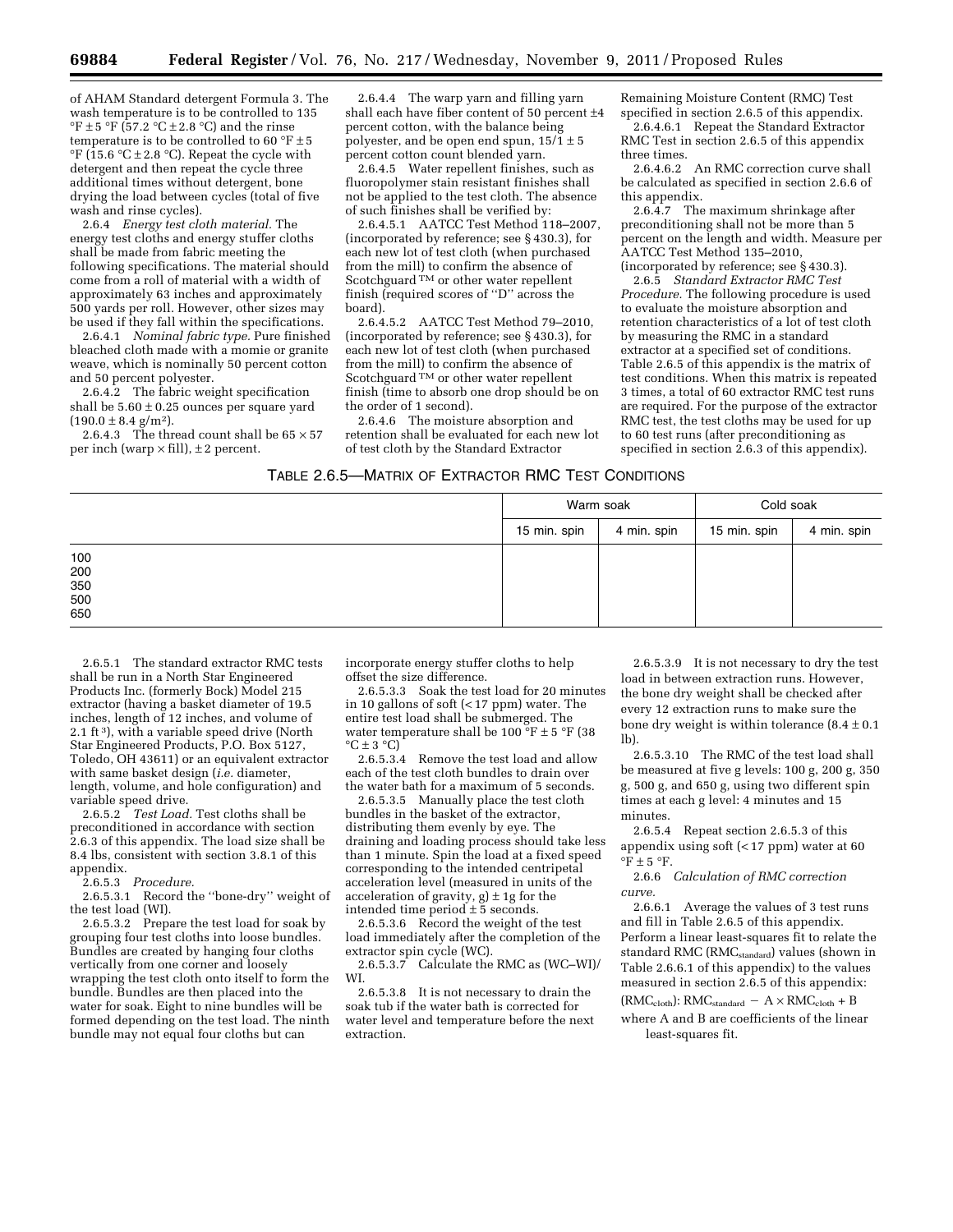of AHAM Standard detergent Formula 3. The wash temperature is to be controlled to 135 °F ± 5 °F (57.2 °C ± 2.8 °C) and the rinse temperature is to be controlled to 60 °F ± 5 °F (15.6 °C ± 2.8 °C). Repeat the cycle with detergent and then repeat the cycle three additional times without detergent, bone drying the load between cycles (total of five wash and rinse cycles).

2.6.4 *Energy test cloth material.* The energy test cloths and energy stuffer cloths shall be made from fabric meeting the following specifications. The material should come from a roll of material with a width of approximately 63 inches and approximately 500 yards per roll. However, other sizes may be used if they fall within the specifications.

2.6.4.1 *Nominal fabric type.* Pure finished bleached cloth made with a momie or granite weave, which is nominally 50 percent cotton and 50 percent polyester.

2.6.4.2 The fabric weight specification shall be 5.60 ± 0.25 ounces per square yard (190.0 ± 8.4 g/m²).

2.6.4.3 The thread count shall be 65 × 57 per inch (warp × fill), ± 2 percent.

2.6.4.4 The warp yarn and filling yarn shall each have fiber content of 50 percent ±4 percent cotton, with the balance being polyester, and be open end spun, 15/1 ± 5 percent cotton count blended yarn.

2.6.4.5 Water repellent finishes, such as fluoropolymer stain resistant finishes shall not be applied to the test cloth. The absence of such finishes shall be verified by:

2.6.4.5.1 AATCC Test Method 118–2007, (incorporated by reference; see § 430.3), for each new lot of test cloth (when purchased from the mill) to confirm the absence of Scotchguard ™ or other water repellent finish (required scores of "D" across the board).

2.6.4.5.2 AATCC Test Method 79–2010, (incorporated by reference; see § 430.3), for each new lot of test cloth (when purchased from the mill) to confirm the absence of Scotchguard ™ or other water repellent finish (time to absorb one drop should be on the order of 1 second).

2.6.4.6 The moisture absorption and retention shall be evaluated for each new lot of test cloth by the Standard Extractor Remaining Moisture Content (RMC) Test specified in section 2.6.5 of this appendix.

2.6.4.6.1 Repeat the Standard Extractor RMC Test in section 2.6.5 of this appendix three times.

2.6.4.6.2 An RMC correction curve shall be calculated as specified in section 2.6.6 of this appendix.

2.6.4.7 The maximum shrinkage after preconditioning shall not be more than 5 percent on the length and width. Measure per AATCC Test Method 135–2010, (incorporated by reference; see § 430.3).

2.6.5 *Standard Extractor RMC Test Procedure.* The following procedure is used to evaluate the moisture absorption and retention characteristics of a lot of test cloth by measuring the RMC in a standard extractor at a specified set of conditions. Table 2.6.5 of this appendix is the matrix of test conditions. When this matrix is repeated 3 times, a total of 60 extractor RMC test runs are required. For the purpose of the extractor RMC test, the test cloths may be used for up to 60 test runs (after preconditioning as specified in section 2.6.3 of this appendix).

TABLE 2.6.5—MATRIX OF EXTRACTOR RMC TEST CONDITIONS

| | Warm soak | | Cold soak | |
|---|---|---|---|---|
| | 15 min. spin | 4 min. spin | 15 min. spin | 4 min. spin |
| 100 | | | | |
| 200 | | | | |
| 350 | | | | |
| 500 | | | | |
| 650 | | | | |

2.6.5.1 The standard extractor RMC tests shall be run in a North Star Engineered Products Inc. (formerly Bock) Model 215 extractor (having a basket diameter of 19.5 inches, length of 12 inches, and volume of 2.1 ft³), with a variable speed drive (North Star Engineered Products, P.O. Box 5127, Toledo, OH 43611) or an equivalent extractor with same basket design (*i.e.* diameter, length, volume, and hole configuration) and variable speed drive.

2.6.5.2 *Test Load.* Test cloths shall be preconditioned in accordance with section 2.6.3 of this appendix. The load size shall be 8.4 lbs, consistent with section 3.8.1 of this appendix.

2.6.5.3 *Procedure.*

2.6.5.3.1 Record the "bone-dry" weight of the test load (WI).

2.6.5.3.2 Prepare the test load for soak by grouping four test cloths into loose bundles. Bundles are created by hanging four cloths vertically from one corner and loosely wrapping the test cloth onto itself to form the bundle. Bundles are then placed into the water for soak. Eight to nine bundles will be formed depending on the test load. The ninth bundle may not equal four cloths but can incorporate energy stuffer cloths to help offset the size difference.

2.6.5.3.3 Soak the test load for 20 minutes in 10 gallons of soft (< 17 ppm) water. The entire test load shall be submerged. The water temperature shall be 100 °F ± 5 °F (38 °C ± 3 °C)

2.6.5.3.4 Remove the test load and allow each of the test cloth bundles to drain over the water bath for a maximum of 5 seconds.

2.6.5.3.5 Manually place the test cloth bundles in the basket of the extractor, distributing them evenly by eye. The draining and loading process should take less than 1 minute. Spin the load at a fixed speed corresponding to the intended centripetal acceleration level (measured in units of the acceleration of gravity, g) ± 1g for the intended time period ± 5 seconds.

2.6.5.3.6 Record the weight of the test load immediately after the completion of the extractor spin cycle (WC).

2.6.5.3.7 Calculate the RMC as (WC–WI)/WI.

2.6.5.3.8 It is not necessary to drain the soak tub if the water bath is corrected for water level and temperature before the next extraction.

2.6.5.3.9 It is not necessary to dry the test load in between extraction runs. However, the bone dry weight shall be checked after every 12 extraction runs to make sure the bone dry weight is within tolerance (8.4 ± 0.1 lb).

2.6.5.3.10 The RMC of the test load shall be measured at five g levels: 100 g, 200 g, 350 g, 500 g, and 650 g, using two different spin times at each g level: 4 minutes and 15 minutes.

2.6.5.4 Repeat section 2.6.5.3 of this appendix using soft (< 17 ppm) water at 60 °F ± 5 °F.

2.6.6 *Calculation of RMC correction curve.*

2.6.6.1 Average the values of 3 test runs and fill in Table 2.6.5 of this appendix. Perform a linear least-squares fit to relate the standard RMC ($RMC_{standard}$) values (shown in Table 2.6.6.1 of this appendix) to the values measured in section 2.6.5 of this appendix: ($RMC_{cloth}$): $RMC_{standard} - A \times RMC_{cloth} + B$

where A and B are coefficients of the linear least-squares fit.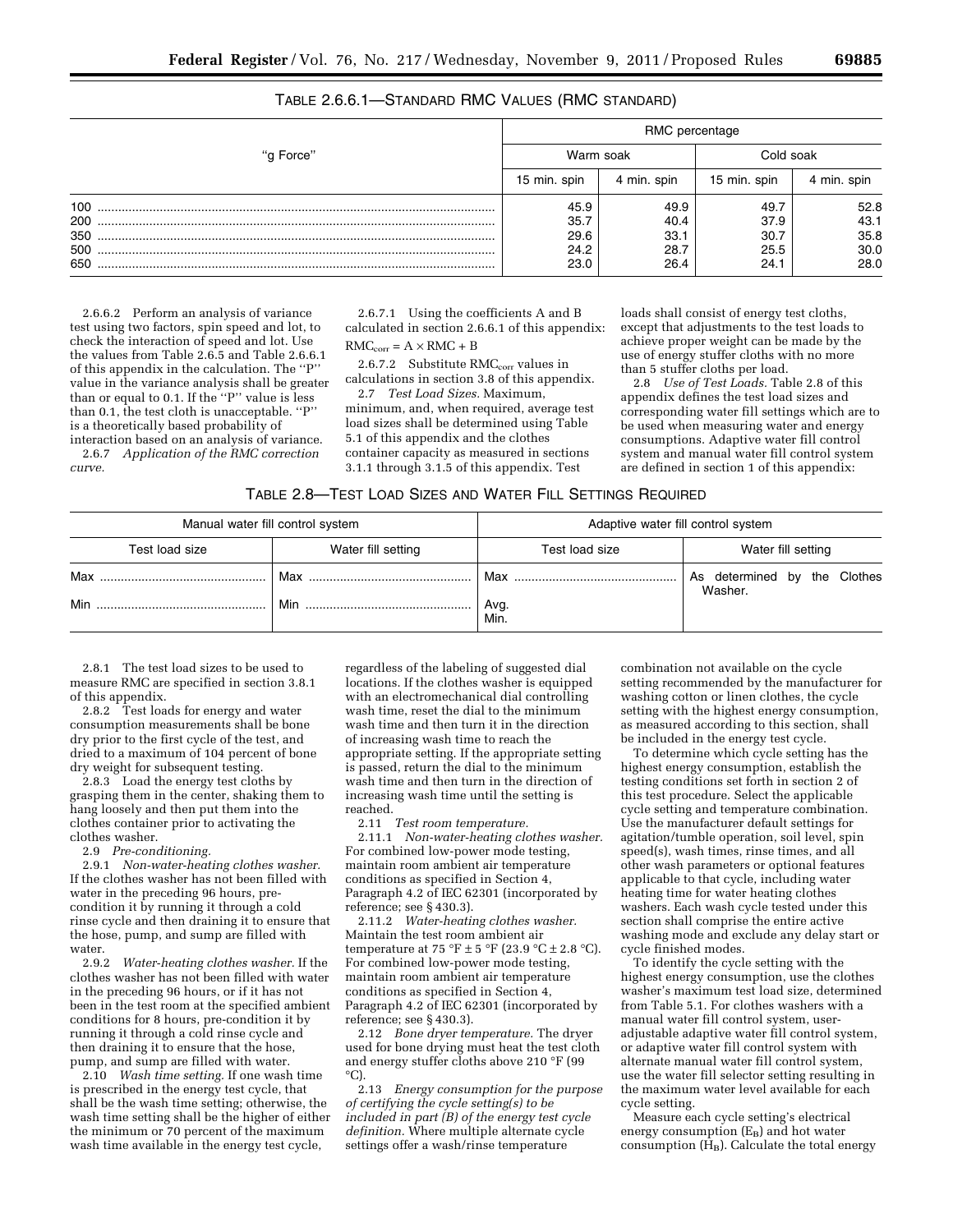TABLE 2.6.6.1—STANDARD RMC VALUES (RMC STANDARD)

| "g Force" | RMC percentage | | | |
|---|---|---|---|---|
| | Warm soak | | Cold soak | |
| | 15 min. spin | 4 min. spin | 15 min. spin | 4 min. spin |
| 100 | 45.9 | 49.9 | 49.7 | 52.8 |
| 200 | 35.7 | 40.4 | 37.9 | 43.1 |
| 350 | 29.6 | 33.1 | 30.7 | 35.8 |
| 500 | 24.2 | 28.7 | 25.5 | 30.0 |
| 650 | 23.0 | 26.4 | 24.1 | 28.0 |

2.6.6.2 Perform an analysis of variance test using two factors, spin speed and lot, to check the interaction of speed and lot. Use the values from Table 2.6.5 and Table 2.6.6.1 of this appendix in the calculation. The "P" value in the variance analysis shall be greater than or equal to 0.1. If the "P" value is less than 0.1, the test cloth is unacceptable. "P" is a theoretically based probability of interaction based on an analysis of variance.

2.6.7 *Application of the RMC correction curve.*

2.6.7.1 Using the coefficients A and B calculated in section 2.6.6.1 of this appendix:

$RMC_{corr} = A \times RMC + B$

2.6.7.2 Substitute $RMC_{corr}$ values in calculations in section 3.8 of this appendix.

2.7 *Test Load Sizes.* Maximum, minimum, and, when required, average test load sizes shall be determined using Table 5.1 of this appendix and the clothes container capacity as measured in sections 3.1.1 through 3.1.5 of this appendix. Test loads shall consist of energy test cloths, except that adjustments to the test loads to achieve proper weight can be made by the use of energy stuffer cloths with no more than 5 stuffer cloths per load.

2.8 *Use of Test Loads.* Table 2.8 of this appendix defines the test load sizes and corresponding water fill settings which are to be used when measuring water and energy consumptions. Adaptive water fill control system and manual water fill control system are defined in section 1 of this appendix:

TABLE 2.8—TEST LOAD SIZES AND WATER FILL SETTINGS REQUIRED

| Manual water fill control system | | Adaptive water fill control system | |
|---|---|---|---|
| Test load size | Water fill setting | Test load size | Water fill setting |
| Max | Max | Max | As determined by the Clothes Washer. |
| Min | Min | Avg.<br>Min. | |

2.8.1 The test load sizes to be used to measure RMC are specified in section 3.8.1 of this appendix.

2.8.2 Test loads for energy and water consumption measurements shall be bone dry prior to the first cycle of the test, and dried to a maximum of 104 percent of bone dry weight for subsequent testing.

2.8.3 Load the energy test cloths by grasping them in the center, shaking them to hang loosely and then put them into the clothes container prior to activating the clothes washer.

2.9 *Pre-conditioning.*

2.9.1 *Non-water-heating clothes washer.* If the clothes washer has not been filled with water in the preceding 96 hours, pre-condition it by running it through a cold rinse cycle and then draining it to ensure that the hose, pump, and sump are filled with water.

2.9.2 *Water-heating clothes washer.* If the clothes washer has not been filled with water in the preceding 96 hours, or if it has not been in the test room at the specified ambient conditions for 8 hours, pre-condition it by running it through a cold rinse cycle and then draining it to ensure that the hose, pump, and sump are filled with water.

2.10 *Wash time setting.* If one wash time is prescribed in the energy test cycle, that shall be the wash time setting; otherwise, the wash time setting shall be the higher of either the minimum or 70 percent of the maximum wash time available in the energy test cycle, regardless of the labeling of suggested dial locations. If the clothes washer is equipped with an electromechanical dial controlling wash time, reset the dial to the minimum wash time and then turn it in the direction of increasing wash time to reach the appropriate setting. If the appropriate setting is passed, return the dial to the minimum wash time and then turn in the direction of increasing wash time until the setting is reached.

2.11 *Test room temperature.*

2.11.1 *Non-water-heating clothes washer.* For combined low-power mode testing, maintain room ambient air temperature conditions as specified in Section 4, Paragraph 4.2 of IEC 62301 (incorporated by reference; see § 430.3).

2.11.2 *Water-heating clothes washer.* Maintain the test room ambient air temperature at 75 °F ± 5 °F (23.9 °C ± 2.8 °C). For combined low-power mode testing, maintain room ambient air temperature conditions as specified in Section 4, Paragraph 4.2 of IEC 62301 (incorporated by reference; see § 430.3).

2.12 *Bone dryer temperature.* The dryer used for bone drying must heat the test cloth and energy stuffer cloths above 210 °F (99 °C).

2.13 *Energy consumption for the purpose of certifying the cycle setting(s) to be included in part (B) of the energy test cycle definition.* Where multiple alternate cycle settings offer a wash/rinse temperature combination not available on the cycle setting recommended by the manufacturer for washing cotton or linen clothes, the cycle setting with the highest energy consumption, as measured according to this section, shall be included in the energy test cycle.

To determine which cycle setting has the highest energy consumption, establish the testing conditions set forth in section 2 of this test procedure. Select the applicable cycle setting and temperature combination. Use the manufacturer default settings for agitation/tumble operation, soil level, spin speed(s), wash times, rinse times, and all other wash parameters or optional features applicable to that cycle, including water heating time for water heating clothes washers. Each wash cycle tested under this section shall comprise the entire active washing mode and exclude any delay start or cycle finished modes.

To identify the cycle setting with the highest energy consumption, use the clothes washer's maximum test load size, determined from Table 5.1. For clothes washers with a manual water fill control system, user-adjustable adaptive water fill control system, or adaptive water fill control system with alternate manual water fill control system, use the water fill selector setting resulting in the maximum water level available for each cycle setting.

Measure each cycle setting's electrical energy consumption ($E_B$) and hot water consumption ($H_B$). Calculate the total energy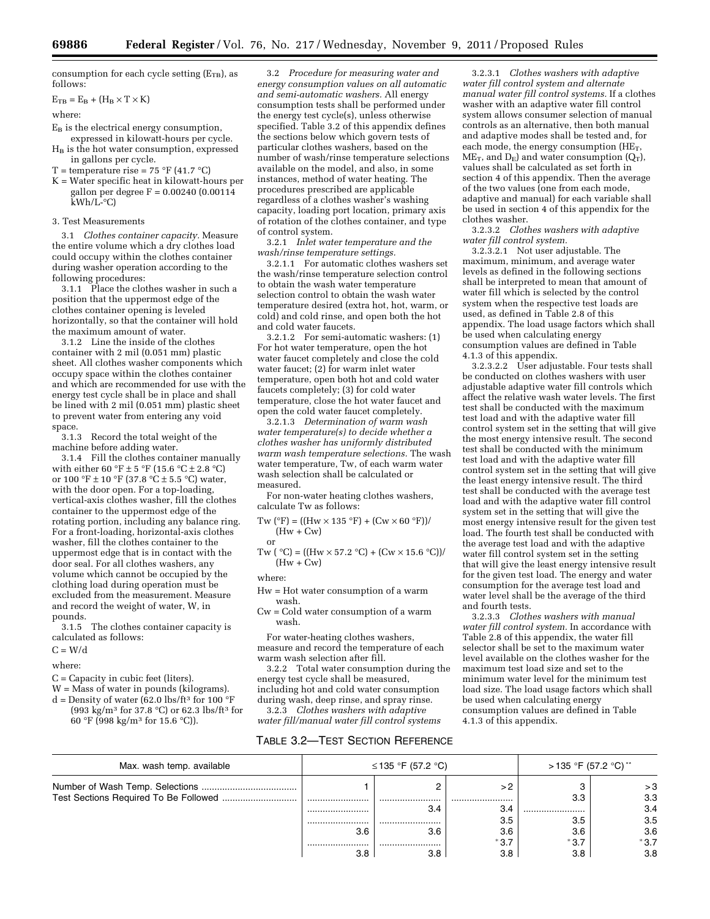consumption for each cycle setting ($E_{TB}$), as follows:

$E_{TB} = E_B + (H_B \times T \times K)$

where:

$E_B$ is the electrical energy consumption, expressed in kilowatt-hours per cycle.

$H_B$ is the hot water consumption, expressed in gallons per cycle.

T = temperature rise = 75 °F (41.7 °C)

K = Water specific heat in kilowatt-hours per gallon per degree F = 0.00240 (0.00114 kWh/L-°C)

3. Test Measurements

3.1 *Clothes container capacity.* Measure the entire volume which a dry clothes load could occupy within the clothes container during washer operation according to the following procedures:

3.1.1 Place the clothes washer in such a position that the uppermost edge of the clothes container opening is leveled horizontally, so that the container will hold the maximum amount of water.

3.1.2 Line the inside of the clothes container with 2 mil (0.051 mm) plastic sheet. All clothes washer components which occupy space within the clothes container and which are recommended for use with the energy test cycle shall be in place and shall be lined with 2 mil (0.051 mm) plastic sheet to prevent water from entering any void space.

3.1.3 Record the total weight of the machine before adding water.

3.1.4 Fill the clothes container manually with either 60 °F ± 5 °F (15.6 °C ± 2.8 °C) or 100 °F ± 10 °F (37.8 °C ± 5.5 °C) water, with the door open. For a top-loading, vertical-axis clothes washer, fill the clothes container to the uppermost edge of the rotating portion, including any balance ring. For a front-loading, horizontal-axis clothes washer, fill the clothes container to the uppermost edge that is in contact with the door seal. For all clothes washers, any volume which cannot be occupied by the clothing load during operation must be excluded from the measurement. Measure and record the weight of water, W, in pounds.

3.1.5 The clothes container capacity is calculated as follows:

$C = W/d$

where:

C = Capacity in cubic feet (liters).

W = Mass of water in pounds (kilograms).

d = Density of water (62.0 lbs/ft³ for 100 °F (993 kg/m³ for 37.8 °C) or 62.3 lbs/ft³ for 60 °F (998 kg/m³ for 15.6 °C)).

3.2 *Procedure for measuring water and energy consumption values on all automatic and semi-automatic washers.* All energy consumption tests shall be performed under the energy test cycle(s), unless otherwise specified. Table 3.2 of this appendix defines the sections below which govern tests of particular clothes washers, based on the number of wash/rinse temperature selections available on the model, and also, in some instances, method of water heating. The procedures prescribed are applicable regardless of a clothes washer's washing capacity, loading port location, primary axis of rotation of the clothes container, and type of control system.

3.2.1 *Inlet water temperature and the wash/rinse temperature settings.*

3.2.1.1 For automatic clothes washers set the wash/rinse temperature selection control to obtain the wash water temperature selection control to obtain the wash water temperature desired (extra hot, hot, warm, or cold) and cold rinse, and open both the hot and cold water faucets.

3.2.1.2 For semi-automatic washers: (1) For hot water temperature, open the hot water faucet completely and close the cold water faucet; (2) for warm inlet water temperature, open both hot and cold water faucets completely; (3) for cold water temperature, close the hot water faucet and open the cold water faucet completely.

3.2.1.3 *Determination of warm wash water temperature(s) to decide whether a clothes washer has uniformly distributed warm wash temperature selections.* The wash water temperature, Tw, of each warm water wash selection shall be calculated or measured.

For non-water heating clothes washers, calculate Tw as follows:

$Tw\ (°F) = ((Hw \times 135\ °F) + (Cw \times 60\ °F))/(Hw + Cw)$

or

$Tw\ (°C) = ((Hw \times 57.2\ °C) + (Cw \times 15.6\ °C))/(Hw + Cw)$

where:

Hw = Hot water consumption of a warm wash.

Cw = Cold water consumption of a warm wash.

For water-heating clothes washers, measure and record the temperature of each warm wash selection after fill.

3.2.2 Total water consumption during the energy test cycle shall be measured, including hot and cold water consumption during wash, deep rinse, and spray rinse.

3.2.3 *Clothes washers with adaptive water fill/manual water fill control systems*

3.2.3.1 *Clothes washers with adaptive water fill control system and alternate manual water fill control systems.* If a clothes washer with an adaptive water fill control system allows consumer selection of manual controls as an alternative, then both manual and adaptive modes shall be tested and, for each mode, the energy consumption ($HE_T$, $ME_T$, and $D_E$) and water consumption ($Q_T$), values shall be calculated as set forth in section 4 of this appendix. Then the average of the two values (one from each mode, adaptive and manual) for each variable shall be used in section 4 of this appendix for the clothes washer.

3.2.3.2 *Clothes washers with adaptive water fill control system.*

3.2.3.2.1 Not user adjustable. The maximum, minimum, and average water levels as defined in the following sections shall be interpreted to mean that amount of water fill which is selected by the control system when the respective test loads are used, as defined in Table 2.8 of this appendix. The load usage factors which shall be used when calculating energy consumption values are defined in Table 4.1.3 of this appendix.

3.2.3.2.2 User adjustable. Four tests shall be conducted on clothes washers with user adjustable adaptive water fill controls which affect the relative wash water levels. The first test shall be conducted with the maximum test load and with the adaptive water fill control system set in the setting that will give the most energy intensive result. The second test shall be conducted with the minimum test load and with the adaptive water fill control system set in the setting that will give the least energy intensive result. The third test shall be conducted with the average test load and with the adaptive water fill control system set in the setting that will give the most energy intensive result for the given test load. The fourth test shall be conducted with the average test load and with the adaptive water fill control system set in the setting that will give the least energy intensive result for the given test load. The energy and water consumption for the average test load and water level shall be the average of the third and fourth tests.

3.2.3.3 *Clothes washers with manual water fill control system.* In accordance with Table 2.8 of this appendix, the water fill selector shall be set to the maximum water level available on the clothes washer for the maximum test load size and set to the minimum water level for the minimum test load size. The load usage factors which shall be used when calculating energy consumption values are defined in Table 4.1.3 of this appendix.

TABLE 3.2—TEST SECTION REFERENCE

| Max. wash temp. available | ≤135 °F (57.2 °C) | | | >135 °F (57.2 °C) ** | |
|---|---|---|---|---|---|
| Number of Wash Temp. Selections | 1 | 2 | >2 | 3 | >3 |
| Test Sections Required To Be Followed | | | | 3.3 | 3.3 |
| | | 3.4 | 3.4 | | 3.4 |
| | | | 3.5 | 3.5 | 3.5 |
| | 3.6 | 3.6 | 3.6 | 3.6 | 3.6 |
| | | | * 3.7 | * 3.7 | * 3.7 |
| | 3.8 | 3.8 | 3.8 | 3.8 | 3.8 |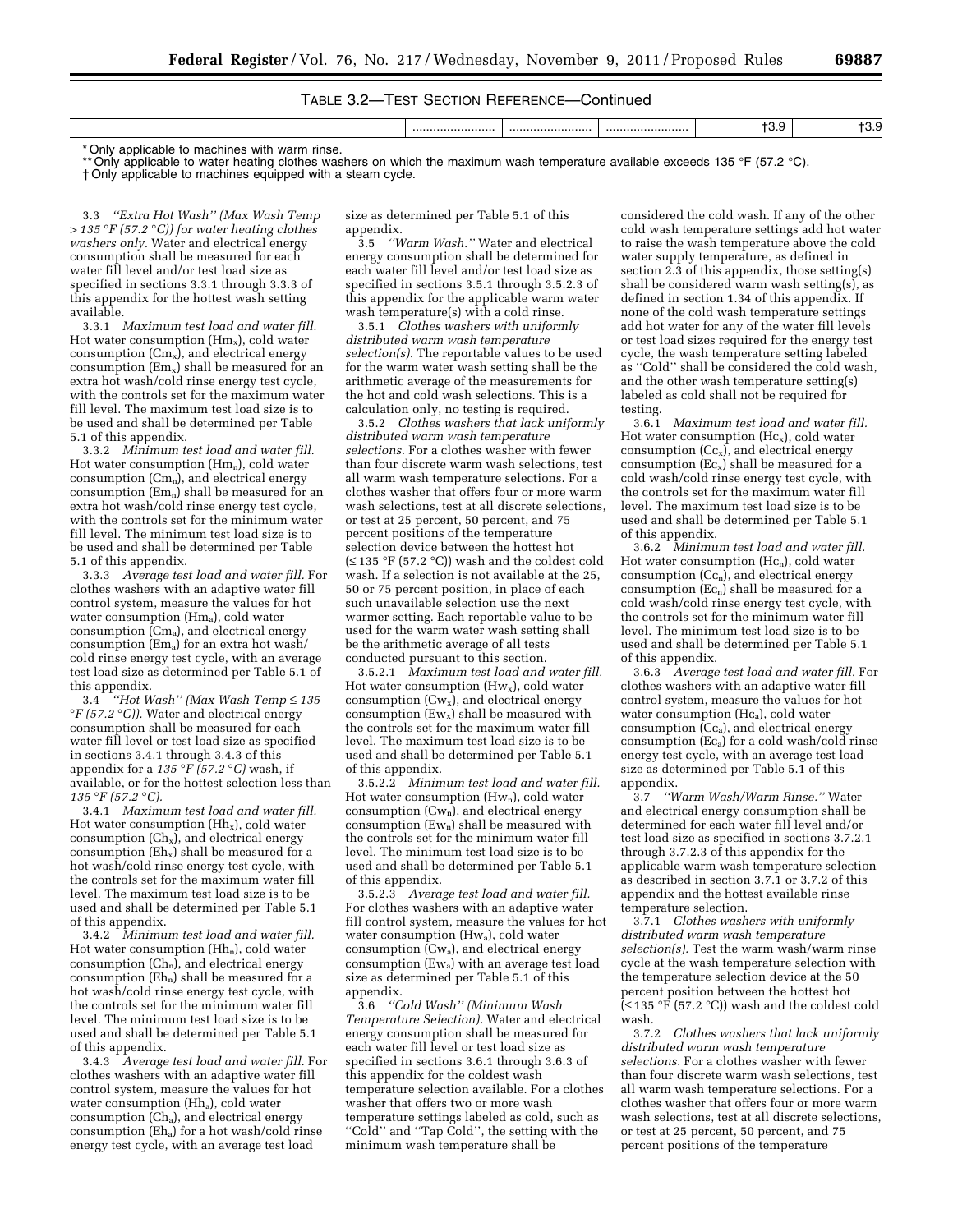TABLE 3.2—TEST SECTION REFERENCE—Continued

| | | | | | |
|---|---|---|---|---|---|
| | ........................ | ........................ | ........................ | †3.9 | †3.9 |

\* Only applicable to machines with warm rinse.

\*\* Only applicable to water heating clothes washers on which the maximum wash temperature available exceeds 135 °F (57.2 °C).

† Only applicable to machines equipped with a steam cycle.

3.3 *''Extra Hot Wash'' (Max Wash Temp > 135 °F (57.2 °C)) for water heating clothes washers only.* Water and electrical energy consumption shall be measured for each water fill level and/or test load size as specified in sections 3.3.1 through 3.3.3 of this appendix for the hottest wash setting available.

3.3.1 *Maximum test load and water fill.* Hot water consumption ($Hm_x$), cold water consumption ($Cm_x$), and electrical energy consumption ($Em_x$) shall be measured for an extra hot wash/cold rinse energy test cycle, with the controls set for the maximum water fill level. The maximum test load size is to be used and shall be determined per Table 5.1 of this appendix.

3.3.2 *Minimum test load and water fill.* Hot water consumption ($Hm_n$), cold water consumption ($Cm_n$), and electrical energy consumption ($Em_n$) shall be measured for an extra hot wash/cold rinse energy test cycle, with the controls set for the minimum water fill level. The minimum test load size is to be used and shall be determined per Table 5.1 of this appendix.

3.3.3 *Average test load and water fill.* For clothes washers with an adaptive water fill control system, measure the values for hot water consumption ($Hm_a$), cold water consumption ($Cm_a$), and electrical energy consumption ($Em_a$) for an extra hot wash/cold rinse energy test cycle, with an average test load size as determined per Table 5.1 of this appendix.

3.4 *''Hot Wash'' (Max Wash Temp ≤ 135 °F (57.2 °C)).* Water and electrical energy consumption shall be measured for each water fill level or test load size as specified in sections 3.4.1 through 3.4.3 of this appendix for a *135 °F (57.2 °C)* wash, if available, or for the hottest selection less than *135 °F (57.2 °C).*

3.4.1 *Maximum test load and water fill.* Hot water consumption ($Hh_x$), cold water consumption ($Ch_x$), and electrical energy consumption ($Eh_x$) shall be measured for a hot wash/cold rinse energy test cycle, with the controls set for the maximum water fill level. The maximum test load size is to be used and shall be determined per Table 5.1 of this appendix.

3.4.2 *Minimum test load and water fill.* Hot water consumption ($Hh_n$), cold water consumption ($Ch_n$), and electrical energy consumption ($Eh_n$) shall be measured for a hot wash/cold rinse energy test cycle, with the controls set for the minimum water fill level. The minimum test load size is to be used and shall be determined per Table 5.1 of this appendix.

3.4.3 *Average test load and water fill.* For clothes washers with an adaptive water fill control system, measure the values for hot water consumption ($Hh_a$), cold water consumption ($Ch_a$), and electrical energy consumption ($Eh_a$) for a hot wash/cold rinse energy test cycle, with an average test load size as determined per Table 5.1 of this appendix.

3.5 *''Warm Wash.''* Water and electrical energy consumption shall be determined for each water fill level and/or test load size as specified in sections 3.5.1 through 3.5.2.3 of this appendix for the applicable warm water wash temperature(s) with a cold rinse.

3.5.1 *Clothes washers with uniformly distributed warm wash temperature selection(s).* The reportable values to be used for the warm water wash setting shall be the arithmetic average of the measurements for the hot and cold wash selections. This is a calculation only, no testing is required.

3.5.2 *Clothes washers that lack uniformly distributed warm wash temperature selections.* For a clothes washer with fewer than four discrete warm wash selections, test all warm wash temperature selections. For a clothes washer that offers four or more warm wash selections, test at all discrete selections, or test at 25 percent, 50 percent, and 75 percent positions of the temperature selection device between the hottest hot (≤ 135 °F (57.2 °C)) wash and the coldest cold wash. If a selection is not available at the 25, 50 or 75 percent position, in place of each such unavailable selection use the next warmer setting. Each reportable value to be used for the warm water wash setting shall be the arithmetic average of all tests conducted pursuant to this section.

3.5.2.1 *Maximum test load and water fill.* Hot water consumption ($Hw_x$), cold water consumption ($Cw_x$), and electrical energy consumption ($Ew_x$) shall be measured with the controls set for the maximum water fill level. The maximum test load size is to be used and shall be determined per Table 5.1 of this appendix.

3.5.2.2 *Minimum test load and water fill.* Hot water consumption ($Hw_n$), cold water consumption ($Cw_n$), and electrical energy consumption ($Ew_n$) shall be measured with the controls set for the minimum water fill level. The minimum test load size is to be used and shall be determined per Table 5.1 of this appendix.

3.5.2.3 *Average test load and water fill.* For clothes washers with an adaptive water fill control system, measure the values for hot water consumption ($Hw_a$), cold water consumption ($Cw_a$), and electrical energy consumption ($Ew_a$) with an average test load size as determined per Table 5.1 of this appendix.

3.6 *''Cold Wash'' (Minimum Wash Temperature Selection).* Water and electrical energy consumption shall be measured for each water fill level or test load size as specified in sections 3.6.1 through 3.6.3 of this appendix for the coldest wash temperature selection available. For a clothes washer that offers two or more wash temperature settings labeled as cold, such as ''Cold'' and ''Tap Cold'', the setting with the minimum wash temperature shall be considered the cold wash. If any of the other cold wash temperature settings add hot water to raise the wash temperature above the cold water supply temperature, as defined in section 2.3 of this appendix, those setting(s) shall be considered warm wash setting(s), as defined in section 1.34 of this appendix. If none of the cold wash temperature settings add hot water for any of the water fill levels or test load sizes required for the energy test cycle, the wash temperature setting labeled as ''Cold'' shall be considered the cold wash, and the other wash temperature setting(s) labeled as cold shall not be required for testing.

3.6.1 *Maximum test load and water fill.* Hot water consumption ($Hc_x$), cold water consumption ($Cc_x$), and electrical energy consumption ($Ec_x$) shall be measured for a cold wash/cold rinse energy test cycle, with the controls set for the maximum water fill level. The maximum test load size is to be used and shall be determined per Table 5.1 of this appendix.

3.6.2 *Minimum test load and water fill.* Hot water consumption ($Hc_n$), cold water consumption ($Cc_n$), and electrical energy consumption ($Ec_n$) shall be measured for a cold wash/cold rinse energy test cycle, with the controls set for the minimum water fill level. The minimum test load size is to be used and shall be determined per Table 5.1 of this appendix.

3.6.3 *Average test load and water fill.* For clothes washers with an adaptive water fill control system, measure the values for hot water consumption ($Hc_a$), cold water consumption ($Cc_a$), and electrical energy consumption ($Ec_a$) for a cold wash/cold rinse energy test cycle, with an average test load size as determined per Table 5.1 of this appendix.

3.7 *''Warm Wash/Warm Rinse.''* Water and electrical energy consumption shall be determined for each water fill level and/or test load size as specified in sections 3.7.2.1 through 3.7.2.3 of this appendix for the applicable warm wash temperature selection as described in section 3.7.1 or 3.7.2 of this appendix and the hottest available rinse temperature selection.

3.7.1 *Clothes washers with uniformly distributed warm wash temperature selection(s).* Test the warm wash/warm rinse cycle at the wash temperature selection with the temperature selection device at the 50 percent position between the hottest hot (≤ 135 °F (57.2 °C)) wash and the coldest cold wash.

3.7.2 *Clothes washers that lack uniformly distributed warm wash temperature selections.* For a clothes washer with fewer than four discrete warm wash selections, test all warm wash temperature selections. For a clothes washer that offers four or more warm wash selections, test at all discrete selections, or test at 25 percent, 50 percent, and 75 percent positions of the temperature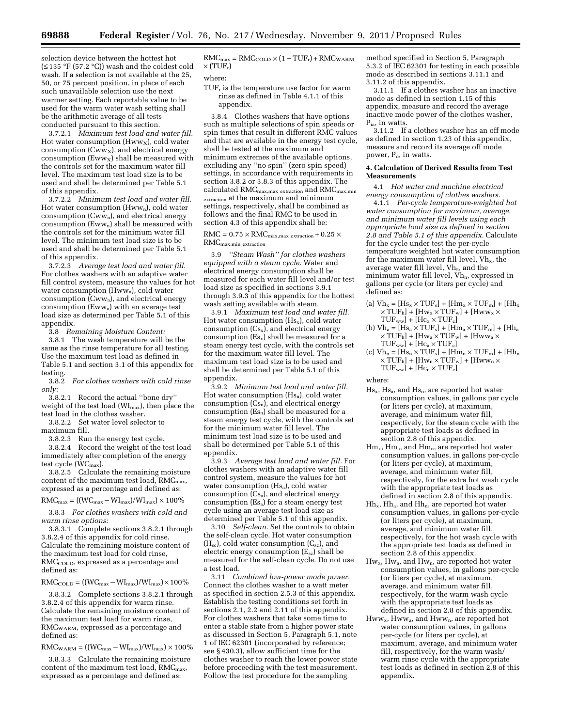selection device between the hottest hot (≤135 °F (57.2 °C)) wash and the coldest cold wash. If a selection is not available at the 25, 50, or 75 percent position, in place of each such unavailable selection use the next warmer setting. Each reportable value to be used for the warm water wash setting shall be the arithmetic average of all tests conducted pursuant to this section.

3.7.2.1 *Maximum test load and water fill.* Hot water consumption ($Hww_X$), cold water consumption ($Cww_X$), and electrical energy consumption ($Eww_X$) shall be measured with the controls set for the maximum water fill level. The maximum test load size is to be used and shall be determined per Table 5.1 of this appendix.

3.7.2.2 *Minimum test load and water fill.* Hot water consumption ($Hww_n$), cold water consumption ($Cww_n$), and electrical energy consumption ($Eww_n$) shall be measured with the controls set for the minimum water fill level. The minimum test load size is to be used and shall be determined per Table 5.1 of this appendix.

3.7.2.3 *Average test load and water fill.* For clothes washers with an adaptive water fill control system, measure the values for hot water consumption ($Hww_a$), cold water consumption ($Cww_a$), and electrical energy consumption ($Eww_a$) with an average test load size as determined per Table 5.1 of this appendix.

3.8 *Remaining Moisture Content:*

3.8.1 The wash temperature will be the same as the rinse temperature for all testing. Use the maximum test load as defined in Table 5.1 and section 3.1 of this appendix for testing.

3.8.2 *For clothes washers with cold rinse only:*

3.8.2.1 Record the actual ''bone dry'' weight of the test load ($WI_{max}$), then place the test load in the clothes washer.

3.8.2.2 Set water level selector to maximum fill.

3.8.2.3 Run the energy test cycle.

3.8.2.4 Record the weight of the test load immediately after completion of the energy test cycle ($WC_{max}$).

3.8.2.5 Calculate the remaining moisture content of the maximum test load, $RMC_{max}$, expressed as a percentage and defined as:

$$RMC_{max} = ((WC_{max} - WI_{max})/WI_{max}) \times 100\%$$

3.8.3 *For clothes washers with cold and warm rinse options:*

3.8.3.1 Complete sections 3.8.2.1 through 3.8.2.4 of this appendix for cold rinse. Calculate the remaining moisture content of the maximum test load for cold rinse, $RMC_{COLD}$, expressed as a percentage and defined as:

$$RMC_{COLD} = ((WC_{max} - WI_{max})/WI_{max}) \times 100\%$$

3.8.3.2 Complete sections 3.8.2.1 through 3.8.2.4 of this appendix for warm rinse. Calculate the remaining moisture content of the maximum test load for warm rinse, $RMC_{WARM}$, expressed as a percentage and defined as:

$$RMC_{WARM} = ((WC_{max} - WI_{max})/WI_{max}) \times 100\%$$

3.8.3.3 Calculate the remaining moisture content of the maximum test load, $RMC_{max}$, expressed as a percentage and defined as:

$$RMC_{max} = RMC_{COLD} \times (1 - TUF_r) + RMC_{WARM} \times (TUF_r)$$

where:

$TUF_r$ is the temperature use factor for warm rinse as defined in Table 4.1.1 of this appendix.

3.8.4 Clothes washers that have options such as multiple selections of spin speeds or spin times that result in different RMC values and that are available in the energy test cycle, shall be tested at the maximum and minimum extremes of the available options, excluding any ''no spin'' (zero spin speed) settings, in accordance with requirements in section 3.8.2 or 3.8.3 of this appendix. The calculated $RMC_{max,max\ extraction}$ and $RMC_{max,min\ extraction}$ at the maximum and minimum settings, respectively, shall be combined as follows and the final RMC to be used in section 4.3 of this appendix shall be:

$$RMC = 0.75 \times RMC_{max,max\ extraction} + 0.25 \times RMC_{max,min\ extraction}$$

3.9 *''Steam Wash'' for clothes washers equipped with a steam cycle.* Water and electrical energy consumption shall be measured for each water fill level and/or test load size as specified in sections 3.9.1 through 3.9.3 of this appendix for the hottest wash setting available with steam.

3.9.1 *Maximum test load and water fill.* Hot water consumption ($Hs_x$), cold water consumption ($Cs_x$), and electrical energy consumption ($Es_x$) shall be measured for a steam energy test cycle, with the controls set for the maximum water fill level. The maximum test load size is to be used and shall be determined per Table 5.1 of this appendix.

3.9.2 *Minimum test load and water fill.* Hot water consumption ($Hs_n$), cold water consumption ($Cs_n$), and electrical energy consumption ($Es_n$) shall be measured for a steam energy test cycle, with the controls set for the minimum water fill level. The minimum test load size is to be used and shall be determined per Table 5.1 of this appendix.

3.9.3 *Average test load and water fill.* For clothes washers with an adaptive water fill control system, measure the values for hot water consumption ($Hs_a$), cold water consumption ($Cs_a$), and electrical energy consumption ($Es_a$) for a steam energy test cycle using an average test load size as determined per Table 5.1 of this appendix.

3.10 *Self-clean.* Set the controls to obtain the self-clean cycle. Hot water consumption ($H_{sc}$), cold water consumption ($C_{sc}$), and electric energy consumption ($E_{sc}$) shall be measured for the self-clean cycle. Do not use a test load.

3.11 *Combined low-power mode power.* Connect the clothes washer to a watt meter as specified in section 2.5.3 of this appendix. Establish the testing conditions set forth in sections 2.1, 2.2 and 2.11 of this appendix. For clothes washers that take some time to enter a stable state from a higher power state as discussed in Section 5, Paragraph 5.1, note 1 of IEC 62301 (incorporated by reference; see § 430.3), allow sufficient time for the clothes washer to reach the lower power state before proceeding with the test measurement. Follow the test procedure for the sampling method specified in Section 5, Paragraph 5.3.2 of IEC 62301 for testing in each possible mode as described in sections 3.11.1 and 3.11.2 of this appendix.

3.11.1 If a clothes washer has an inactive mode as defined in section 1.15 of this appendix, measure and record the average inactive mode power of the clothes washer, $P_{ia}$, in watts.

3.11.2 If a clothes washer has an off mode as defined in section 1.23 of this appendix, measure and record its average off mode power, $P_o$, in watts.

**4. Calculation of Derived Results from Test Measurements**

4.1 *Hot water and machine electrical energy consumption of clothes washers.*

4.1.1 *Per-cycle temperature-weighted hot water consumption for maximum, average, and minimum water fill levels using each appropriate load size as defined in section 2.8 and Table 5.1 of this appendix.* Calculate for the cycle under test the per-cycle temperature weighted hot water consumption for the maximum water fill level, $Vh_x$, the average water fill level, $Vh_a$, and the minimum water fill level, $Vh_n$, expressed in gallons per cycle (or liters per cycle) and defined as:

(a) $Vh_x = [Hs_x \times TUF_s] + [Hm_x \times TUF_m] + [Hh_x \times TUF_h] + [Hw_x \times TUF_w] + [Hww_x \times TUF_{ww}] + [Hc_x \times TUF_c]$

(b) $Vh_a = [Hs_a \times TUF_s] + [Hm_a \times TUF_m] + [Hh_a \times TUF_h] + [Hw_a \times TUF_w] + [Hww_a \times TUF_{ww}] + [Hc_a \times TUF_c]$

(c) $Vh_n = [Hs_n \times TUF_s] + [Hm_n \times TUF_m] + [Hh_n \times TUF_h] + [Hw_n \times TUF_w] + [Hww_n \times TUF_{ww}] + [Hc_n \times TUF_c]$

where:

$Hs_x$, $Hs_a$, and $Hs_n$, are reported hot water consumption values, in gallons per cycle (or liters per cycle), at maximum, average, and minimum water fill, respectively, for the steam cycle with the appropriate test loads as defined in section 2.8 of this appendix.

$Hm_x$, $Hm_a$, and $Hm_n$, are reported hot water consumption values, in gallons per-cycle (or liters per cycle), at maximum, average, and minimum water fill, respectively, for the extra hot wash cycle with the appropriate test loads as defined in section 2.8 of this appendix.

$Hh_x$, $Hh_a$, and $Hh_n$, are reported hot water consumption values, in gallons per-cycle (or liters per cycle), at maximum, average, and minimum water fill, respectively, for the hot wash cycle with the appropriate test loads as defined in section 2.8 of this appendix.

$Hw_x$, $Hw_a$, and $Hw_n$, are reported hot water consumption values, in gallons per-cycle (or liters per cycle), at maximum, average, and minimum water fill, respectively, for the warm wash cycle with the appropriate test loads as defined in section 2.8 of this appendix.

$Hww_x$, $Hww_a$, and $Hww_n$, are reported hot water consumption values, in gallons per-cycle (or liters per cycle), at maximum, average, and minimum water fill, respectively, for the warm wash/warm rinse cycle with the appropriate test loads as defined in section 2.8 of this appendix.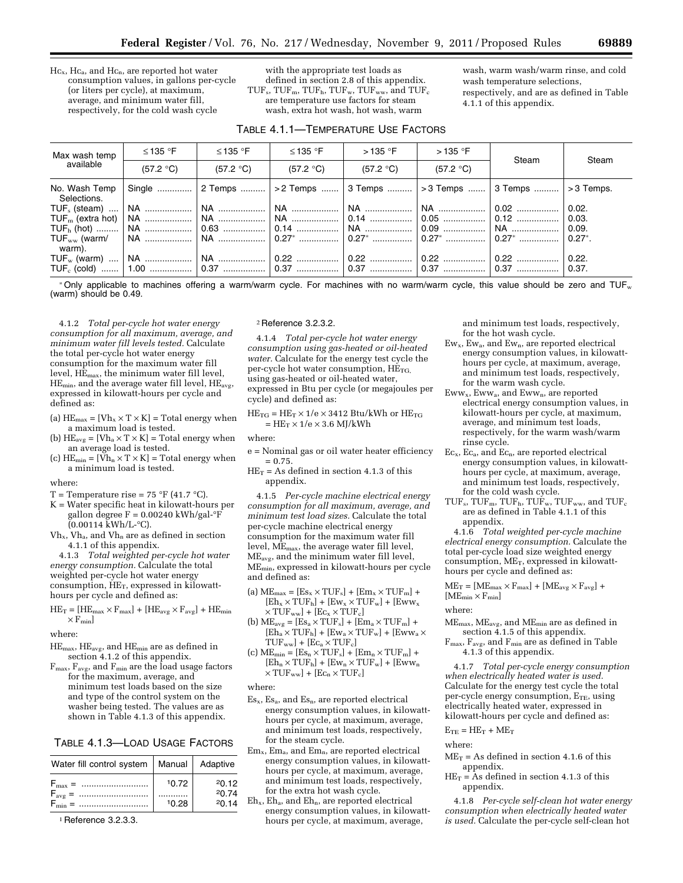$Hc_x$, $Hc_a$, and $Hc_n$, are reported hot water consumption values, in gallons per-cycle (or liters per cycle), at maximum, average, and minimum water fill, respectively, for the cold wash cycle with the appropriate test loads as defined in section 2.8 of this appendix.

$TUF_s$, $TUF_m$, $TUF_h$, $TUF_w$, $TUF_{ww}$, and $TUF_c$ are temperature use factors for steam wash, extra hot wash, hot wash, warm wash, warm wash/warm rinse, and cold wash temperature selections, respectively, and are as defined in Table 4.1.1 of this appendix.

TABLE 4.1.1—TEMPERATURE USE FACTORS

| Max wash temp available | ≤135 °F (57.2 °C) | ≤135 °F (57.2 °C) | ≤135 °F (57.2 °C) | >135 °F (57.2 °C) | >135 °F (57.2 °C) | Steam | Steam |
|---|---|---|---|---|---|---|---|
| No. Wash Temp Selections. | Single | 2 Temps | >2 Temps | 3 Temps | >3 Temps | 3 Temps | >3 Temps. |
| $TUF_s$ (steam) | NA | NA | NA | NA | NA | 0.02 | 0.02. |
| $TUF_m$ (extra hot) | NA | NA | NA | 0.14 | 0.05 | 0.12 | 0.03. |
| $TUF_h$ (hot) | NA | 0.63 | 0.14 | NA | 0.09 | NA | 0.09. |
| $TUF_{ww}$ (warm/warm). | NA | NA | 0.27* | 0.27* | 0.27* | 0.27* | 0.27*. |
| $TUF_w$ (warm) | NA | NA | 0.22 | 0.22 | 0.22 | 0.22 | 0.22. |
| $TUF_c$ (cold) | 1.00 | 0.37 | 0.37 | 0.37 | 0.37 | 0.37 | 0.37. |

\* Only applicable to machines offering a warm/warm cycle. For machines with no warm/warm cycle, this value should be zero and $TUF_w$ (warm) should be 0.49.

4.1.2 *Total per-cycle hot water energy consumption for all maximum, average, and minimum water fill levels tested.* Calculate the total per-cycle hot water energy consumption for the maximum water fill level, $HE_{max}$, the minimum water fill level, $HE_{min}$, and the average water fill level, $HE_{avg}$, expressed in kilowatt-hours per cycle and defined as:

(a) $HE_{max} = [Vh_x \times T \times K]$ = Total energy when a maximum load is tested.

(b) $HE_{avg} = [Vh_a \times T \times K]$ = Total energy when an average load is tested.

(c) $HE_{min} = [Vh_n \times T \times K]$ = Total energy when a minimum load is tested.

where:

T = Temperature rise = 75 °F (41.7 °C).

K = Water specific heat in kilowatt-hours per gallon degree F = 0.00240 kWh/gal-°F (0.00114 kWh/L-°C).

$Vh_x$, $Vh_a$, and $Vh_n$ are as defined in section 4.1.1 of this appendix.

4.1.3 *Total weighted per-cycle hot water energy consumption.* Calculate the total weighted per-cycle hot water energy consumption, $HE_T$, expressed in kilowatt-hours per cycle and defined as:

$$HE_T = [HE_{max} \times F_{max}] + [HE_{avg} \times F_{avg}] + HE_{min} \times F_{min}]$$

where:

$HE_{max}$, $HE_{avg}$, and $HE_{min}$ are as defined in section 4.1.2 of this appendix.

$F_{max}$, $F_{avg}$, and $F_{min}$ are the load usage factors for the maximum, average, and minimum test loads based on the size and type of the control system on the washer being tested. The values are as shown in Table 4.1.3 of this appendix.

TABLE 4.1.3—LOAD USAGE FACTORS

| Water fill control system | Manual | Adaptive |
|---|---|---|
| $F_{max}$ = | [1]0.72 | [2]0.12 |
| $F_{avg}$ = | ............ | [2]0.74 |
| $F_{min}$ = | [1]0.28 | [2]0.14 |

[1] Reference 3.2.3.3.

[2] Reference 3.2.3.2.

4.1.4 *Total per-cycle hot water energy consumption using gas-heated or oil-heated water.* Calculate for the energy test cycle the per-cycle hot water consumption, $HE_{TG}$, using gas-heated or oil-heated water, expressed in Btu per cycle (or megajoules per cycle) and defined as:

$$HE_{TG} = HE_T \times 1/e \times 3412 \text{ Btu/kWh or } HE_{TG} = HE_T \times 1/e \times 3.6 \text{ MJ/kWh}$$

where:

e = Nominal gas or oil water heater efficiency = 0.75.

$HE_T$ = As defined in section 4.1.3 of this appendix.

4.1.5 *Per-cycle machine electrical energy consumption for all maximum, average, and minimum test load sizes.* Calculate the total per-cycle machine electrical energy consumption for the maximum water fill level, $ME_{max}$, the average water fill level, $ME_{avg}$, and the minimum water fill level, $ME_{min}$, expressed in kilowatt-hours per cycle and defined as:

(a) $ME_{max} = [Es_x \times TUF_s] + [Em_x \times TUF_m] + [Eh_x \times TUF_h] + [Ew_x \times TUF_w] + [Eww_x \times TUF_{ww}] + [Ec_x \times TUF_c]$

(b) $ME_{avg} = [Es_a \times TUF_s] + [Em_a \times TUF_m] + [Eh_a \times TUF_h] + [Ew_a \times TUF_w] + [Eww_a \times TUF_{ww}] + [Ec_a \times TUF_c]$

(c) $ME_{min} = [Es_n \times TUF_s] + [Em_n \times TUF_m] + [Eh_n \times TUF_h] + [Ew_n \times TUF_w] + [Eww_n \times TUF_{ww}] + [Ec_n \times TUF_c]$

where:

$Es_x$, $Es_a$, and $Es_n$, are reported electrical energy consumption values, in kilowatt-hours per cycle, at maximum, average, and minimum test loads, respectively, for the steam cycle.

$Em_x$, $Em_a$, and $Em_n$, are reported electrical energy consumption values, in kilowatt-hours per cycle, at maximum, average, and minimum test loads, respectively, for the extra hot wash cycle.

$Eh_x$, $Eh_a$, and $Eh_n$, are reported electrical energy consumption values, in kilowatt-hours per cycle, at maximum, average, and minimum test loads, respectively, for the hot wash cycle.

$Ew_x$, $Ew_a$, and $Ew_n$, are reported electrical energy consumption values, in kilowatt-hours per cycle, at maximum, average, and minimum test loads, respectively, for the warm wash cycle.

$Eww_x$, $Eww_a$, and $Eww_n$, are reported electrical energy consumption values, in kilowatt-hours per cycle, at maximum, average, and minimum test loads, respectively, for the warm wash/warm rinse cycle.

$Ec_x$, $Ec_a$, and $Ec_n$, are reported electrical energy consumption values, in kilowatt-hours per cycle, at maximum, average, and minimum test loads, respectively, for the cold wash cycle.

$TUF_s$, $TUF_m$, $TUF_h$, $TUF_w$, $TUF_{ww}$, and $TUF_c$ are as defined in Table 4.1.1 of this appendix.

4.1.6 *Total weighted per-cycle machine electrical energy consumption.* Calculate the total per-cycle load size weighted energy consumption, $ME_T$, expressed in kilowatt-hours per cycle and defined as:

$$ME_T = [ME_{max} \times F_{max}] + [ME_{avg} \times F_{avg}] + [ME_{min} \times F_{min}]$$

where:

$ME_{max}$, $ME_{avg}$, and $ME_{min}$ are as defined in section 4.1.5 of this appendix.

$F_{max}$, $F_{avg}$, and $F_{min}$ are as defined in Table 4.1.3 of this appendix.

4.1.7 *Total per-cycle energy consumption when electrically heated water is used.* Calculate for the energy test cycle the total per-cycle energy consumption, $E_{TE}$, using electrically heated water, expressed in kilowatt-hours per cycle and defined as:

$$E_{TE} = HE_T + ME_T$$

where:

$ME_T$ = As defined in section 4.1.6 of this appendix.

$HE_T$ = As defined in section 4.1.3 of this appendix.

4.1.8 *Per-cycle self-clean hot water energy consumption when electrically heated water is used.* Calculate the per-cycle self-clean hot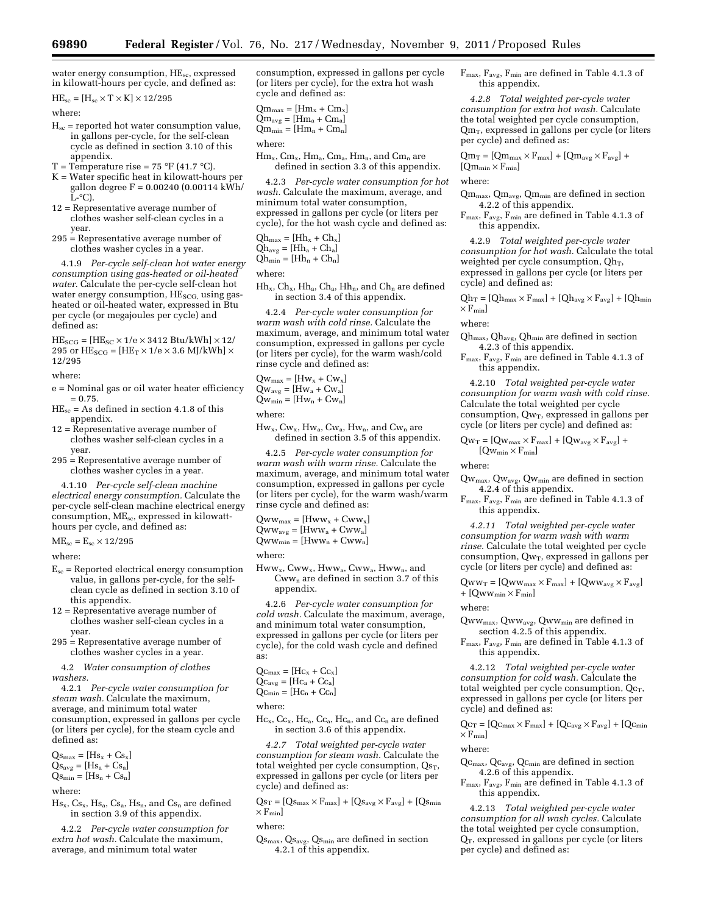water energy consumption, $HE_{sc}$, expressed in kilowatt-hours per cycle, and defined as:

$$HE_{sc} = [H_{sc} \times T \times K] \times 12/295$$

where:

$H_{sc}$ = reported hot water consumption value, in gallons per-cycle, for the self-clean cycle as defined in section 3.10 of this appendix.

T = Temperature rise = 75 °F (41.7 °C).

K = Water specific heat in kilowatt-hours per gallon degree F = 0.00240 (0.00114 kWh/L-°C).

12 = Representative average number of clothes washer self-clean cycles in a year.

295 = Representative average number of clothes washer cycles in a year.

4.1.9 *Per-cycle self-clean hot water energy consumption using gas-heated or oil-heated water.* Calculate the per-cycle self-clean hot water energy consumption, $HE_{SCG,}$ using gas-heated or oil-heated water, expressed in Btu per cycle (or megajoules per cycle) and defined as:

$$HE_{SCG} = [HE_{SC} \times 1/e \times 3412 \text{ Btu/kWh}] \times 12/295 \text{ or } HE_{SCG} = [HE_T \times 1/e \times 3.6 \text{ MJ/kWh}] \times 12/295$$

where:

e = Nominal gas or oil water heater efficiency = 0.75.

$HE_{sc}$ = As defined in section 4.1.8 of this appendix.

12 = Representative average number of clothes washer self-clean cycles in a year.

295 = Representative average number of clothes washer cycles in a year.

4.1.10 *Per-cycle self-clean machine electrical energy consumption.* Calculate the per-cycle self-clean machine electrical energy consumption, $ME_{sc}$, expressed in kilowatt-hours per cycle, and defined as:

$$ME_{sc} = E_{sc} \times 12/295$$

where:

$E_{sc}$ = Reported electrical energy consumption value, in gallons per-cycle, for the self-clean cycle as defined in section 3.10 of this appendix.

12 = Representative average number of clothes washer self-clean cycles in a year.

295 = Representative average number of clothes washer cycles in a year.

4.2 *Water consumption of clothes washers.*

4.2.1 *Per-cycle water consumption for steam wash.* Calculate the maximum, average, and minimum total water consumption, expressed in gallons per cycle (or liters per cycle), for the steam cycle and defined as:

$$Qs_{max} = [Hs_x + Cs_x]$$
$$Qs_{avg} = [Hs_a + Cs_a]$$
$$Qs_{min} = [Hs_n + Cs_n]$$

where:

$Hs_x$, $Cs_x$, $Hs_a$, $Cs_a$, $Hs_n$, and $Cs_n$ are defined in section 3.9 of this appendix.

4.2.2 *Per-cycle water consumption for extra hot wash.* Calculate the maximum, average, and minimum total water consumption, expressed in gallons per cycle (or liters per cycle), for the extra hot wash cycle and defined as:

$$Qm_{max} = [Hm_x + Cm_x]$$
$$Qm_{avg} = [Hm_a + Cm_a]$$
$$Qm_{min} = [Hm_n + Cm_n]$$

where:

$Hm_x$, $Cm_x$, $Hm_a$, $Cm_a$, $Hm_n$, and $Cm_n$ are defined in section 3.3 of this appendix.

4.2.3 *Per-cycle water consumption for hot wash.* Calculate the maximum, average, and minimum total water consumption, expressed in gallons per cycle (or liters per cycle), for the hot wash cycle and defined as:

$$Qh_{max} = [Hh_x + Ch_x]$$
$$Qh_{avg} = [Hh_a + Ch_a]$$
$$Qh_{min} = [Hh_n + Ch_n]$$

where:

$Hh_x$, $Ch_x$, $Hh_a$, $Ch_a$, $Hh_n$, and $Ch_n$ are defined in section 3.4 of this appendix.

4.2.4 *Per-cycle water consumption for warm wash with cold rinse.* Calculate the maximum, average, and minimum total water consumption, expressed in gallons per cycle (or liters per cycle), for the warm wash/cold rinse cycle and defined as:

$$Qw_{max} = [Hw_x + Cw_x]$$
$$Qw_{avg} = [Hw_a + Cw_a]$$
$$Qw_{min} = [Hw_n + Cw_n]$$

where:

$Hw_x$, $Cw_x$, $Hw_a$, $Cw_a$, $Hw_n$, and $Cw_n$ are defined in section 3.5 of this appendix.

4.2.5 *Per-cycle water consumption for warm wash with warm rinse.* Calculate the maximum, average, and minimum total water consumption, expressed in gallons per cycle (or liters per cycle), for the warm wash/warm rinse cycle and defined as:

$$Qww_{max} = [Hww_x + Cww_x]$$
$$Qww_{avg} = [Hww_a + Cww_a]$$
$$Qww_{min} = [Hww_n + Cww_n]$$

where:

$Hww_x$, $Cww_x$, $Hww_a$, $Cww_a$, $Hww_n$, and $Cww_n$ are defined in section 3.7 of this appendix.

4.2.6 *Per-cycle water consumption for cold wash.* Calculate the maximum, average, and minimum total water consumption, expressed in gallons per cycle (or liters per cycle), for the cold wash cycle and defined as:

$$Qc_{max} = [Hc_x + Cc_x]$$
$$Qc_{avg} = [Hc_a + Cc_a]$$
$$Qc_{min} = [Hc_n + Cc_n]$$

where:

$Hc_x$, $Cc_x$, $Hc_a$, $Cc_a$, $Hc_n$, and $Cc_n$ are defined in section 3.6 of this appendix.

*4.2.7 Total weighted per-cycle water consumption for steam wash.* Calculate the total weighted per cycle consumption, $Qs_T$, expressed in gallons per cycle (or liters per cycle) and defined as:

$$Qs_T = [Qs_{max} \times F_{max}] + [Qs_{avg} \times F_{avg}] + [Qs_{min} \times F_{min}]$$

where:

$Qs_{max}$, $Qs_{avg}$, $Qs_{min}$ are defined in section 4.2.1 of this appendix.

$F_{max}$, $F_{avg}$, $F_{min}$ are defined in Table 4.1.3 of this appendix.

*4.2.8 Total weighted per-cycle water consumption for extra hot wash.* Calculate the total weighted per cycle consumption, $Qm_T$, expressed in gallons per cycle (or liters per cycle) and defined as:

$$Qm_T = [Qm_{max} \times F_{max}] + [Qm_{avg} \times F_{avg}] + [Qm_{min} \times F_{min}]$$

where:

$Qm_{max}$, $Qm_{avg}$, $Qm_{min}$ are defined in section 4.2.2 of this appendix.

$F_{max}$, $F_{avg}$, $F_{min}$ are defined in Table 4.1.3 of this appendix.

4.2.9 *Total weighted per-cycle water consumption for hot wash.* Calculate the total weighted per cycle consumption, $Qh_T$, expressed in gallons per cycle (or liters per cycle) and defined as:

$$Qh_T = [Qh_{max} \times F_{max}] + [Qh_{avg} \times F_{avg}] + [Qh_{min} \times F_{min}]$$

where:

$Qh_{max}$, $Qh_{avg}$, $Qh_{min}$ are defined in section 4.2.3 of this appendix.

$F_{max}$, $F_{avg}$, $F_{min}$ are defined in Table 4.1.3 of this appendix.

4.2.10 *Total weighted per-cycle water consumption for warm wash with cold rinse.* Calculate the total weighted per cycle consumption, $Qw_T$, expressed in gallons per cycle (or liters per cycle) and defined as:

$$Qw_T = [Qw_{max} \times F_{max}] + [Qw_{avg} \times F_{avg}] + [Qw_{min} \times F_{min}]$$

where:

$Qw_{max}$, $Qw_{avg}$, $Qw_{min}$ are defined in section 4.2.4 of this appendix.

$F_{max}$, $F_{avg}$, $F_{min}$ are defined in Table 4.1.3 of this appendix.

*4.2.11 Total weighted per-cycle water consumption for warm wash with warm rinse.* Calculate the total weighted per cycle consumption, $Qw_T$, expressed in gallons per cycle (or liters per cycle) and defined as:

$$Qww_T = [Qww_{max} \times F_{max}] + [Qww_{avg} \times F_{avg}] + [Qww_{min} \times F_{min}]$$

where:

$Qww_{max}$, $Qww_{avg}$, $Qww_{min}$ are defined in section 4.2.5 of this appendix.

$F_{max}$, $F_{avg}$, $F_{min}$ are defined in Table 4.1.3 of this appendix.

4.2.12 *Total weighted per-cycle water consumption for cold wash.* Calculate the total weighted per cycle consumption, $Qc_T$, expressed in gallons per cycle (or liters per cycle) and defined as:

$$Qc_T = [Qc_{max} \times F_{max}] + [Qc_{avg} \times F_{avg}] + [Qc_{min} \times F_{min}]$$

where:

$Qc_{max}$, $Qc_{avg}$, $Qc_{min}$ are defined in section 4.2.6 of this appendix.

$F_{max}$, $F_{avg}$, $F_{min}$ are defined in Table 4.1.3 of this appendix.

4.2.13 *Total weighted per-cycle water consumption for all wash cycles.* Calculate the total weighted per cycle consumption, $Q_T$, expressed in gallons per cycle (or liters per cycle) and defined as: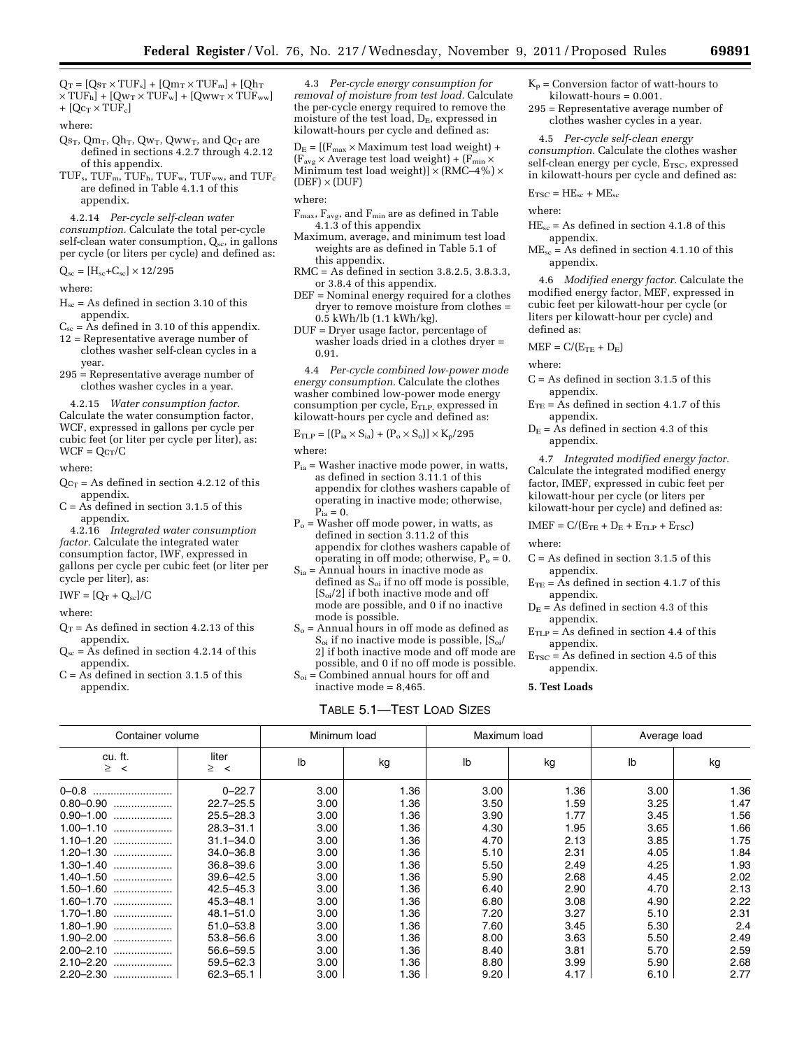$Q_T = [Qs_T \times TUF_s] + [Qm_T \times TUF_m] + [Qh_T \times TUF_h] + [Qw_T \times TUF_w] + [Qww_T \times TUF_{ww}] + [Qc_T \times TUF_c]$

where:

$Qs_T$, $Qm_T$, $Qh_T$, $Qw_T$, $Qww_T$, and $Qc_T$ are defined in sections 4.2.7 through 4.2.12 of this appendix.

$TUF_s$, $TUF_m$, $TUF_h$, $TUF_w$, $TUF_{ww}$, and $TUF_c$ are defined in Table 4.1.1 of this appendix.

4.2.14 *Per-cycle self-clean water consumption.* Calculate the total per-cycle self-clean water consumption, $Q_{sc}$, in gallons per cycle (or liters per cycle) and defined as:

$Q_{sc} = [H_{sc}+C_{sc}] \times 12/295$

where:

$H_{sc}$ = As defined in section 3.10 of this appendix.

$C_{sc}$ = As defined in 3.10 of this appendix.

12 = Representative average number of clothes washer self-clean cycles in a year.

295 = Representative average number of clothes washer cycles in a year.

4.2.15 *Water consumption factor.* Calculate the water consumption factor, WCF, expressed in gallons per cycle per cubic feet (or liter per cycle per liter), as: $WCF = Qc_T/C$

where:

$Qc_T$ = As defined in section 4.2.12 of this appendix.

C = As defined in section 3.1.5 of this appendix.

4.2.16 *Integrated water consumption factor.* Calculate the integrated water consumption factor, IWF, expressed in gallons per cycle per cubic feet (or liter per cycle per liter), as:

$IWF = [Q_T + Q_{sc}]/C$

where:

$Q_T$ = As defined in section 4.2.13 of this appendix.

$Q_{sc}$ = As defined in section 4.2.14 of this appendix.

C = As defined in section 3.1.5 of this appendix.

4.3 *Per-cycle energy consumption for removal of moisture from test load.* Calculate the per-cycle energy required to remove the moisture of the test load, $D_E$, expressed in kilowatt-hours per cycle and defined as:

$D_E = [(F_{max} \times \text{Maximum test load weight}) + (F_{avg} \times \text{Average test load weight}) + (F_{min} \times \text{Minimum test load weight})] \times (RMC–4\%) \times (DEF) \times (DUF)$

where:

$F_{max}$, $F_{avg}$, and $F_{min}$ are as defined in Table 4.1.3 of this appendix

Maximum, average, and minimum test load weights are as defined in Table 5.1 of this appendix.

RMC = As defined in section 3.8.2.5, 3.8.3.3, or 3.8.4 of this appendix.

DEF = Nominal energy required for a clothes dryer to remove moisture from clothes = 0.5 kWh/lb (1.1 kWh/kg).

DUF = Dryer usage factor, percentage of washer loads dried in a clothes dryer = 0.91.

4.4 *Per-cycle combined low-power mode energy consumption.* Calculate the clothes washer combined low-power mode energy consumption per cycle, $E_{TLP}$, expressed in kilowatt-hours per cycle and defined as:

$E_{TLP} = [(P_{ia} \times S_{ia}) + (P_o \times S_o)] \times K_p/295$

where:

$P_{ia}$ = Washer inactive mode power, in watts, as defined in section 3.11.1 of this appendix for clothes washers capable of operating in inactive mode; otherwise, $P_{ia} = 0$.

$P_o$ = Washer off mode power, in watts, as defined in section 3.11.2 of this appendix for clothes washers capable of operating in off mode; otherwise, $P_o = 0$.

$S_{ia}$ = Annual hours in inactive mode as defined as $S_{oi}$ if no off mode is possible, $[S_{oi}/2]$ if both inactive mode and off mode are possible, and 0 if no inactive mode is possible.

$S_o$ = Annual hours in off mode as defined as $S_{oi}$ if no inactive mode is possible, $[S_{oi}/2]$ if both inactive mode and off mode are possible, and 0 if no off mode is possible.

$S_{oi}$ = Combined annual hours for off and inactive mode = 8,465.

$K_p$ = Conversion factor of watt-hours to kilowatt-hours = 0.001.

295 = Representative average number of clothes washer cycles in a year.

4.5 *Per-cycle self-clean energy consumption.* Calculate the clothes washer self-clean energy per cycle, $E_{TSC}$, expressed in kilowatt-hours per cycle and defined as:

$E_{TSC} = HE_{sc} + ME_{sc}$

where:

$HE_{sc}$ = As defined in section 4.1.8 of this appendix.

$ME_{sc}$ = As defined in section 4.1.10 of this appendix.

4.6 *Modified energy factor.* Calculate the modified energy factor, MEF, expressed in cubic feet per kilowatt-hour per cycle (or liters per kilowatt-hour per cycle) and defined as:

$MEF = C/(E_{TE} + D_E)$

where:

C = As defined in section 3.1.5 of this appendix.

$E_{TE}$ = As defined in section 4.1.7 of this appendix.

$D_E$ = As defined in section 4.3 of this appendix.

4.7 *Integrated modified energy factor.* Calculate the integrated modified energy factor, IMEF, expressed in cubic feet per kilowatt-hour per cycle (or liters per kilowatt-hour per cycle) and defined as:

$IMEF = C/(E_{TE} + D_E + E_{TLP} + E_{TSC})$

where:

C = As defined in section 3.1.5 of this appendix.

$E_{TE}$ = As defined in section 4.1.7 of this appendix.

$D_E$ = As defined in section 4.3 of this appendix.

$E_{TLP}$ = As defined in section 4.4 of this appendix.

$E_{TSC}$ = As defined in section 4.5 of this appendix.

**5. Test Loads**

TABLE 5.1—TEST LOAD SIZES

| Container volume | | Minimum load | | Maximum load | | Average load | |
|---|---|---|---|---|---|---|---|
| cu. ft. ≥ < | liter ≥ < | lb | kg | lb | kg | lb | kg |
| 0–0.8 | 0–22.7 | 3.00 | 1.36 | 3.00 | 1.36 | 3.00 | 1.36 |
| 0.80–0.90 | 22.7–25.5 | 3.00 | 1.36 | 3.50 | 1.59 | 3.25 | 1.47 |
| 0.90–1.00 | 25.5–28.3 | 3.00 | 1.36 | 3.90 | 1.77 | 3.45 | 1.56 |
| 1.00–1.10 | 28.3–31.1 | 3.00 | 1.36 | 4.30 | 1.95 | 3.65 | 1.66 |
| 1.10–1.20 | 31.1–34.0 | 3.00 | 1.36 | 4.70 | 2.13 | 3.85 | 1.75 |
| 1.20–1.30 | 34.0–36.8 | 3.00 | 1.36 | 5.10 | 2.31 | 4.05 | 1.84 |
| 1.30–1.40 | 36.8–39.6 | 3.00 | 1.36 | 5.50 | 2.49 | 4.25 | 1.93 |
| 1.40–1.50 | 39.6–42.5 | 3.00 | 1.36 | 5.90 | 2.68 | 4.45 | 2.02 |
| 1.50–1.60 | 42.5–45.3 | 3.00 | 1.36 | 6.40 | 2.90 | 4.70 | 2.13 |
| 1.60–1.70 | 45.3–48.1 | 3.00 | 1.36 | 6.80 | 3.08 | 4.90 | 2.22 |
| 1.70–1.80 | 48.1–51.0 | 3.00 | 1.36 | 7.20 | 3.27 | 5.10 | 2.31 |
| 1.80–1.90 | 51.0–53.8 | 3.00 | 1.36 | 7.60 | 3.45 | 5.30 | 2.4 |
| 1.90–2.00 | 53.8–56.6 | 3.00 | 1.36 | 8.00 | 3.63 | 5.50 | 2.49 |
| 2.00–2.10 | 56.6–59.5 | 3.00 | 1.36 | 8.40 | 3.81 | 5.70 | 2.59 |
| 2.10–2.20 | 59.5–62.3 | 3.00 | 1.36 | 8.80 | 3.99 | 5.90 | 2.68 |
| 2.20–2.30 | 62.3–65.1 | 3.00 | 1.36 | 9.20 | 4.17 | 6.10 | 2.77 |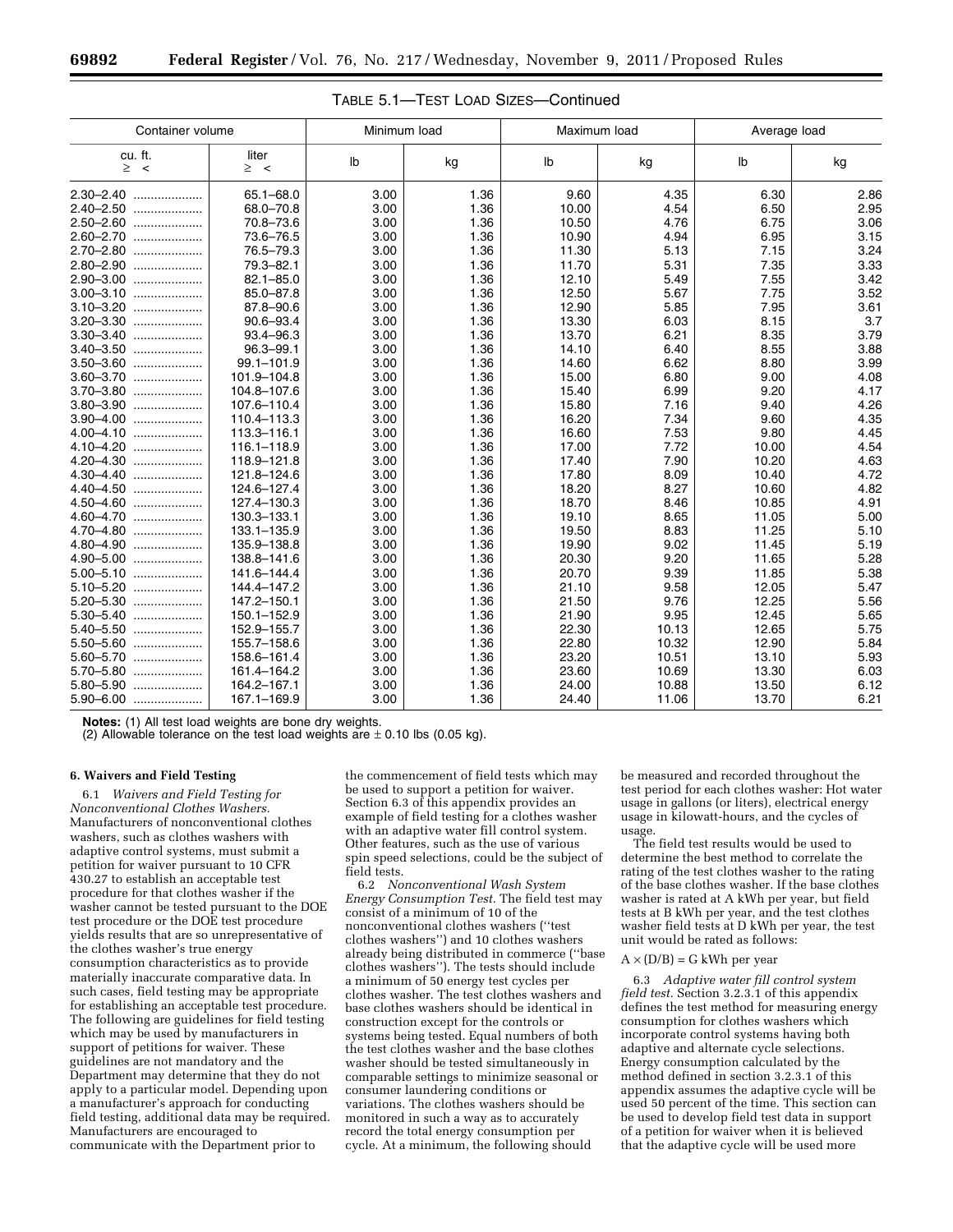TABLE 5.1—TEST LOAD SIZES—Continued

| Container volume | | Minimum load | | Maximum load | | Average load | |
|---|---|---|---|---|---|---|---|
| cu. ft. ≥ < | liter ≥ < | lb | kg | lb | kg | lb | kg |
| 2.30–2.40 .................... | 65.1–68.0 | 3.00 | 1.36 | 9.60 | 4.35 | 6.30 | 2.86 |
| 2.40–2.50 .................... | 68.0–70.8 | 3.00 | 1.36 | 10.00 | 4.54 | 6.50 | 2.95 |
| 2.50–2.60 .................... | 70.8–73.6 | 3.00 | 1.36 | 10.50 | 4.76 | 6.75 | 3.06 |
| 2.60–2.70 .................... | 73.6–76.5 | 3.00 | 1.36 | 10.90 | 4.94 | 6.95 | 3.15 |
| 2.70–2.80 .................... | 76.5–79.3 | 3.00 | 1.36 | 11.30 | 5.13 | 7.15 | 3.24 |
| 2.80–2.90 .................... | 79.3–82.1 | 3.00 | 1.36 | 11.70 | 5.31 | 7.35 | 3.33 |
| 2.90–3.00 .................... | 82.1–85.0 | 3.00 | 1.36 | 12.10 | 5.49 | 7.55 | 3.42 |
| 3.00–3.10 .................... | 85.0–87.8 | 3.00 | 1.36 | 12.50 | 5.67 | 7.75 | 3.52 |
| 3.10–3.20 .................... | 87.8–90.6 | 3.00 | 1.36 | 12.90 | 5.85 | 7.95 | 3.61 |
| 3.20–3.30 .................... | 90.6–93.4 | 3.00 | 1.36 | 13.30 | 6.03 | 8.15 | 3.7 |
| 3.30–3.40 .................... | 93.4–96.3 | 3.00 | 1.36 | 13.70 | 6.21 | 8.35 | 3.79 |
| 3.40–3.50 .................... | 96.3–99.1 | 3.00 | 1.36 | 14.10 | 6.40 | 8.55 | 3.88 |
| 3.50–3.60 .................... | 99.1–101.9 | 3.00 | 1.36 | 14.60 | 6.62 | 8.80 | 3.99 |
| 3.60–3.70 .................... | 101.9–104.8 | 3.00 | 1.36 | 15.00 | 6.80 | 9.00 | 4.08 |
| 3.70–3.80 .................... | 104.8–107.6 | 3.00 | 1.36 | 15.40 | 6.99 | 9.20 | 4.17 |
| 3.80–3.90 .................... | 107.6–110.4 | 3.00 | 1.36 | 15.80 | 7.16 | 9.40 | 4.26 |
| 3.90–4.00 .................... | 110.4–113.3 | 3.00 | 1.36 | 16.20 | 7.34 | 9.60 | 4.35 |
| 4.00–4.10 .................... | 113.3–116.1 | 3.00 | 1.36 | 16.60 | 7.53 | 9.80 | 4.45 |
| 4.10–4.20 .................... | 116.1–118.9 | 3.00 | 1.36 | 17.00 | 7.72 | 10.00 | 4.54 |
| 4.20–4.30 .................... | 118.9–121.8 | 3.00 | 1.36 | 17.40 | 7.90 | 10.20 | 4.63 |
| 4.30–4.40 .................... | 121.8–124.6 | 3.00 | 1.36 | 17.80 | 8.09 | 10.40 | 4.72 |
| 4.40–4.50 .................... | 124.6–127.4 | 3.00 | 1.36 | 18.20 | 8.27 | 10.60 | 4.82 |
| 4.50–4.60 .................... | 127.4–130.3 | 3.00 | 1.36 | 18.70 | 8.46 | 10.85 | 4.91 |
| 4.60–4.70 .................... | 130.3–133.1 | 3.00 | 1.36 | 19.10 | 8.65 | 11.05 | 5.00 |
| 4.70–4.80 .................... | 133.1–135.9 | 3.00 | 1.36 | 19.50 | 8.83 | 11.25 | 5.10 |
| 4.80–4.90 .................... | 135.9–138.8 | 3.00 | 1.36 | 19.90 | 9.02 | 11.45 | 5.19 |
| 4.90–5.00 .................... | 138.8–141.6 | 3.00 | 1.36 | 20.30 | 9.20 | 11.65 | 5.28 |
| 5.00–5.10 .................... | 141.6–144.4 | 3.00 | 1.36 | 20.70 | 9.39 | 11.85 | 5.38 |
| 5.10–5.20 .................... | 144.4–147.2 | 3.00 | 1.36 | 21.10 | 9.58 | 12.05 | 5.47 |
| 5.20–5.30 .................... | 147.2–150.1 | 3.00 | 1.36 | 21.50 | 9.76 | 12.25 | 5.56 |
| 5.30–5.40 .................... | 150.1–152.9 | 3.00 | 1.36 | 21.90 | 9.95 | 12.45 | 5.65 |
| 5.40–5.50 .................... | 152.9–155.7 | 3.00 | 1.36 | 22.30 | 10.13 | 12.65 | 5.75 |
| 5.50–5.60 .................... | 155.7–158.6 | 3.00 | 1.36 | 22.80 | 10.32 | 12.90 | 5.84 |
| 5.60–5.70 .................... | 158.6–161.4 | 3.00 | 1.36 | 23.20 | 10.51 | 13.10 | 5.93 |
| 5.70–5.80 .................... | 161.4–164.2 | 3.00 | 1.36 | 23.60 | 10.69 | 13.30 | 6.03 |
| 5.80–5.90 .................... | 164.2–167.1 | 3.00 | 1.36 | 24.00 | 10.88 | 13.50 | 6.12 |
| 5.90–6.00 .................... | 167.1–169.9 | 3.00 | 1.36 | 24.40 | 11.06 | 13.70 | 6.21 |

**Notes:** (1) All test load weights are bone dry weights.
(2) Allowable tolerance on the test load weights are ± 0.10 lbs (0.05 kg).

**6. Waivers and Field Testing**

6.1 *Waivers and Field Testing for Nonconventional Clothes Washers.* Manufacturers of nonconventional clothes washers, such as clothes washers with adaptive control systems, must submit a petition for waiver pursuant to 10 CFR 430.27 to establish an acceptable test procedure for that clothes washer if the washer cannot be tested pursuant to the DOE test procedure or the DOE test procedure yields results that are so unrepresentative of the clothes washer's true energy consumption characteristics as to provide materially inaccurate comparative data. In such cases, field testing may be appropriate for establishing an acceptable test procedure. The following are guidelines for field testing which may be used by manufacturers in support of petitions for waiver. These guidelines are not mandatory and the Department may determine that they do not apply to a particular model. Depending upon a manufacturer's approach for conducting field testing, additional data may be required. Manufacturers are encouraged to communicate with the Department prior to the commencement of field tests which may be used to support a petition for waiver. Section 6.3 of this appendix provides an example of field testing for a clothes washer with an adaptive water fill control system. Other features, such as the use of various spin speed selections, could be the subject of field tests.

6.2 *Nonconventional Wash System Energy Consumption Test.* The field test may consist of a minimum of 10 of the nonconventional clothes washers (''test clothes washers'') and 10 clothes washers already being distributed in commerce (''base clothes washers''). The tests should include a minimum of 50 energy test cycles per clothes washer. The test clothes washers and base clothes washers should be identical in construction except for the controls or systems being tested. Equal numbers of both the test clothes washer and the base clothes washer should be tested simultaneously in comparable settings to minimize seasonal or consumer laundering conditions or variations. The clothes washers should be monitored in such a way as to accurately record the total energy consumption per cycle. At a minimum, the following should be measured and recorded throughout the test period for each clothes washer: Hot water usage in gallons (or liters), electrical energy usage in kilowatt-hours, and the cycles of usage.

The field test results would be used to determine the best method to correlate the rating of the test clothes washer to the rating of the base clothes washer. If the base clothes washer is rated at A kWh per year, but field tests at B kWh per year, and the test clothes washer field tests at D kWh per year, the test unit would be rated as follows:

$A \times (D/B) = G$ kWh per year

6.3 *Adaptive water fill control system field test.* Section 3.2.3.1 of this appendix defines the test method for measuring energy consumption for clothes washers which incorporate control systems having both adaptive and alternate cycle selections. Energy consumption calculated by the method defined in section 3.2.3.1 of this appendix assumes the adaptive cycle will be used 50 percent of the time. This section can be used to develop field test data in support of a petition for waiver when it is believed that the adaptive cycle will be used more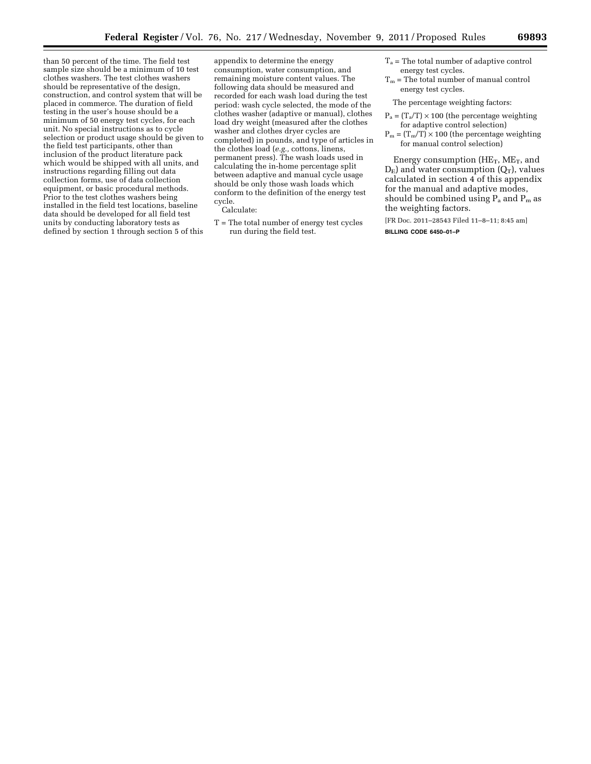than 50 percent of the time. The field test sample size should be a minimum of 10 test clothes washers. The test clothes washers should be representative of the design, construction, and control system that will be placed in commerce. The duration of field testing in the user's house should be a minimum of 50 energy test cycles, for each unit. No special instructions as to cycle selection or product usage should be given to the field test participants, other than inclusion of the product literature pack which would be shipped with all units, and instructions regarding filling out data collection forms, use of data collection equipment, or basic procedural methods. Prior to the test clothes washers being installed in the field test locations, baseline data should be developed for all field test units by conducting laboratory tests as defined by section 1 through section 5 of this appendix to determine the energy consumption, water consumption, and remaining moisture content values. The following data should be measured and recorded for each wash load during the test period: wash cycle selected, the mode of the clothes washer (adaptive or manual), clothes load dry weight (measured after the clothes washer and clothes dryer cycles are completed) in pounds, and type of articles in the clothes load (*e.g.,* cottons, linens, permanent press). The wash loads used in calculating the in-home percentage split between adaptive and manual cycle usage should be only those wash loads which conform to the definition of the energy test cycle.

Calculate:

$T$ = The total number of energy test cycles run during the field test.

$T_a$ = The total number of adaptive control energy test cycles.

$T_m$ = The total number of manual control energy test cycles.

The percentage weighting factors:

$P_a = (T_a/T) \times 100$ (the percentage weighting for adaptive control selection)

$P_m = (T_m/T) \times 100$ (the percentage weighting for manual control selection)

Energy consumption ($HE_T$, $ME_T$, and $D_E$) and water consumption ($Q_T$), values calculated in section 4 of this appendix for the manual and adaptive modes, should be combined using $P_a$ and $P_m$ as the weighting factors.

[FR Doc. 2011–28543 Filed 11–8–11; 8:45 am]

**BILLING CODE 6450–01–P**